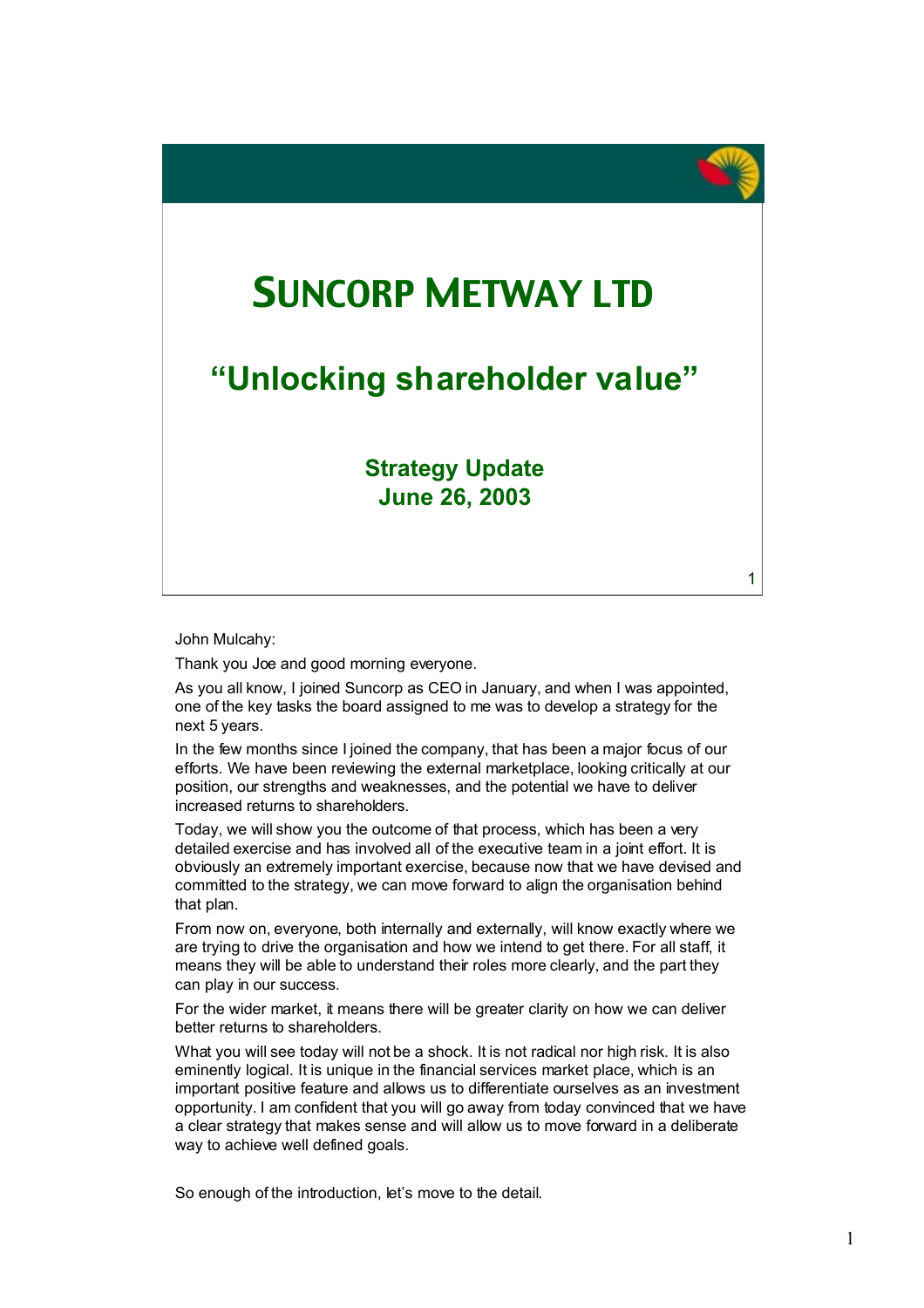# SUNCORP METWAY LTD

## "Unlocking shareholder value"

### Strategy Update
### June 26, 2003

John Mulcahy:

Thank you Joe and good morning everyone.

As you all know, I joined Suncorp as CEO in January, and when I was appointed, one of the key tasks the board assigned to me was to develop a strategy for the next 5 years.

In the few months since I joined the company, that has been a major focus of our efforts. We have been reviewing the external marketplace, looking critically at our position, our strengths and weaknesses, and the potential we have to deliver increased returns to shareholders.

Today, we will show you the outcome of that process, which has been a very detailed exercise and has involved all of the executive team in a joint effort. It is obviously an extremely important exercise, because now that we have devised and committed to the strategy, we can move forward to align the organisation behind that plan.

From now on, everyone, both internally and externally, will know exactly where we are trying to drive the organisation and how we intend to get there. For all staff, it means they will be able to understand their roles more clearly, and the part they can play in our success.

For the wider market, it means there will be greater clarity on how we can deliver better returns to shareholders.

What you will see today will not be a shock. It is not radical nor high risk. It is also eminently logical. It is unique in the financial services market place, which is an important positive feature and allows us to differentiate ourselves as an investment opportunity. I am confident that you will go away from today convinced that we have a clear strategy that makes sense and will allow us to move forward in a deliberate way to achieve well defined goals.

So enough of the introduction, let's move to the detail.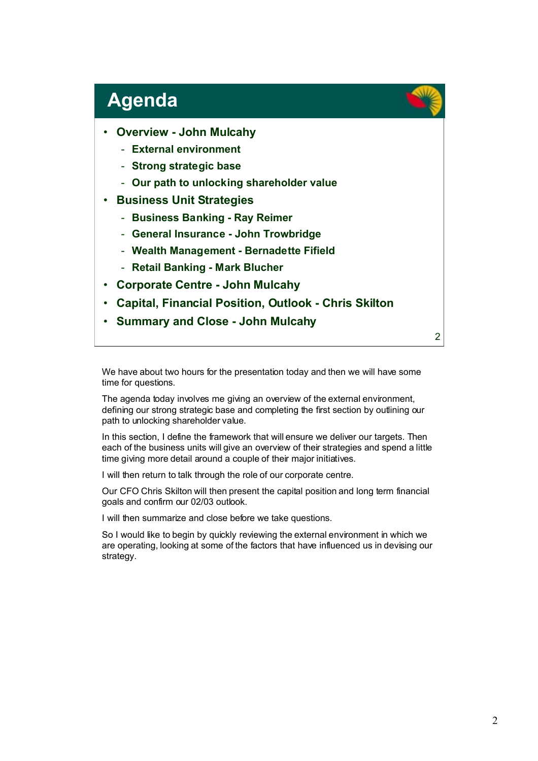## Agenda

- **Overview - John Mulcahy**
  - **External environment**
  - **Strong strategic base**
  - **Our path to unlocking shareholder value**
- **Business Unit Strategies**
  - **Business Banking - Ray Reimer**
  - **General Insurance - John Trowbridge**
  - **Wealth Management - Bernadette Fifield**
  - **Retail Banking - Mark Blucher**
- **Corporate Centre - John Mulcahy**
- **Capital, Financial Position, Outlook - Chris Skilton**
- **Summary and Close - John Mulcahy**

We have about two hours for the presentation today and then we will have some time for questions.

The agenda today involves me giving an overview of the external environment, defining our strong strategic base and completing the first section by outlining our path to unlocking shareholder value.

In this section, I define the framework that will ensure we deliver our targets. Then each of the business units will give an overview of their strategies and spend a little time giving more detail around a couple of their major initiatives.

I will then return to talk through the role of our corporate centre.

Our CFO Chris Skilton will then present the capital position and long term financial goals and confirm our 02/03 outlook.

I will then summarize and close before we take questions.

So I would like to begin by quickly reviewing the external environment in which we are operating, looking at some of the factors that have influenced us in devising our strategy.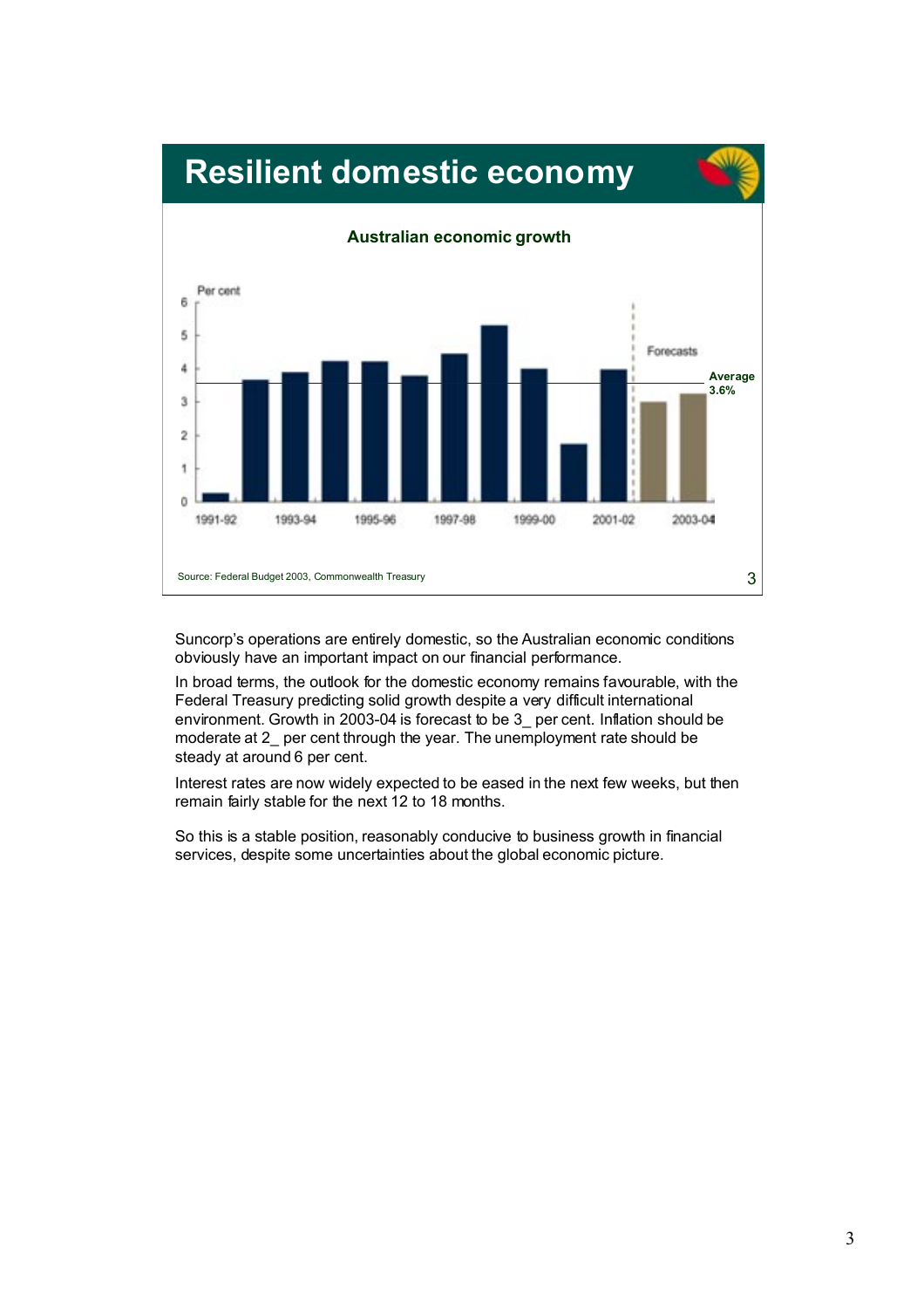# Resilient domestic economy

**Australian economic growth**

Per cent

Forecasts

**Average 3.6%**

1991-92 1993-94 1995-96 1997-98 1999-00 2001-02 2003-04

Source: Federal Budget 2003, Commonwealth Treasury

Suncorp's operations are entirely domestic, so the Australian economic conditions obviously have an important impact on our financial performance.

In broad terms, the outlook for the domestic economy remains favourable, with the Federal Treasury predicting solid growth despite a very difficult international environment. Growth in 2003-04 is forecast to be 3_ per cent. Inflation should be moderate at 2_ per cent through the year. The unemployment rate should be steady at around 6 per cent.

Interest rates are now widely expected to be eased in the next few weeks, but then remain fairly stable for the next 12 to 18 months.

So this is a stable position, reasonably conducive to business growth in financial services, despite some uncertainties about the global economic picture.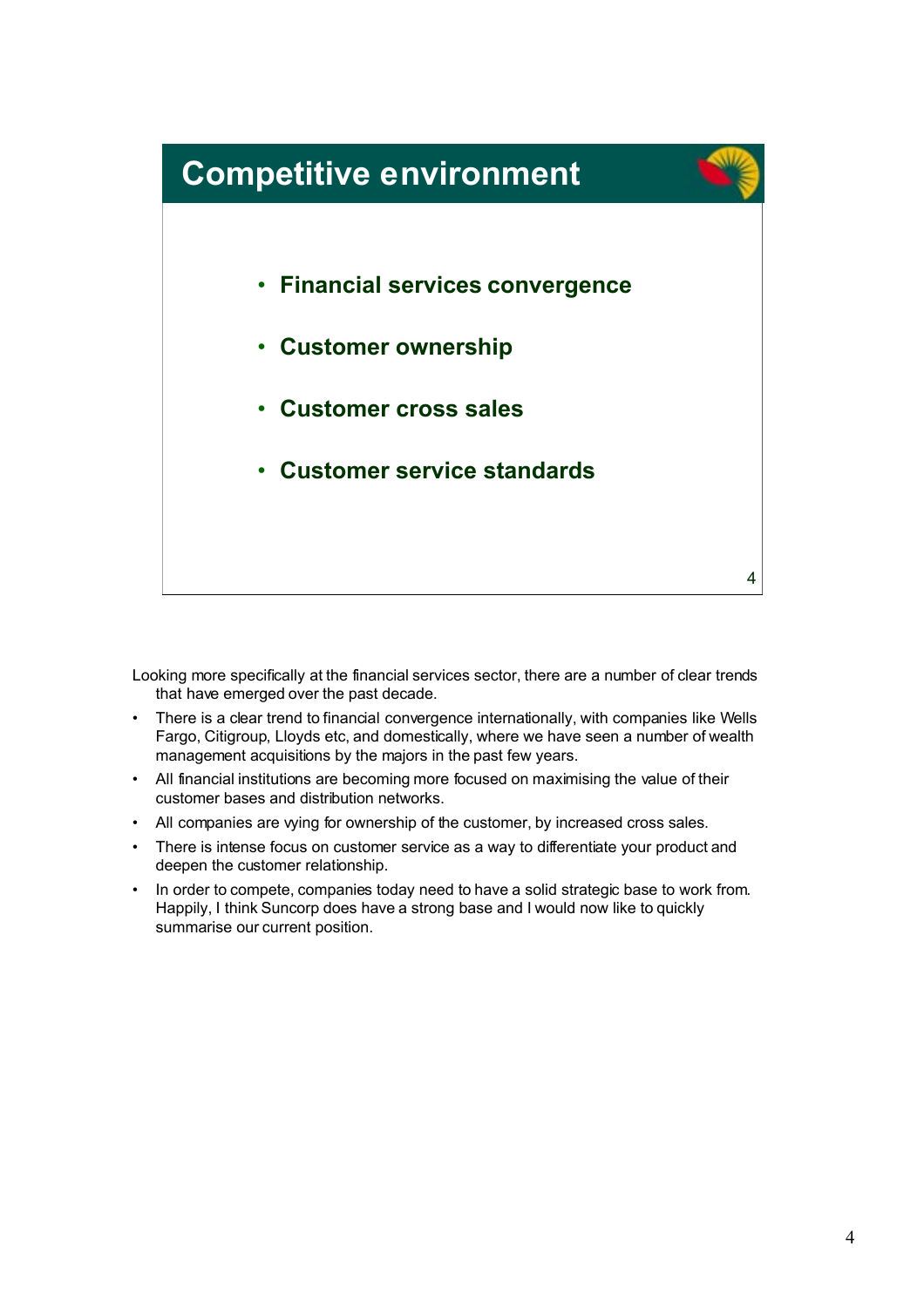## Competitive environment

- **Financial services convergence**
- **Customer ownership**
- **Customer cross sales**
- **Customer service standards**

Looking more specifically at the financial services sector, there are a number of clear trends that have emerged over the past decade.

- There is a clear trend to financial convergence internationally, with companies like Wells Fargo, Citigroup, Lloyds etc, and domestically, where we have seen a number of wealth management acquisitions by the majors in the past few years.
- All financial institutions are becoming more focused on maximising the value of their customer bases and distribution networks.
- All companies are vying for ownership of the customer, by increased cross sales.
- There is intense focus on customer service as a way to differentiate your product and deepen the customer relationship.
- In order to compete, companies today need to have a solid strategic base to work from. Happily, I think Suncorp does have a strong base and I would now like to quickly summarise our current position.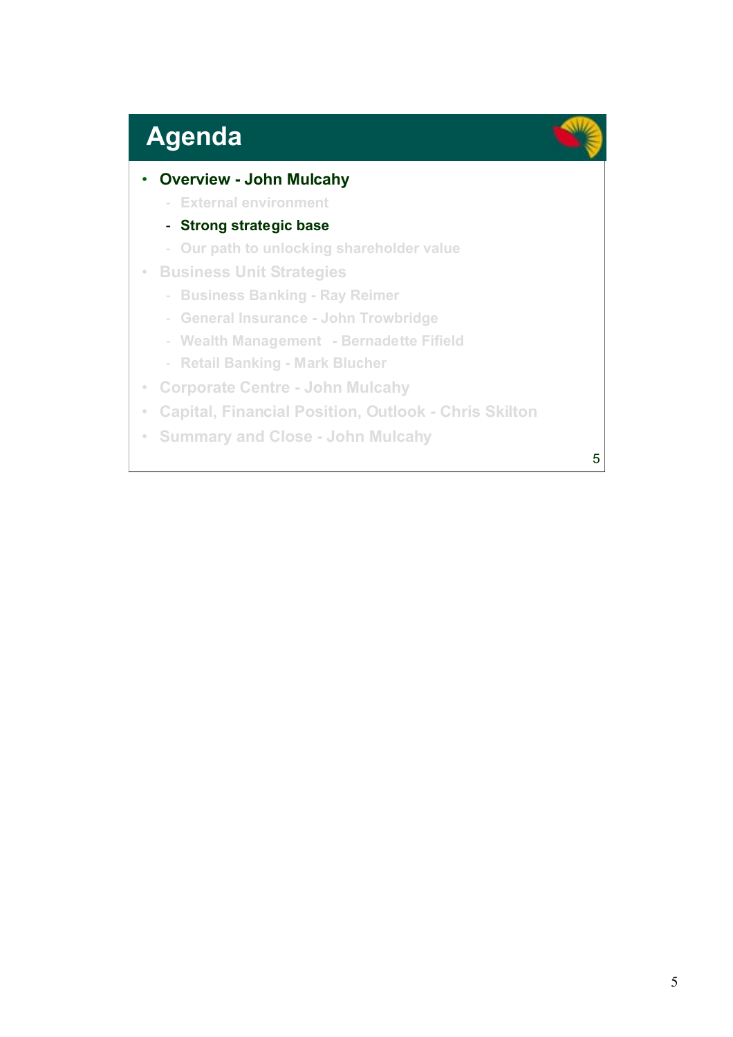# Agenda

- **Overview - John Mulcahy**
  - External environment
  - **Strong strategic base**
  - Our path to unlocking shareholder value
- Business Unit Strategies
  - Business Banking - Ray Reimer
  - General Insurance - John Trowbridge
  - Wealth Management - Bernadette Fifield
  - Retail Banking - Mark Blucher
- Corporate Centre - John Mulcahy
- Capital, Financial Position, Outlook - Chris Skilton
- Summary and Close - John Mulcahy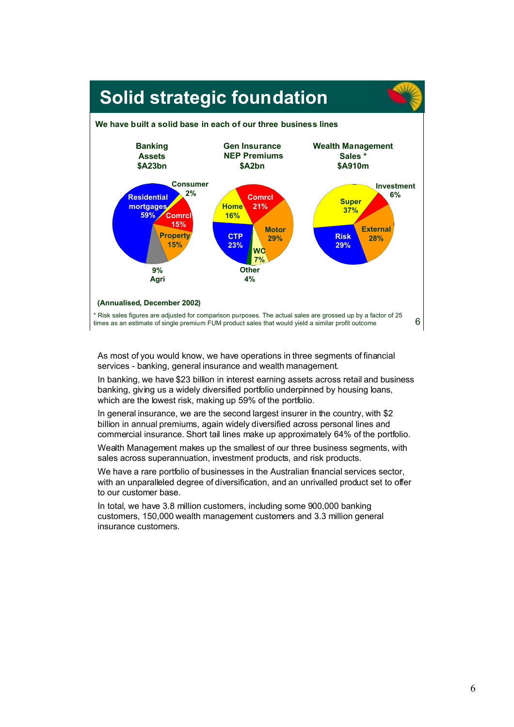## Solid strategic foundation

**We have built a solid base in each of our three business lines**

| Banking Assets $A23bn | | Gen Insurance NEP Premiums $A2bn | | Wealth Management Sales * $A910m | |
|---|---|---|---|---|---|
| Residential mortgages | 59% | Comrcl | 21% | Super | 37% |
| Consumer | 2% | Motor | 29% | Investment | 6% |
| Comrcl | 15% | WC | 7% | External | 28% |
| Property | 15% | Other | 4% | Risk | 29% |
| Agri | 9% | CTP | 23% | | |
| | | Home | 16% | | |

**(Annualised, December 2002)**

* Risk sales figures are adjusted for comparison purposes. The actual sales are grossed up by a factor of 25 times as an estimate of single premium FUM product sales that would yield a similar profit outcome

As most of you would know, we have operations in three segments of financial services - banking, general insurance and wealth management.

In banking, we have $23 billion in interest earning assets across retail and business banking, giving us a widely diversified portfolio underpinned by housing loans, which are the lowest risk, making up 59% of the portfolio.

In general insurance, we are the second largest insurer in the country, with $2 billion in annual premiums, again widely diversified across personal lines and commercial insurance. Short tail lines make up approximately 64% of the portfolio.

Wealth Management makes up the smallest of our three business segments, with sales across superannuation, investment products, and risk products.

We have a rare portfolio of businesses in the Australian financial services sector, with an unparalleled degree of diversification, and an unrivalled product set to offer to our customer base.

In total, we have 3.8 million customers, including some 900,000 banking customers, 150,000 wealth management customers and 3.3 million general insurance customers.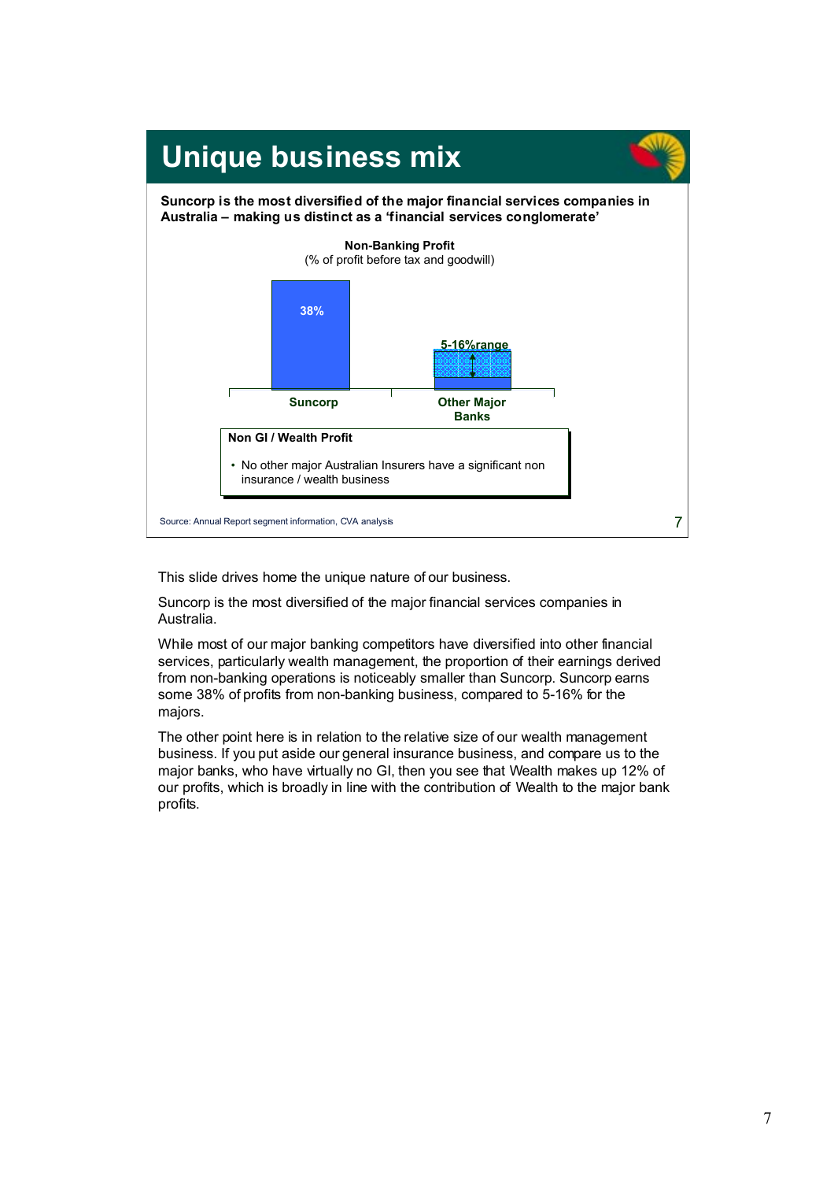# Unique business mix

**Suncorp is the most diversified of the major financial services companies in Australia – making us distinct as a 'financial services conglomerate'**

**Non-Banking Profit**
(% of profit before tax and goodwill)

| | Suncorp | Other Major Banks |
|---|---|---|
| Non-Banking Profit | 38% | 5-16% range |

**Non GI / Wealth Profit**

- No other major Australian Insurers have a significant non insurance / wealth business

Source: Annual Report segment information, CVA analysis

This slide drives home the unique nature of our business.

Suncorp is the most diversified of the major financial services companies in Australia.

While most of our major banking competitors have diversified into other financial services, particularly wealth management, the proportion of their earnings derived from non-banking operations is noticeably smaller than Suncorp. Suncorp earns some 38% of profits from non-banking business, compared to 5-16% for the majors.

The other point here is in relation to the relative size of our wealth management business. If you put aside our general insurance business, and compare us to the major banks, who have virtually no GI, then you see that Wealth makes up 12% of our profits, which is broadly in line with the contribution of Wealth to the major bank profits.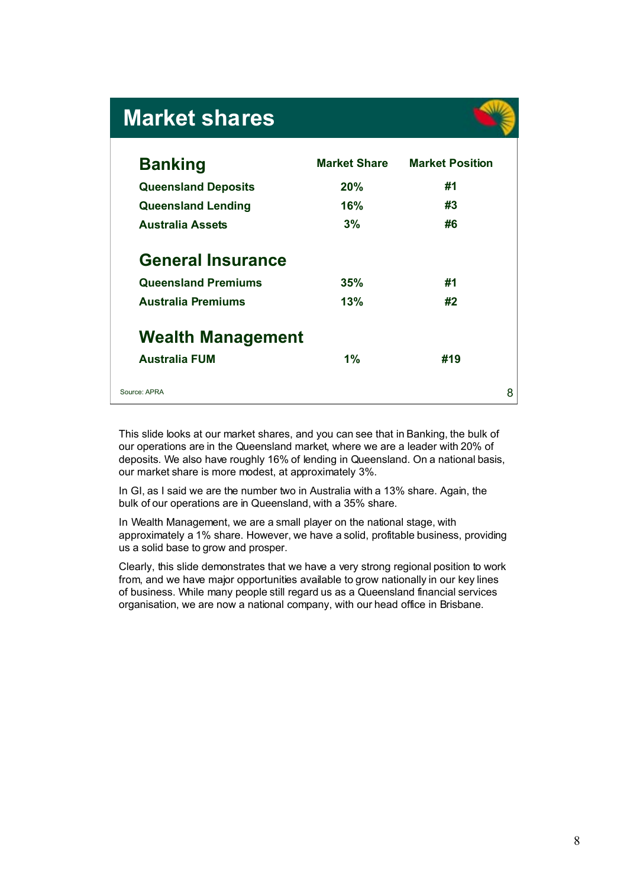## Market shares

| Banking | Market Share | Market Position |
|---|---|---|
| Queensland Deposits | 20% | #1 |
| Queensland Lending | 16% | #3 |
| Australia Assets | 3% | #6 |
| **General Insurance** | | |
| Queensland Premiums | 35% | #1 |
| Australia Premiums | 13% | #2 |
| **Wealth Management** | | |
| Australia FUM | 1% | #19 |

Source: APRA

This slide looks at our market shares, and you can see that in Banking, the bulk of our operations are in the Queensland market, where we are a leader with 20% of deposits. We also have roughly 16% of lending in Queensland. On a national basis, our market share is more modest, at approximately 3%.

In GI, as I said we are the number two in Australia with a 13% share. Again, the bulk of our operations are in Queensland, with a 35% share.

In Wealth Management, we are a small player on the national stage, with approximately a 1% share. However, we have a solid, profitable business, providing us a solid base to grow and prosper.

Clearly, this slide demonstrates that we have a very strong regional position to work from, and we have major opportunities available to grow nationally in our key lines of business. While many people still regard us as a Queensland financial services organisation, we are now a national company, with our head office in Brisbane.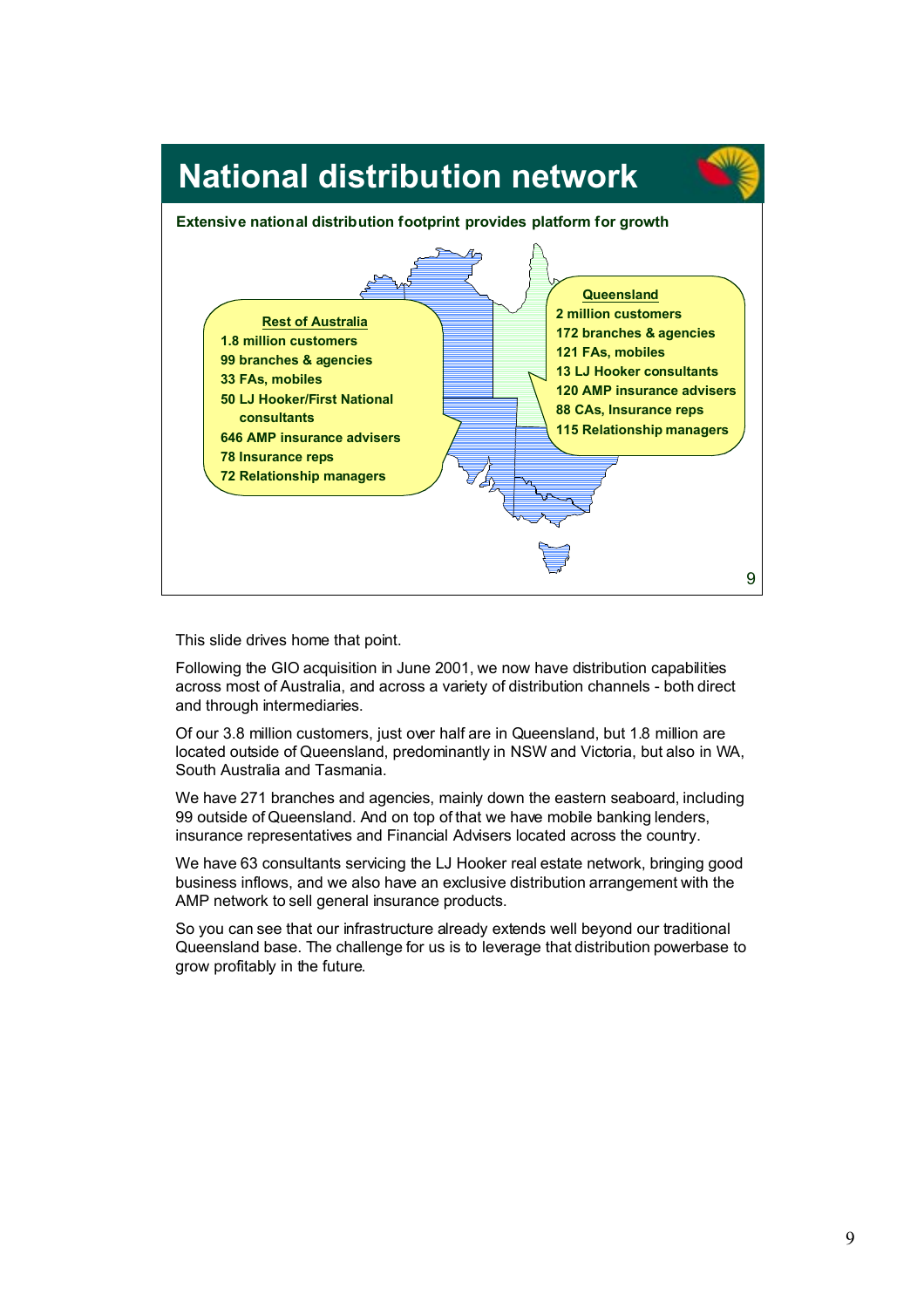# National distribution network

**Extensive national distribution footprint provides platform for growth**

**Rest of Australia**
- 1.8 million customers
- 99 branches & agencies
- 33 FAs, mobiles
- 50 LJ Hooker/First National consultants
- 646 AMP insurance advisers
- 78 Insurance reps
- 72 Relationship managers

**Queensland**
- 2 million customers
- 172 branches & agencies
- 121 FAs, mobiles
- 13 LJ Hooker consultants
- 120 AMP insurance advisers
- 88 CAs, Insurance reps
- 115 Relationship managers

This slide drives home that point.

Following the GIO acquisition in June 2001, we now have distribution capabilities across most of Australia, and across a variety of distribution channels - both direct and through intermediaries.

Of our 3.8 million customers, just over half are in Queensland, but 1.8 million are located outside of Queensland, predominantly in NSW and Victoria, but also in WA, South Australia and Tasmania.

We have 271 branches and agencies, mainly down the eastern seaboard, including 99 outside of Queensland. And on top of that we have mobile banking lenders, insurance representatives and Financial Advisers located across the country.

We have 63 consultants servicing the LJ Hooker real estate network, bringing good business inflows, and we also have an exclusive distribution arrangement with the AMP network to sell general insurance products.

So you can see that our infrastructure already extends well beyond our traditional Queensland base. The challenge for us is to leverage that distribution powerbase to grow profitably in the future.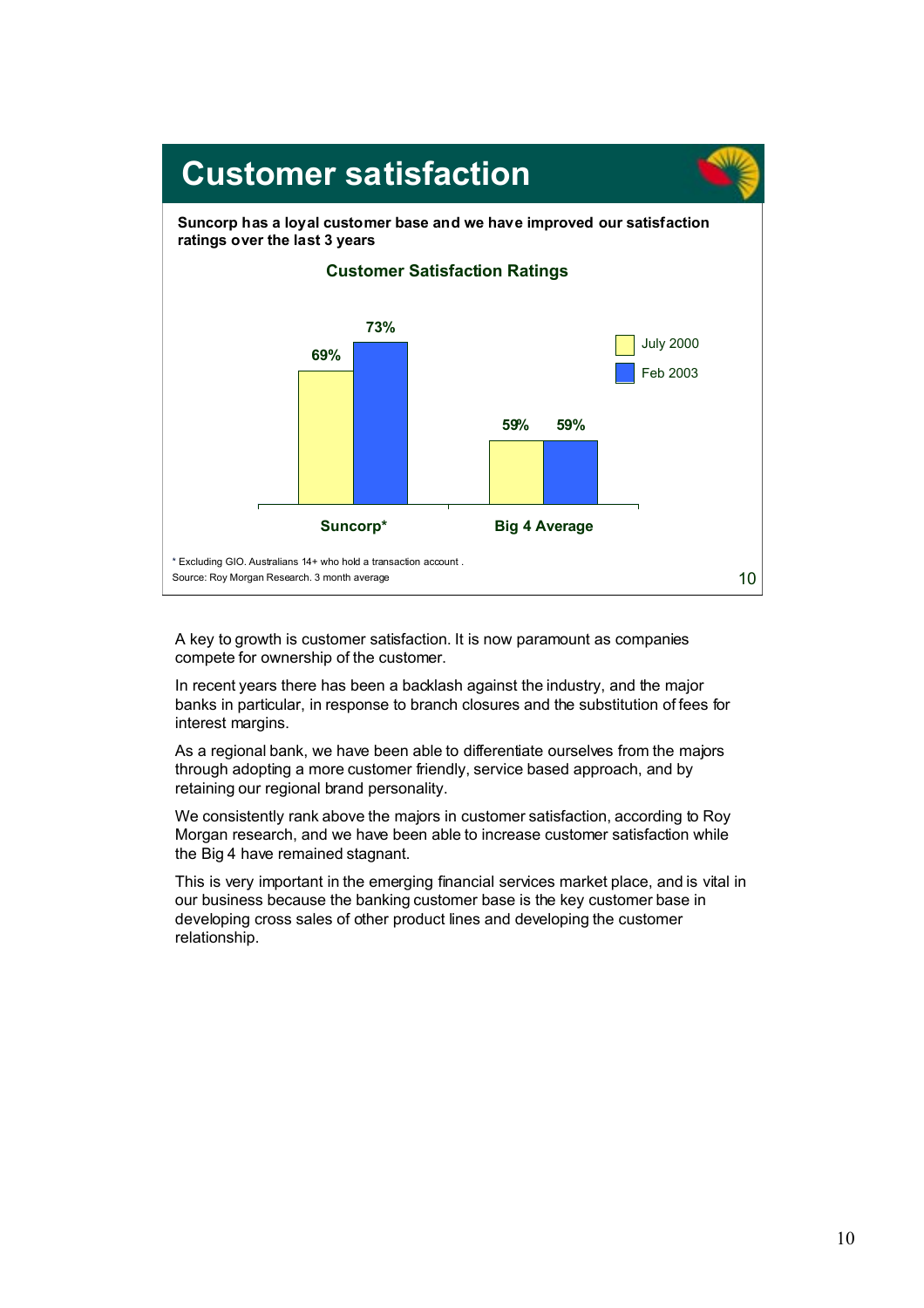## Customer satisfaction

**Suncorp has a loyal customer base and we have improved our satisfaction ratings over the last 3 years**

**Customer Satisfaction Ratings**

| | July 2000 | Feb 2003 |
|---|---|---|
| Suncorp* | 69% | 73% |
| Big 4 Average | 59% | 59% |

\* Excluding GIO. Australians 14+ who hold a transaction account.
Source: Roy Morgan Research. 3 month average

A key to growth is customer satisfaction. It is now paramount as companies compete for ownership of the customer.

In recent years there has been a backlash against the industry, and the major banks in particular, in response to branch closures and the substitution of fees for interest margins.

As a regional bank, we have been able to differentiate ourselves from the majors through adopting a more customer friendly, service based approach, and by retaining our regional brand personality.

We consistently rank above the majors in customer satisfaction, according to Roy Morgan research, and we have been able to increase customer satisfaction while the Big 4 have remained stagnant.

This is very important in the emerging financial services market place, and is vital in our business because the banking customer base is the key customer base in developing cross sales of other product lines and developing the customer relationship.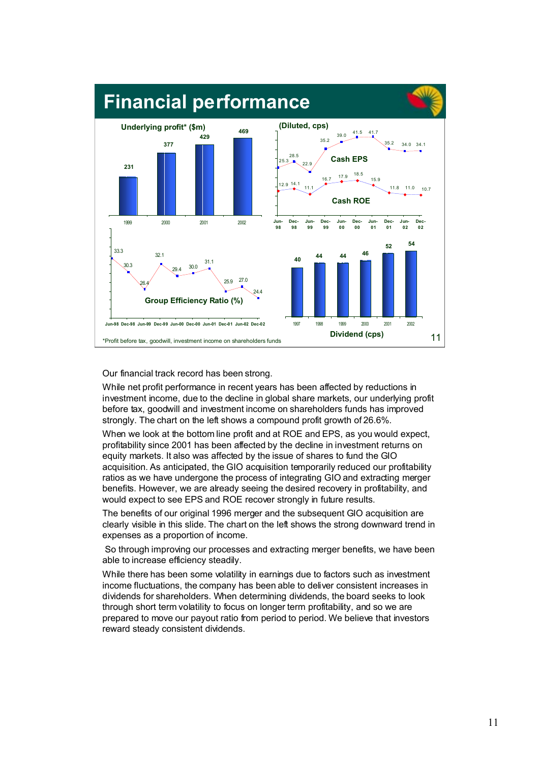## Financial performance

**Underlying profit* ($m)**

| Year | 1999 | 2000 | 2001 | 2002 |
|---|---|---|---|---|
| Underlying profit ($m) | 231 | 377 | 429 | 469 |

**(Diluted, cps)**

| | Jun-98 | Dec-98 | Jun-99 | Dec-99 | Jun-00 | Dec-00 | Jun-01 | Dec-01 | Jun-02 | Dec-02 |
|---|---|---|---|---|---|---|---|---|---|---|
| Cash EPS | 25.3 | 28.5 | 22.9 | 35.2 | 39.0 | 41.5 | 41.7 | 35.2 | 34.0 | 34.1 |
| Cash ROE | 12.9 | 14.1 | 11.1 | 16.7 | 17.9 | 18.5 | 15.9 | 11.8 | 11.0 | 10.7 |

**Group Efficiency Ratio (%)**

| Jun-98 | Dec-98 | Jun-99 | Dec-99 | Jun-00 | Dec-00 | Jun-01 | Dec-01 | Jun-02 | Dec-02 |
|---|---|---|---|---|---|---|---|---|---|
| 33.3 | 30.3 | 26.4 | 32.1 | 29.4 | 30.0 | 31.1 | 25.9 | 27.0 | 24.4 |

**Dividend (cps)**

| 1997 | 1998 | 1999 | 2000 | 2001 | 2002 |
|---|---|---|---|---|---|
| 40 | 44 | 44 | 46 | 52 | 54 |

*Profit before tax, goodwill, investment income on shareholders funds

Our financial track record has been strong.

While net profit performance in recent years has been affected by reductions in investment income, due to the decline in global share markets, our underlying profit before tax, goodwill and investment income on shareholders funds has improved strongly. The chart on the left shows a compound profit growth of 26.6%.

When we look at the bottom line profit and at ROE and EPS, as you would expect, profitability since 2001 has been affected by the decline in investment returns on equity markets. It also was affected by the issue of shares to fund the GIO acquisition. As anticipated, the GIO acquisition temporarily reduced our profitability ratios as we have undergone the process of integrating GIO and extracting merger benefits. However, we are already seeing the desired recovery in profitability, and would expect to see EPS and ROE recover strongly in future results.

The benefits of our original 1996 merger and the subsequent GIO acquisition are clearly visible in this slide. The chart on the left shows the strong downward trend in expenses as a proportion of income.

So through improving our processes and extracting merger benefits, we have been able to increase efficiency steadily.

While there has been some volatility in earnings due to factors such as investment income fluctuations, the company has been able to deliver consistent increases in dividends for shareholders. When determining dividends, the board seeks to look through short term volatility to focus on longer term profitability, and so we are prepared to move our payout ratio from period to period. We believe that investors reward steady consistent dividends.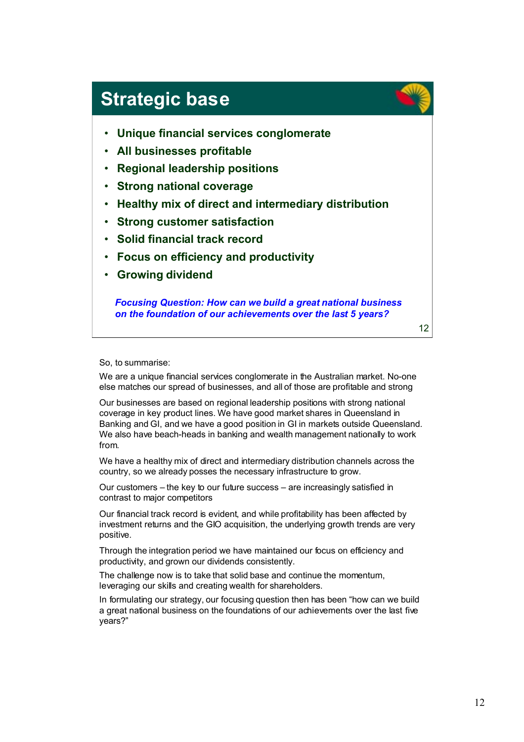## Strategic base

- Unique financial services conglomerate
- All businesses profitable
- Regional leadership positions
- Strong national coverage
- Healthy mix of direct and intermediary distribution
- Strong customer satisfaction
- Solid financial track record
- Focus on efficiency and productivity
- Growing dividend

***Focusing Question: How can we build a great national business on the foundation of our achievements over the last 5 years?***

So, to summarise:

We are a unique financial services conglomerate in the Australian market. No-one else matches our spread of businesses, and all of those are profitable and strong

Our businesses are based on regional leadership positions with strong national coverage in key product lines. We have good market shares in Queensland in Banking and GI, and we have a good position in GI in markets outside Queensland. We also have beach-heads in banking and wealth management nationally to work from.

We have a healthy mix of direct and intermediary distribution channels across the country, so we already posses the necessary infrastructure to grow.

Our customers – the key to our future success – are increasingly satisfied in contrast to major competitors

Our financial track record is evident, and while profitability has been affected by investment returns and the GIO acquisition, the underlying growth trends are very positive.

Through the integration period we have maintained our focus on efficiency and productivity, and grown our dividends consistently.

The challenge now is to take that solid base and continue the momentum, leveraging our skills and creating wealth for shareholders.

In formulating our strategy, our focusing question then has been "how can we build a great national business on the foundations of our achievements over the last five years?"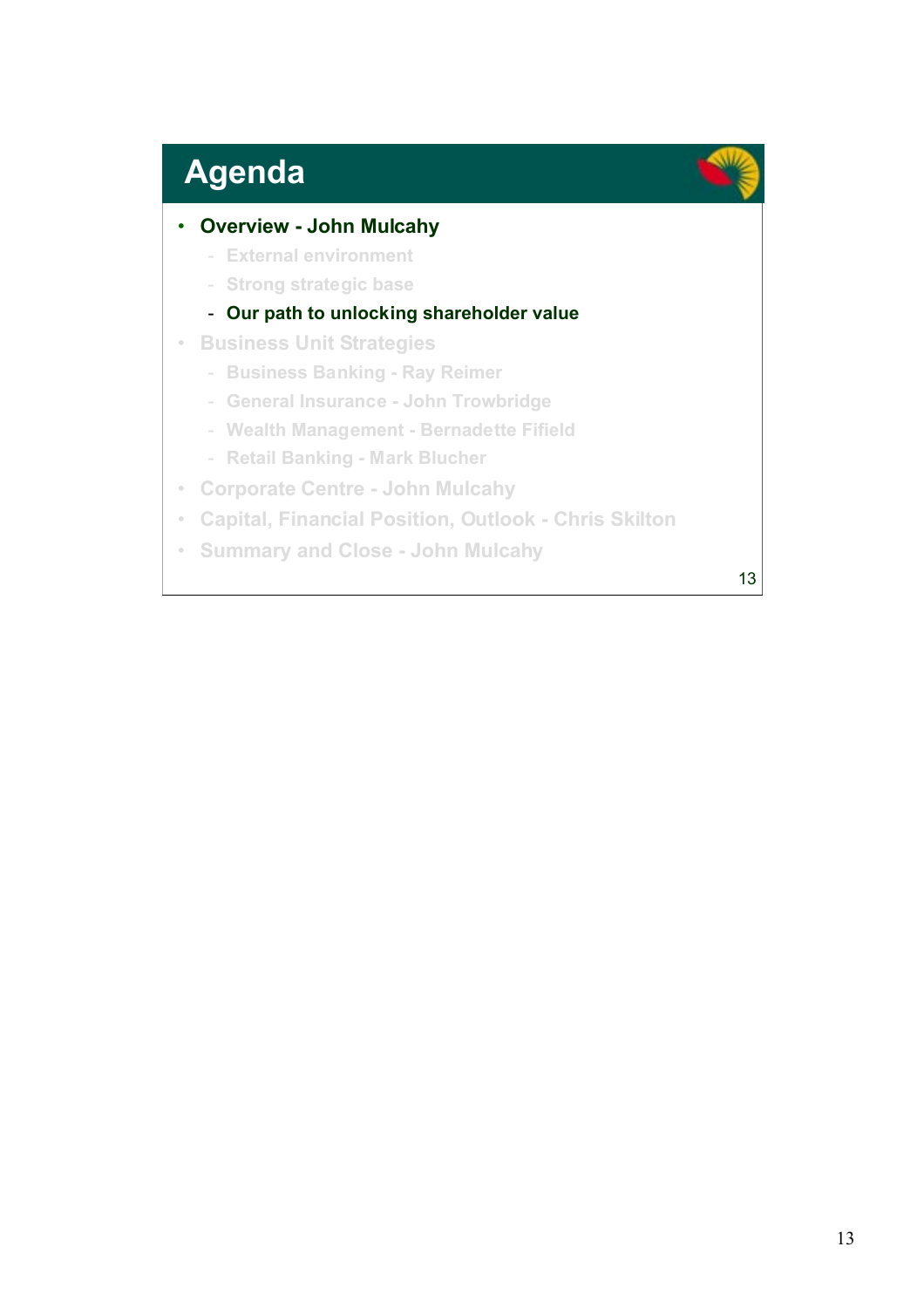# Agenda

- **Overview - John Mulcahy**
  - External environment
  - Strong strategic base
  - **Our path to unlocking shareholder value**
- Business Unit Strategies
  - Business Banking - Ray Reimer
  - General Insurance - John Trowbridge
  - Wealth Management - Bernadette Fifield
  - Retail Banking - Mark Blucher
- Corporate Centre - John Mulcahy
- Capital, Financial Position, Outlook - Chris Skilton
- Summary and Close - John Mulcahy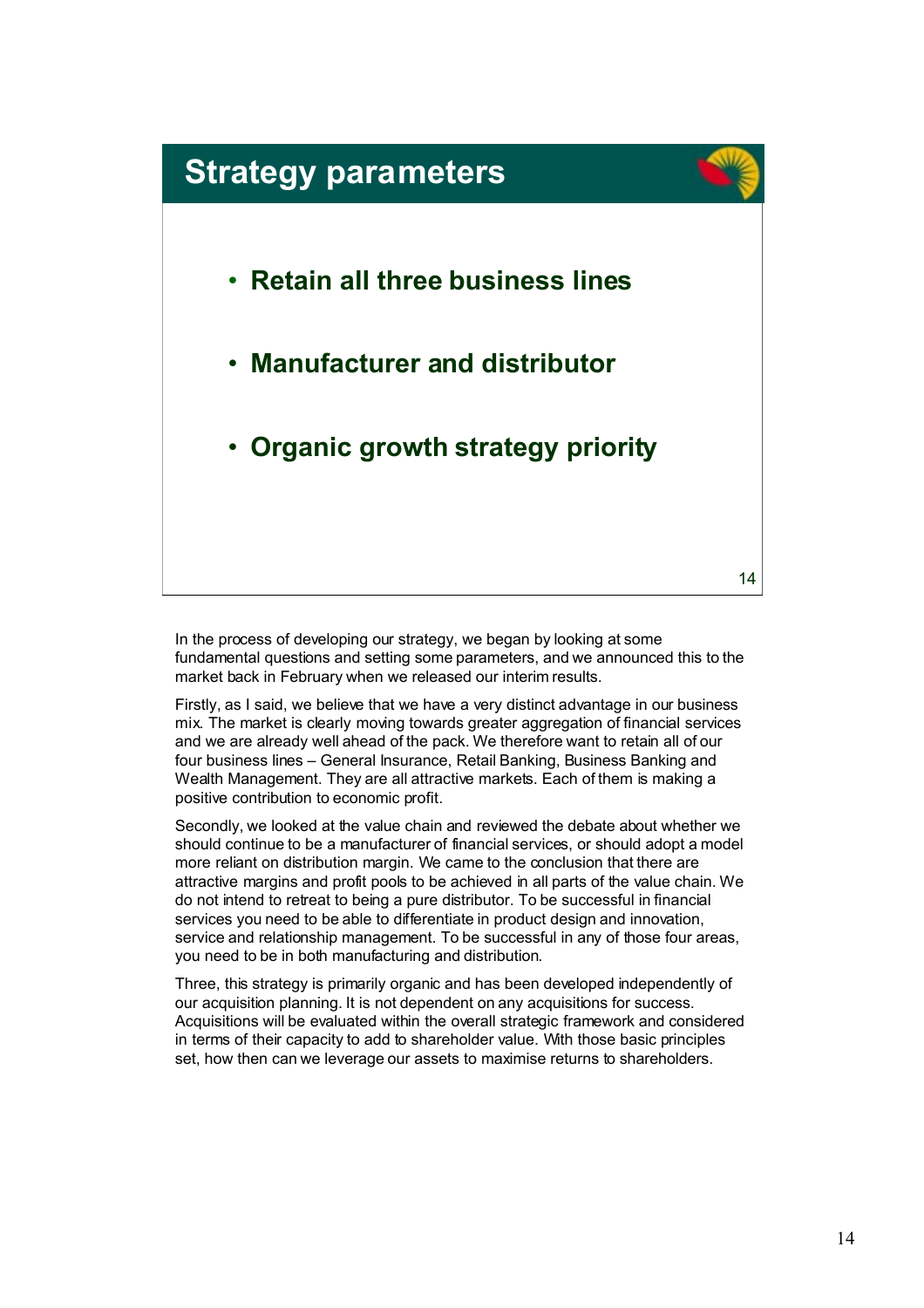## Strategy parameters

- **Retain all three business lines**
- **Manufacturer and distributor**
- **Organic growth strategy priority**

In the process of developing our strategy, we began by looking at some fundamental questions and setting some parameters, and we announced this to the market back in February when we released our interim results.

Firstly, as I said, we believe that we have a very distinct advantage in our business mix. The market is clearly moving towards greater aggregation of financial services and we are already well ahead of the pack. We therefore want to retain all of our four business lines – General Insurance, Retail Banking, Business Banking and Wealth Management. They are all attractive markets. Each of them is making a positive contribution to economic profit.

Secondly, we looked at the value chain and reviewed the debate about whether we should continue to be a manufacturer of financial services, or should adopt a model more reliant on distribution margin. We came to the conclusion that there are attractive margins and profit pools to be achieved in all parts of the value chain. We do not intend to retreat to being a pure distributor. To be successful in financial services you need to be able to differentiate in product design and innovation, service and relationship management. To be successful in any of those four areas, you need to be in both manufacturing and distribution.

Three, this strategy is primarily organic and has been developed independently of our acquisition planning. It is not dependent on any acquisitions for success. Acquisitions will be evaluated within the overall strategic framework and considered in terms of their capacity to add to shareholder value. With those basic principles set, how then can we leverage our assets to maximise returns to shareholders.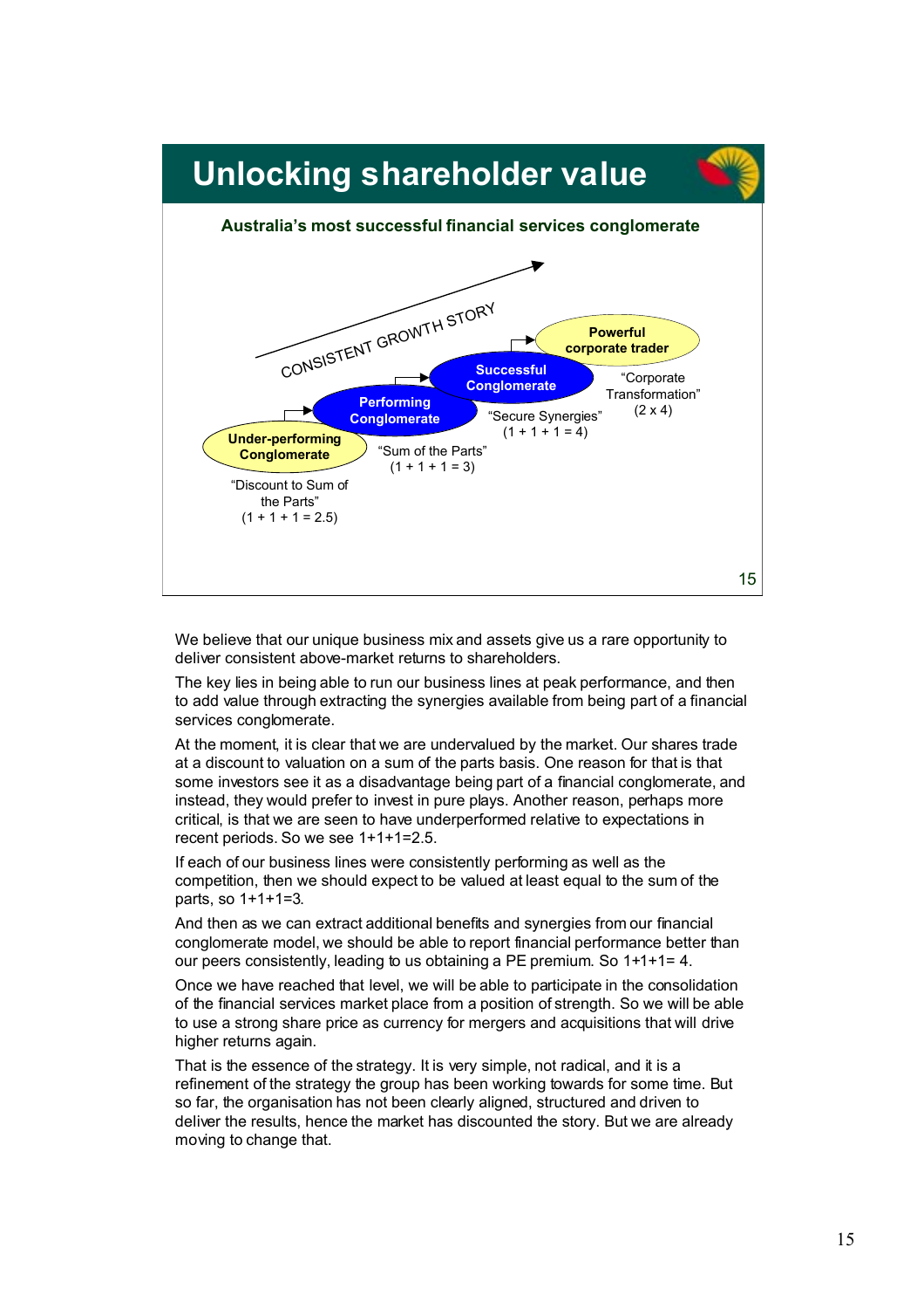# Unlocking shareholder value

**Australia's most successful financial services conglomerate**

CONSISTENT GROWTH STORY

- **Under-performing Conglomerate** — "Discount to Sum of the Parts" (1 + 1 + 1 = 2.5)
- **Performing Conglomerate** — "Sum of the Parts" (1 + 1 + 1 = 3)
- **Successful Conglomerate** — "Secure Synergies" (1 + 1 + 1 = 4)
- **Powerful corporate trader** — "Corporate Transformation" (2 x 4)

We believe that our unique business mix and assets give us a rare opportunity to deliver consistent above-market returns to shareholders.

The key lies in being able to run our business lines at peak performance, and then to add value through extracting the synergies available from being part of a financial services conglomerate.

At the moment, it is clear that we are undervalued by the market. Our shares trade at a discount to valuation on a sum of the parts basis. One reason for that is that some investors see it as a disadvantage being part of a financial conglomerate, and instead, they would prefer to invest in pure plays. Another reason, perhaps more critical, is that we are seen to have underperformed relative to expectations in recent periods. So we see 1+1+1=2.5.

If each of our business lines were consistently performing as well as the competition, then we should expect to be valued at least equal to the sum of the parts, so 1+1+1=3.

And then as we can extract additional benefits and synergies from our financial conglomerate model, we should be able to report financial performance better than our peers consistently, leading to us obtaining a PE premium. So 1+1+1= 4.

Once we have reached that level, we will be able to participate in the consolidation of the financial services market place from a position of strength. So we will be able to use a strong share price as currency for mergers and acquisitions that will drive higher returns again.

That is the essence of the strategy. It is very simple, not radical, and it is a refinement of the strategy the group has been working towards for some time. But so far, the organisation has not been clearly aligned, structured and driven to deliver the results, hence the market has discounted the story. But we are already moving to change that.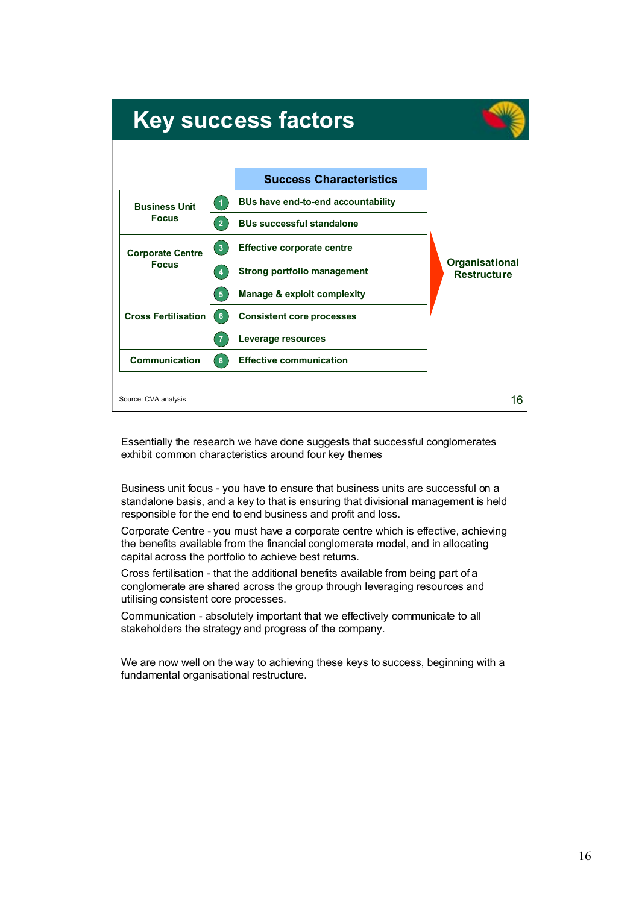## Key success factors

| | | Success Characteristics |
|---|---|---|
| Business Unit Focus | 1 | BUs have end-to-end accountability |
| | 2 | BUs successful standalone |
| Corporate Centre Focus | 3 | Effective corporate centre |
| | 4 | Strong portfolio management |
| Cross Fertilisation | 5 | Manage & exploit complexity |
| | 6 | Consistent core processes |
| | 7 | Leverage resources |
| Communication | 8 | Effective communication |

Organisational Restructure

Source: CVA analysis

Essentially the research we have done suggests that successful conglomerates exhibit common characteristics around four key themes

Business unit focus - you have to ensure that business units are successful on a standalone basis, and a key to that is ensuring that divisional management is held responsible for the end to end business and profit and loss.

Corporate Centre - you must have a corporate centre which is effective, achieving the benefits available from the financial conglomerate model, and in allocating capital across the portfolio to achieve best returns.

Cross fertilisation - that the additional benefits available from being part of a conglomerate are shared across the group through leveraging resources and utilising consistent core processes.

Communication - absolutely important that we effectively communicate to all stakeholders the strategy and progress of the company.

We are now well on the way to achieving these keys to success, beginning with a fundamental organisational restructure.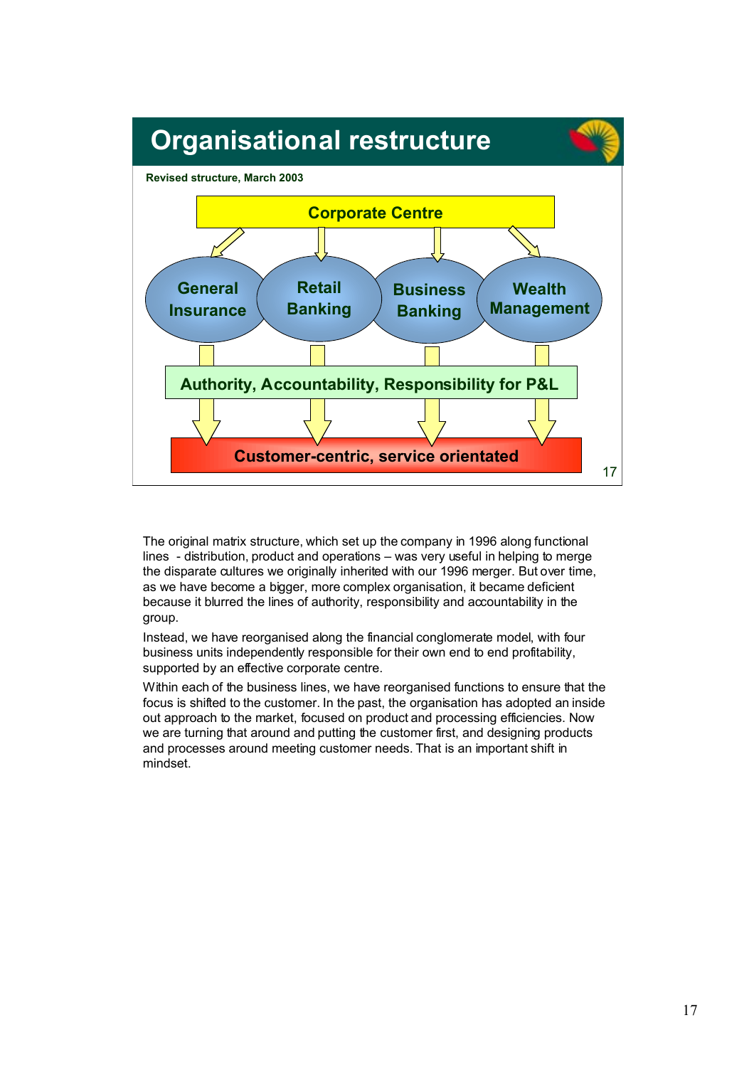# Organisational restructure

**Revised structure, March 2003**

**Corporate Centre**

**General Insurance** | **Retail Banking** | **Business Banking** | **Wealth Management**

**Authority, Accountability, Responsibility for P&L**

**Customer-centric, service orientated**

The original matrix structure, which set up the company in 1996 along functional lines - distribution, product and operations – was very useful in helping to merge the disparate cultures we originally inherited with our 1996 merger. But over time, as we have become a bigger, more complex organisation, it became deficient because it blurred the lines of authority, responsibility and accountability in the group.

Instead, we have reorganised along the financial conglomerate model, with four business units independently responsible for their own end to end profitability, supported by an effective corporate centre.

Within each of the business lines, we have reorganised functions to ensure that the focus is shifted to the customer. In the past, the organisation has adopted an inside out approach to the market, focused on product and processing efficiencies. Now we are turning that around and putting the customer first, and designing products and processes around meeting customer needs. That is an important shift in mindset.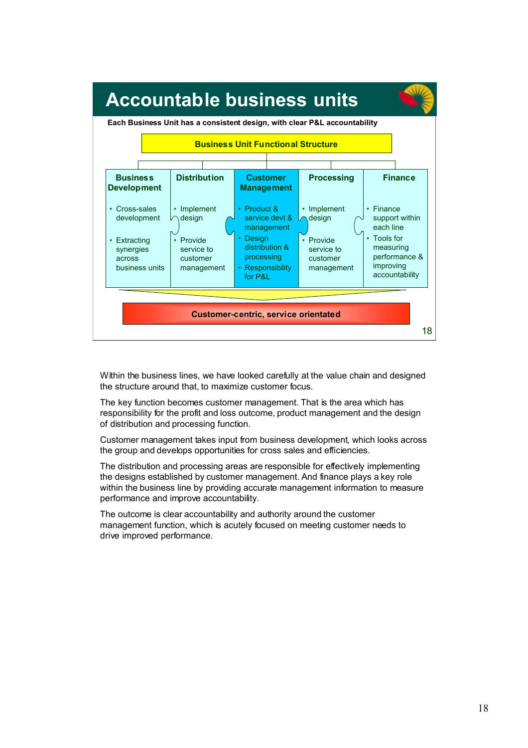# Accountable business units

**Each Business Unit has a consistent design, with clear P&L accountability**

**Business Unit Functional Structure**

| Business Development | Distribution | Customer Management | Processing | Finance |
|---|---|---|---|---|
| • Cross-sales development<br>• Extracting synergies across business units | • Implement design<br>• Provide service to customer management | • Product & service devt & management<br>• Design distribution & processing<br>• Responsibility for P&L | • Implement design<br>• Provide service to customer management | • Finance support within each line<br>• Tools for measuring performance & improving accountability |

**Customer-centric, service orientated**

Within the business lines, we have looked carefully at the value chain and designed the structure around that, to maximize customer focus.

The key function becomes customer management. That is the area which has responsibility for the profit and loss outcome, product management and the design of distribution and processing function.

Customer management takes input from business development, which looks across the group and develops opportunities for cross sales and efficiencies.

The distribution and processing areas are responsible for effectively implementing the designs established by customer management. And finance plays a key role within the business line by providing accurate management information to measure performance and improve accountability.

The outcome is clear accountability and authority around the customer management function, which is acutely focused on meeting customer needs to drive improved performance.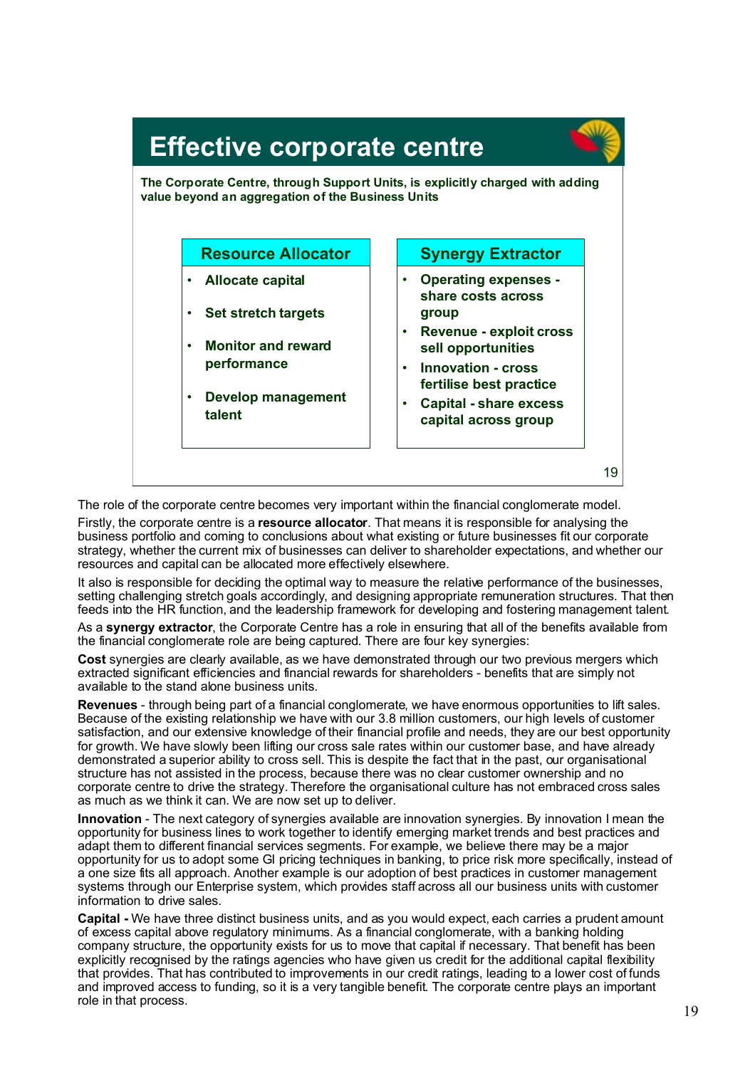## Effective corporate centre

**The Corporate Centre, through Support Units, is explicitly charged with adding value beyond an aggregation of the Business Units**

| Resource Allocator | Synergy Extractor |
|---|---|
| • Allocate capital<br>• Set stretch targets<br>• Monitor and reward performance<br>• Develop management talent | • Operating expenses - share costs across group<br>• Revenue - exploit cross sell opportunities<br>• Innovation - cross fertilise best practice<br>• Capital - share excess capital across group |

The role of the corporate centre becomes very important within the financial conglomerate model.

Firstly, the corporate centre is a **resource allocator**. That means it is responsible for analysing the business portfolio and coming to conclusions about what existing or future businesses fit our corporate strategy, whether the current mix of businesses can deliver to shareholder expectations, and whether our resources and capital can be allocated more effectively elsewhere.

It also is responsible for deciding the optimal way to measure the relative performance of the businesses, setting challenging stretch goals accordingly, and designing appropriate remuneration structures. That then feeds into the HR function, and the leadership framework for developing and fostering management talent.

As a **synergy extractor**, the Corporate Centre has a role in ensuring that all of the benefits available from the financial conglomerate role are being captured. There are four key synergies:

**Cost** synergies are clearly available, as we have demonstrated through our two previous mergers which extracted significant efficiencies and financial rewards for shareholders - benefits that are simply not available to the stand alone business units.

**Revenues** - through being part of a financial conglomerate, we have enormous opportunities to lift sales. Because of the existing relationship we have with our 3.8 million customers, our high levels of customer satisfaction, and our extensive knowledge of their financial profile and needs, they are our best opportunity for growth. We have slowly been lifting our cross sale rates within our customer base, and have already demonstrated a superior ability to cross sell. This is despite the fact that in the past, our organisational structure has not assisted in the process, because there was no clear customer ownership and no corporate centre to drive the strategy. Therefore the organisational culture has not embraced cross sales as much as we think it can. We are now set up to deliver.

**Innovation** - The next category of synergies available are innovation synergies. By innovation I mean the opportunity for business lines to work together to identify emerging market trends and best practices and adapt them to different financial services segments. For example, we believe there may be a major opportunity for us to adopt some GI pricing techniques in banking, to price risk more specifically, instead of a one size fits all approach. Another example is our adoption of best practices in customer management systems through our Enterprise system, which provides staff across all our business units with customer information to drive sales.

**Capital -** We have three distinct business units, and as you would expect, each carries a prudent amount of excess capital above regulatory minimums. As a financial conglomerate, with a banking holding company structure, the opportunity exists for us to move that capital if necessary. That benefit has been explicitly recognised by the ratings agencies who have given us credit for the additional capital flexibility that provides. That has contributed to improvements in our credit ratings, leading to a lower cost of funds and improved access to funding, so it is a very tangible benefit. The corporate centre plays an important role in that process.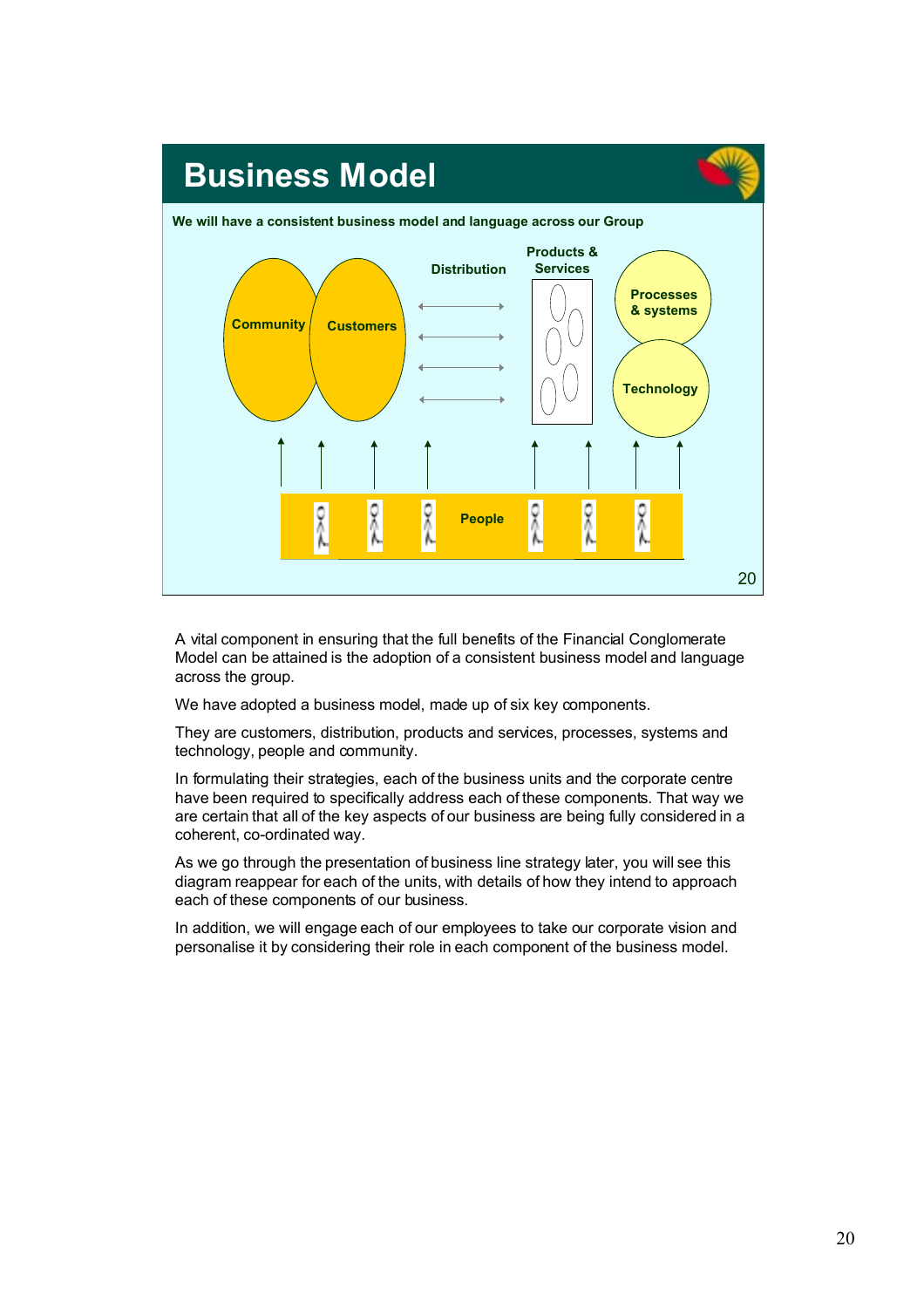## Business Model

**We will have a consistent business model and language across our Group**

Community | Customers | Distribution | Products & Services | Processes & systems | Technology | People

A vital component in ensuring that the full benefits of the Financial Conglomerate Model can be attained is the adoption of a consistent business model and language across the group.

We have adopted a business model, made up of six key components.

They are customers, distribution, products and services, processes, systems and technology, people and community.

In formulating their strategies, each of the business units and the corporate centre have been required to specifically address each of these components. That way we are certain that all of the key aspects of our business are being fully considered in a coherent, co-ordinated way.

As we go through the presentation of business line strategy later, you will see this diagram reappear for each of the units, with details of how they intend to approach each of these components of our business.

In addition, we will engage each of our employees to take our corporate vision and personalise it by considering their role in each component of the business model.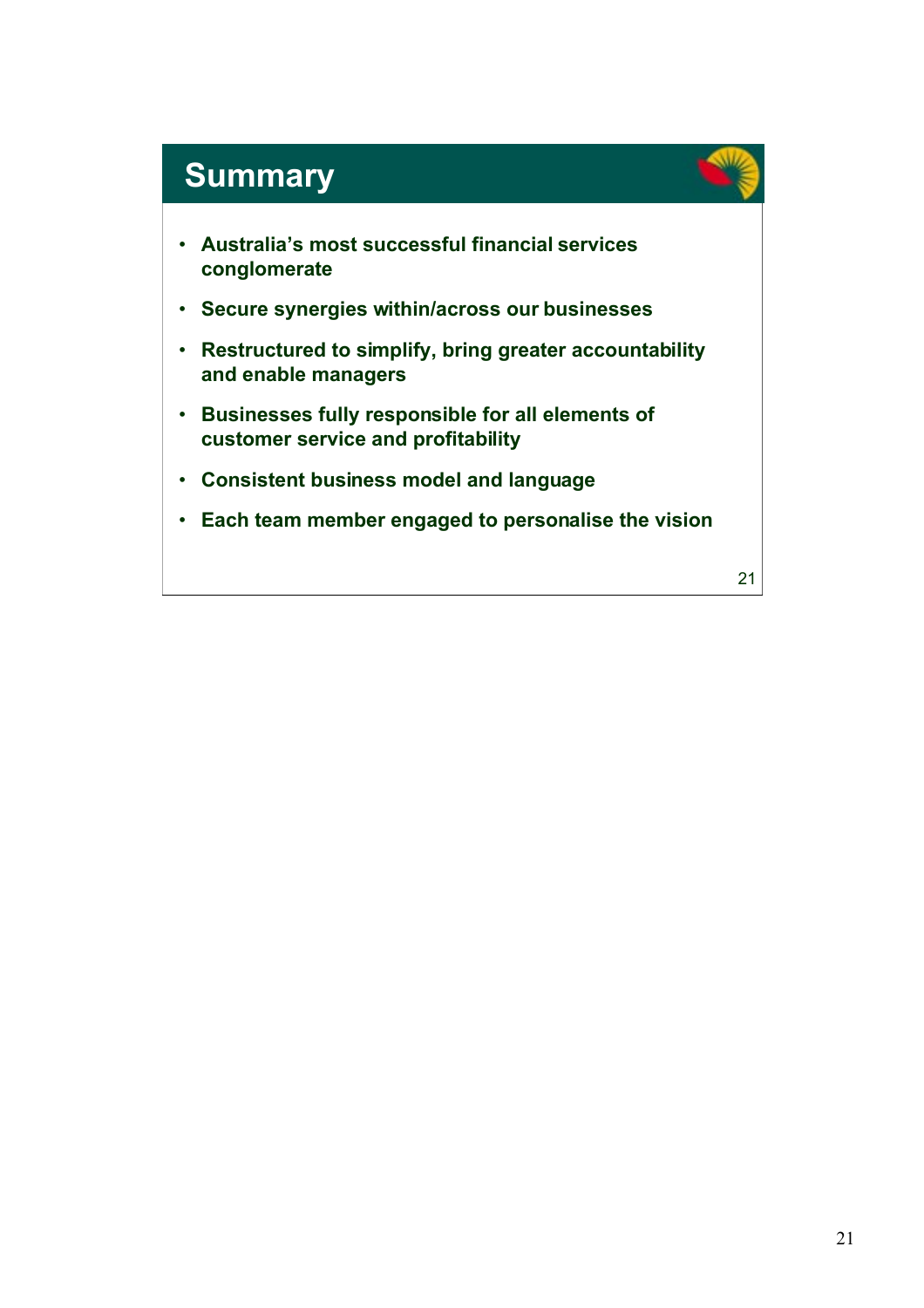# Summary

- Australia's most successful financial services conglomerate
- Secure synergies within/across our businesses
- Restructured to simplify, bring greater accountability and enable managers
- Businesses fully responsible for all elements of customer service and profitability
- Consistent business model and language
- Each team member engaged to personalise the vision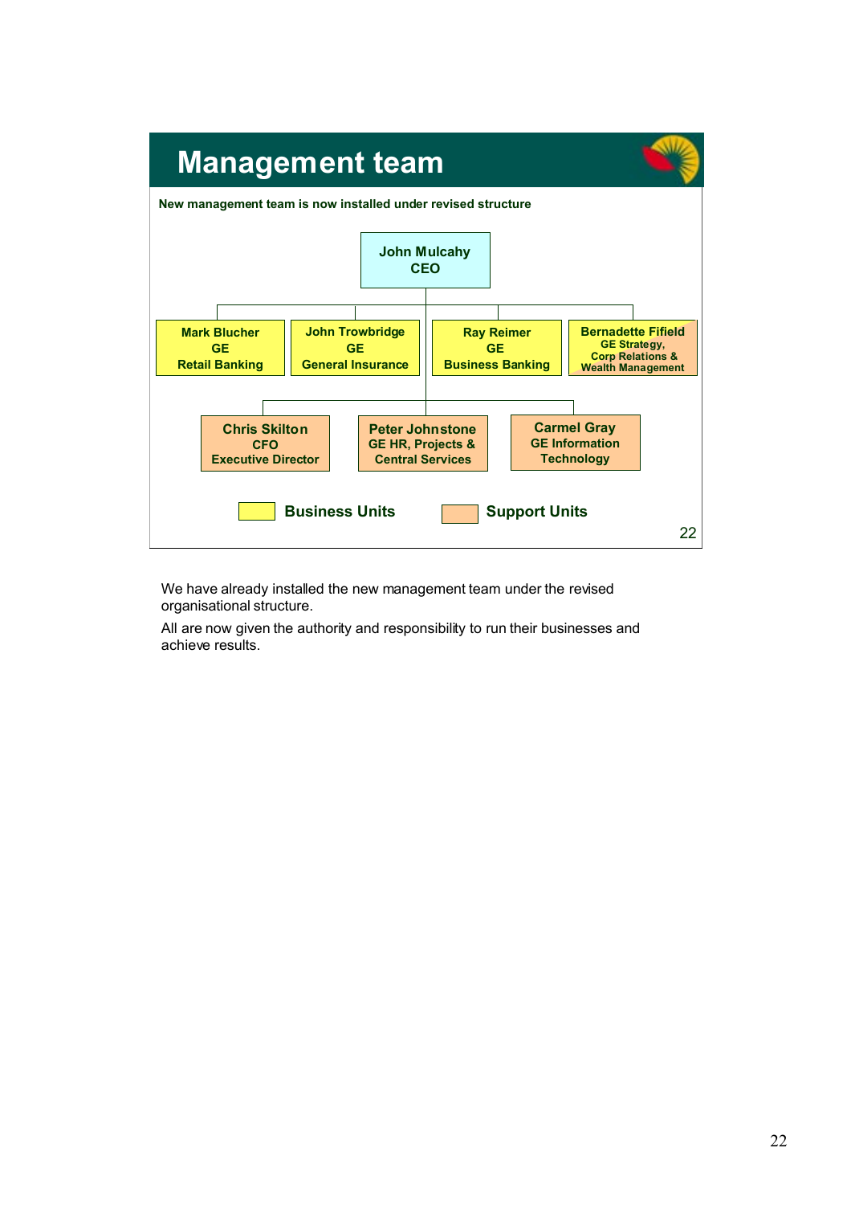# Management team

**New management team is now installed under revised structure**

**John Mulcahy**
**CEO**

- **Mark Blucher** — GE Retail Banking
- **John Trowbridge** — GE General Insurance
- **Ray Reimer** — GE Business Banking
- **Bernadette Fifield** — GE Strategy, Corp Relations & Wealth Management
- **Chris Skilton** — CFO Executive Director
- **Peter Johnstone** — GE HR, Projects & Central Services
- **Carmel Gray** — GE Information Technology

Business Units | Support Units

We have already installed the new management team under the revised organisational structure.

All are now given the authority and responsibility to run their businesses and achieve results.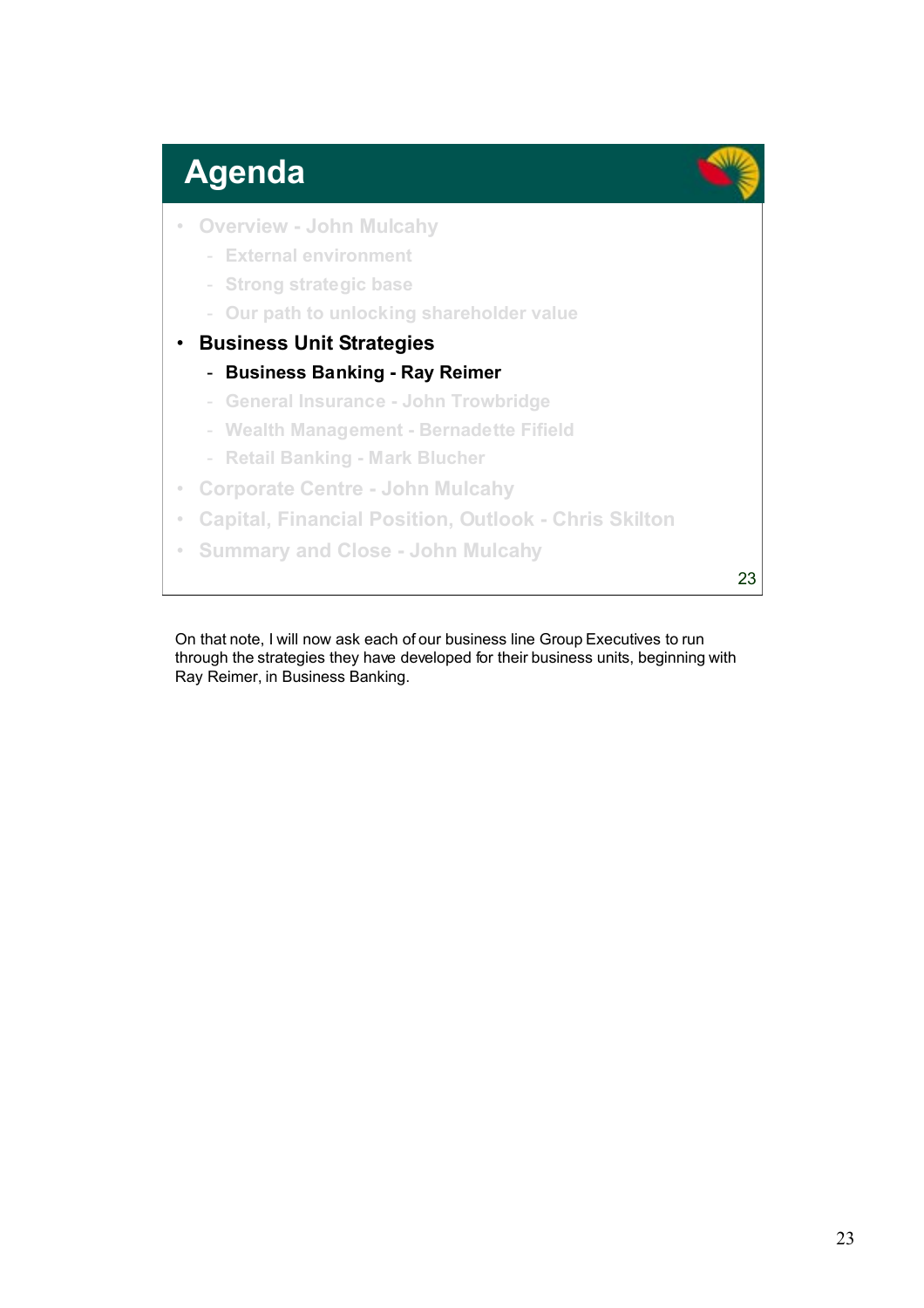## Agenda

- Overview - John Mulcahy
  - External environment
  - Strong strategic base
  - Our path to unlocking shareholder value
- **Business Unit Strategies**
  - **Business Banking - Ray Reimer**
  - General Insurance - John Trowbridge
  - Wealth Management - Bernadette Fifield
  - Retail Banking - Mark Blucher
- Corporate Centre - John Mulcahy
- Capital, Financial Position, Outlook - Chris Skilton
- Summary and Close - John Mulcahy

On that note, I will now ask each of our business line Group Executives to run through the strategies they have developed for their business units, beginning with Ray Reimer, in Business Banking.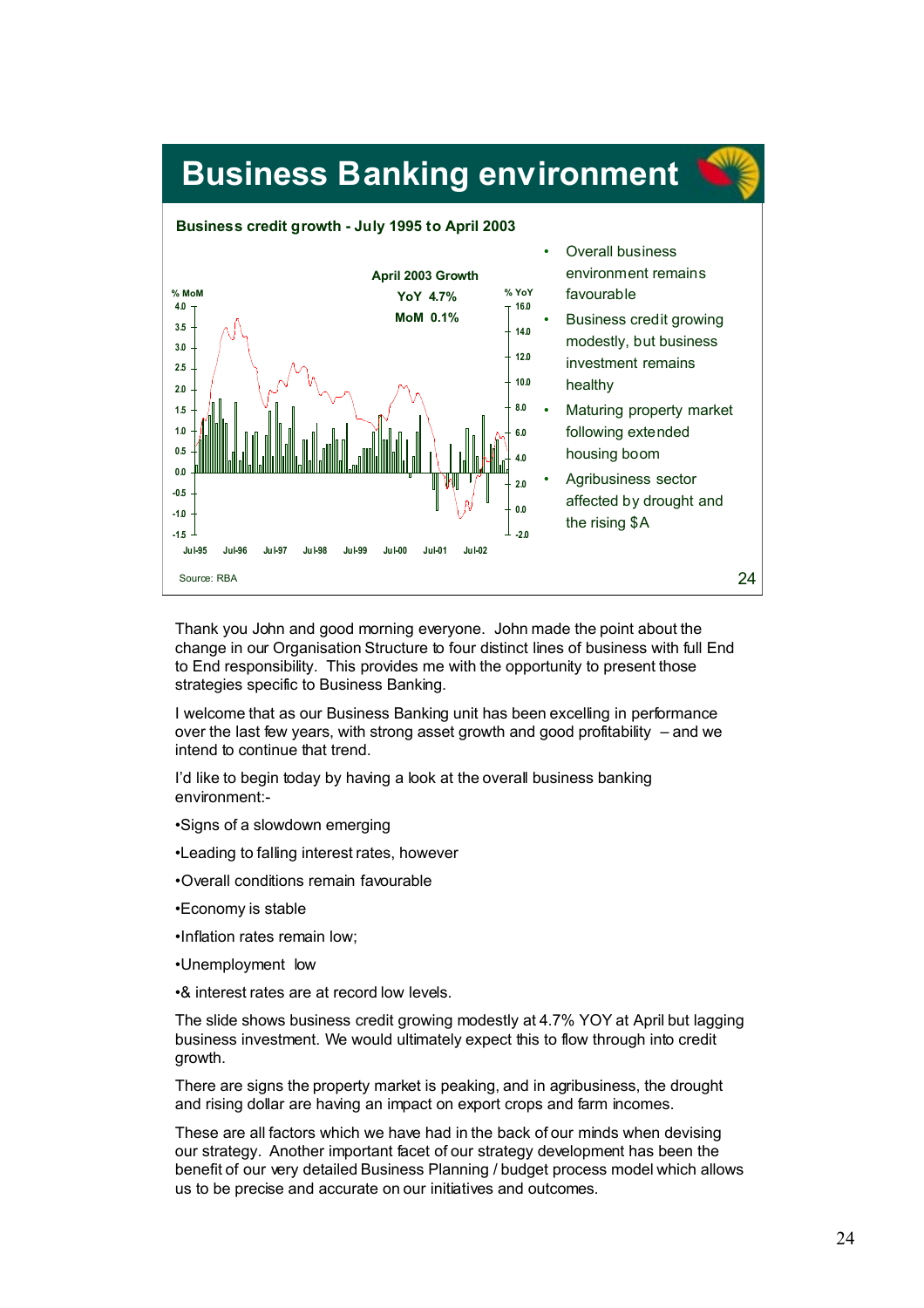# Business Banking environment

**Business credit growth - July 1995 to April 2003**

**April 2003 Growth**
**YoY 4.7%**
**MoM 0.1%**

Source: RBA

- Overall business environment remains favourable
- Business credit growing modestly, but business investment remains healthy
- Maturing property market following extended housing boom
- Agribusiness sector affected by drought and the rising $A

Thank you John and good morning everyone. John made the point about the change in our Organisation Structure to four distinct lines of business with full End to End responsibility. This provides me with the opportunity to present those strategies specific to Business Banking.

I welcome that as our Business Banking unit has been excelling in performance over the last few years, with strong asset growth and good profitability – and we intend to continue that trend.

I'd like to begin today by having a look at the overall business banking environment:-

- •Signs of a slowdown emerging
- •Leading to falling interest rates, however
- •Overall conditions remain favourable
- •Economy is stable
- •Inflation rates remain low;
- •Unemployment low
- •& interest rates are at record low levels.

The slide shows business credit growing modestly at 4.7% YOY at April but lagging business investment. We would ultimately expect this to flow through into credit growth.

There are signs the property market is peaking, and in agribusiness, the drought and rising dollar are having an impact on export crops and farm incomes.

These are all factors which we have had in the back of our minds when devising our strategy. Another important facet of our strategy development has been the benefit of our very detailed Business Planning / budget process model which allows us to be precise and accurate on our initiatives and outcomes.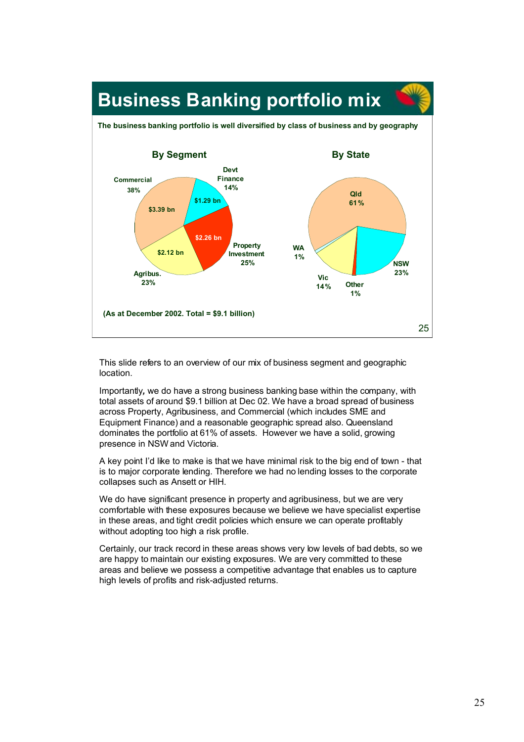# Business Banking portfolio mix

**The business banking portfolio is well diversified by class of business and by geography**

### By Segment

| Segment | Amount | Share |
|---|---|---|
| Commercial | $3.39 bn | 38% |
| Devt Finance | $1.29 bn | 14% |
| Property Investment | $2.26 bn | 25% |
| Agribus. | $2.12 bn | 23% |

### By State

| State | Share |
|---|---|
| Qld | 61% |
| NSW | 23% |
| Other | 1% |
| Vic | 14% |
| WA | 1% |

**(As at December 2002. Total = $9.1 billion)**

This slide refers to an overview of our mix of business segment and geographic location.

Importantly, we do have a strong business banking base within the company, with total assets of around $9.1 billion at Dec 02. We have a broad spread of business across Property, Agribusiness, and Commercial (which includes SME and Equipment Finance) and a reasonable geographic spread also. Queensland dominates the portfolio at 61% of assets. However we have a solid, growing presence in NSW and Victoria.

A key point I'd like to make is that we have minimal risk to the big end of town - that is to major corporate lending. Therefore we had no lending losses to the corporate collapses such as Ansett or HIH.

We do have significant presence in property and agribusiness, but we are very comfortable with these exposures because we believe we have specialist expertise in these areas, and tight credit policies which ensure we can operate profitably without adopting too high a risk profile.

Certainly, our track record in these areas shows very low levels of bad debts, so we are happy to maintain our existing exposures. We are very committed to these areas and believe we possess a competitive advantage that enables us to capture high levels of profits and risk-adjusted returns.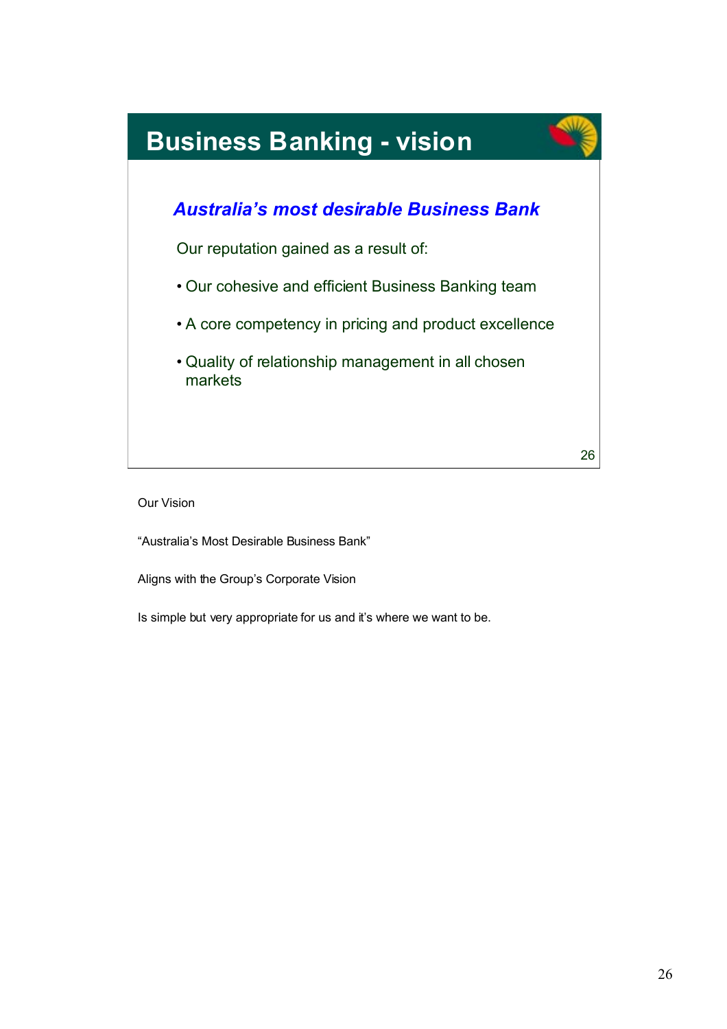## Business Banking - vision

***Australia's most desirable Business Bank***

Our reputation gained as a result of:

- Our cohesive and efficient Business Banking team
- A core competency in pricing and product excellence
- Quality of relationship management in all chosen markets

Our Vision

"Australia's Most Desirable Business Bank"

Aligns with the Group's Corporate Vision

Is simple but very appropriate for us and it's where we want to be.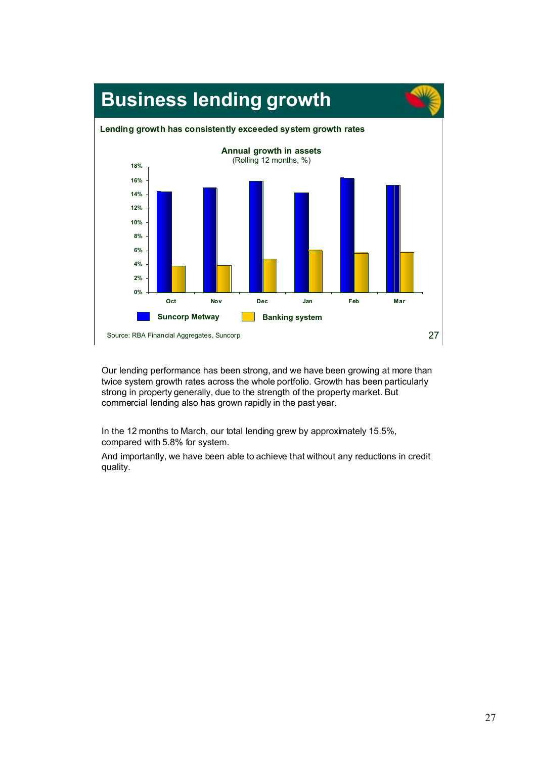# Business lending growth

**Lending growth has consistently exceeded system growth rates**

**Annual growth in assets**
(Rolling 12 months, %)

| Month | Suncorp Metway | Banking system |
|---|---|---|
| Oct | 14.5% | 3.8% |
| Nov | 15.0% | 3.9% |
| Dec | 16.0% | 4.8% |
| Jan | 14.3% | 6.1% |
| Feb | 16.4% | 5.7% |
| Mar | 15.4% | 5.8% |

Source: RBA Financial Aggregates, Suncorp

Our lending performance has been strong, and we have been growing at more than twice system growth rates across the whole portfolio. Growth has been particularly strong in property generally, due to the strength of the property market. But commercial lending also has grown rapidly in the past year.

In the 12 months to March, our total lending grew by approximately 15.5%, compared with 5.8% for system.

And importantly, we have been able to achieve that without any reductions in credit quality.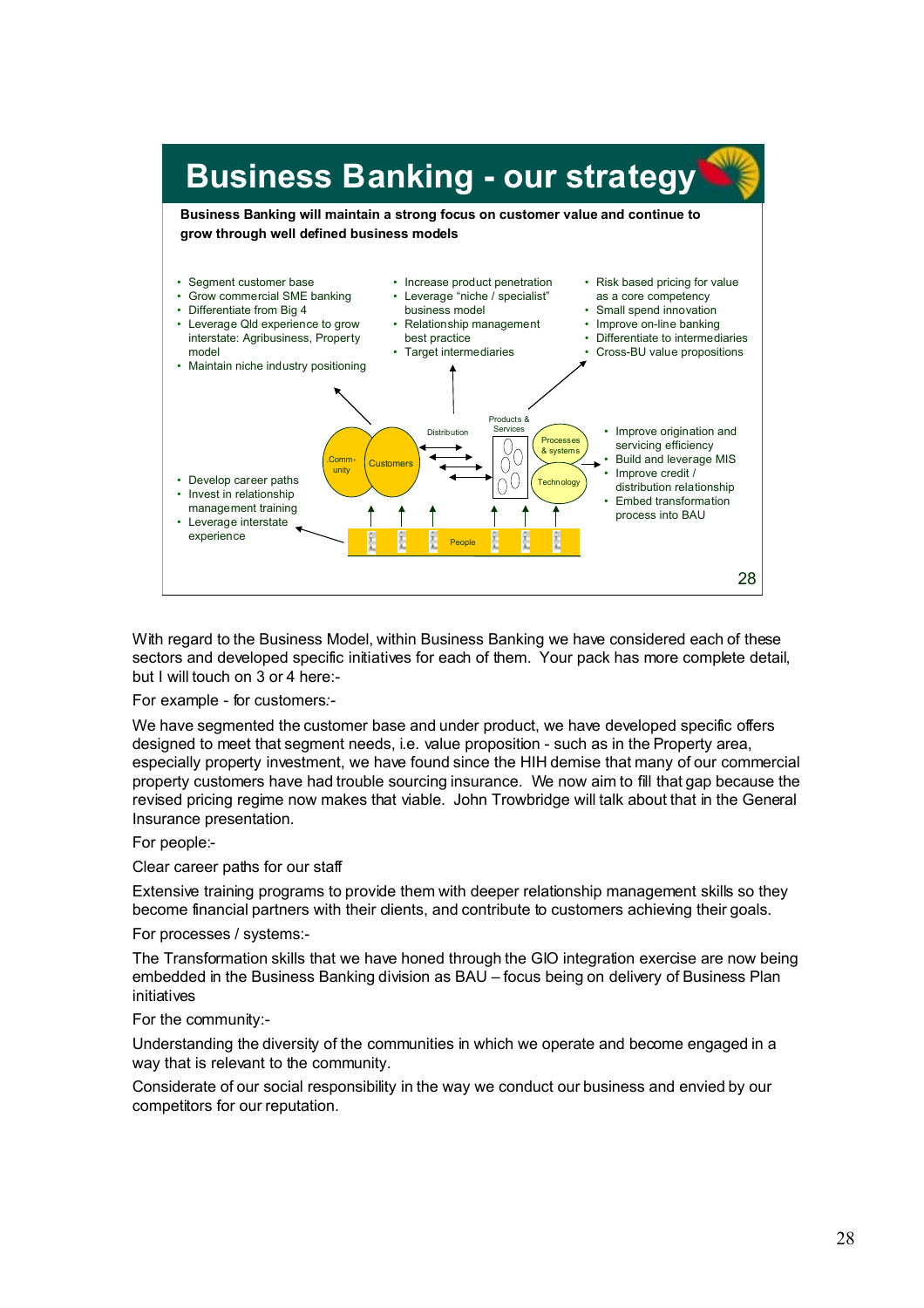# Business Banking - our strategy

**Business Banking will maintain a strong focus on customer value and continue to grow through well defined business models**

- Segment customer base
- Grow commercial SME banking
- Differentiate from Big 4
- Leverage Qld experience to grow interstate: Agribusiness, Property model
- Maintain niche industry positioning

- Increase product penetration
- Leverage "niche / specialist" business model
- Relationship management best practice
- Target intermediaries

- Risk based pricing for value as a core competency
- Small spend innovation
- Improve on-line banking
- Differentiate to intermediaries
- Cross-BU value propositions

Comm-unity | Customers | Distribution | Products & Services | Processes & systems | Technology | People

- Improve origination and servicing efficiency
- Build and leverage MIS
- Improve credit / distribution relationship
- Embed transformation process into BAU

- Develop career paths
- Invest in relationship management training
- Leverage interstate experience

With regard to the Business Model, within Business Banking we have considered each of these sectors and developed specific initiatives for each of them. Your pack has more complete detail, but I will touch on 3 or 4 here:-

For example - for customers:-

We have segmented the customer base and under product, we have developed specific offers designed to meet that segment needs, i.e. value proposition - such as in the Property area, especially property investment, we have found since the HIH demise that many of our commercial property customers have had trouble sourcing insurance. We now aim to fill that gap because the revised pricing regime now makes that viable. John Trowbridge will talk about that in the General Insurance presentation.

For people:-

Clear career paths for our staff

Extensive training programs to provide them with deeper relationship management skills so they become financial partners with their clients, and contribute to customers achieving their goals.

For processes / systems:-

The Transformation skills that we have honed through the GIO integration exercise are now being embedded in the Business Banking division as BAU – focus being on delivery of Business Plan initiatives

For the community:-

Understanding the diversity of the communities in which we operate and become engaged in a way that is relevant to the community.

Considerate of our social responsibility in the way we conduct our business and envied by our competitors for our reputation.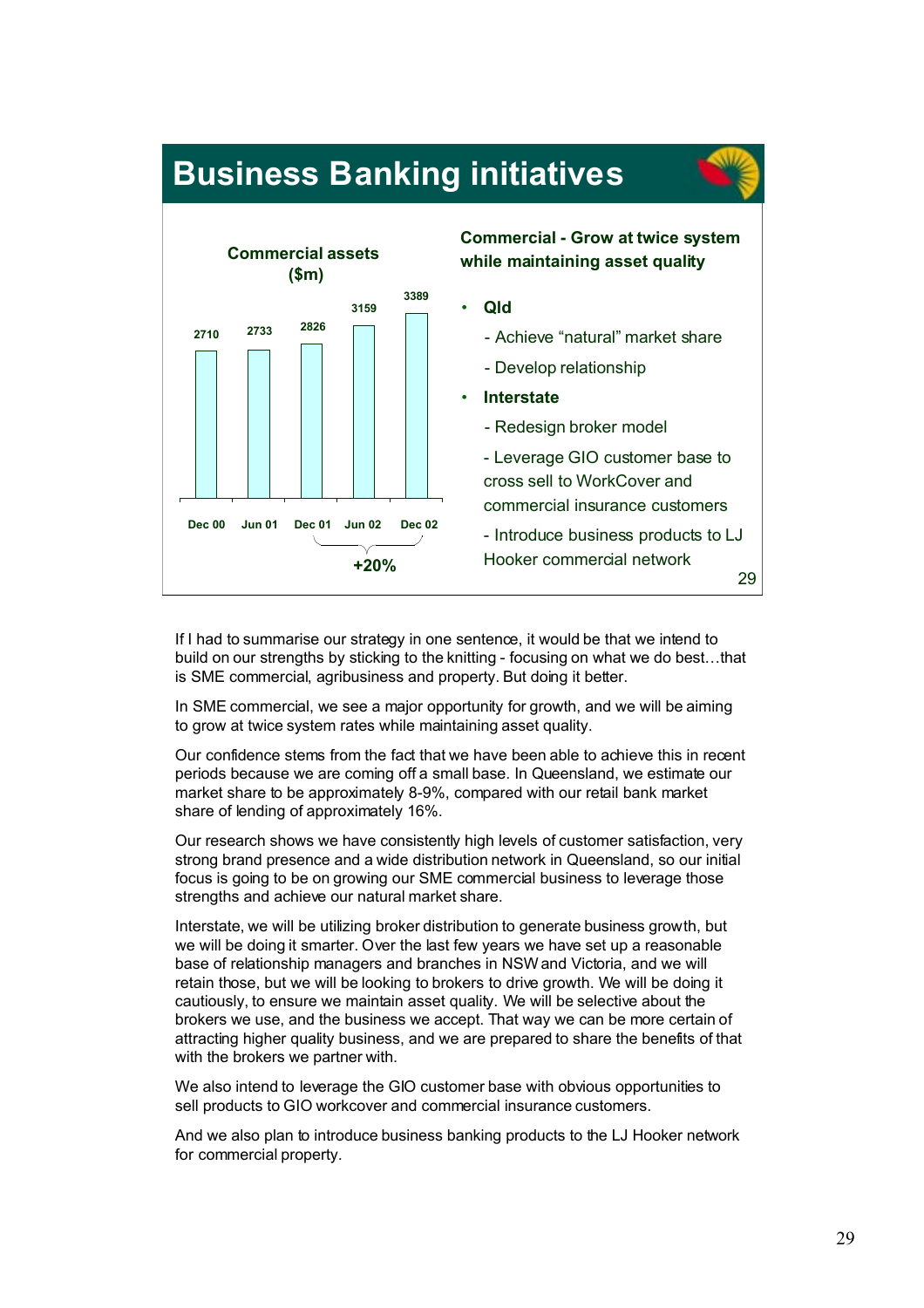# Business Banking initiatives

**Commercial assets ($m)**

| Dec 00 | Jun 01 | Dec 01 | Jun 02 | Dec 02 |
|---|---|---|---|---|
| 2710 | 2733 | 2826 | 3159 | 3389 |

+20% (Dec 01 to Dec 02)

**Commercial - Grow at twice system while maintaining asset quality**

- **Qld**
  - Achieve "natural" market share
  - Develop relationship
- **Interstate**
  - Redesign broker model
  - Leverage GIO customer base to cross sell to WorkCover and commercial insurance customers
  - Introduce business products to LJ Hooker commercial network

If I had to summarise our strategy in one sentence, it would be that we intend to build on our strengths by sticking to the knitting - focusing on what we do best…that is SME commercial, agribusiness and property. But doing it better.

In SME commercial, we see a major opportunity for growth, and we will be aiming to grow at twice system rates while maintaining asset quality.

Our confidence stems from the fact that we have been able to achieve this in recent periods because we are coming off a small base. In Queensland, we estimate our market share to be approximately 8-9%, compared with our retail bank market share of lending of approximately 16%.

Our research shows we have consistently high levels of customer satisfaction, very strong brand presence and a wide distribution network in Queensland, so our initial focus is going to be on growing our SME commercial business to leverage those strengths and achieve our natural market share.

Interstate, we will be utilizing broker distribution to generate business growth, but we will be doing it smarter. Over the last few years we have set up a reasonable base of relationship managers and branches in NSW and Victoria, and we will retain those, but we will be looking to brokers to drive growth. We will be doing it cautiously, to ensure we maintain asset quality. We will be selective about the brokers we use, and the business we accept. That way we can be more certain of attracting higher quality business, and we are prepared to share the benefits of that with the brokers we partner with.

We also intend to leverage the GIO customer base with obvious opportunities to sell products to GIO workcover and commercial insurance customers.

And we also plan to introduce business banking products to the LJ Hooker network for commercial property.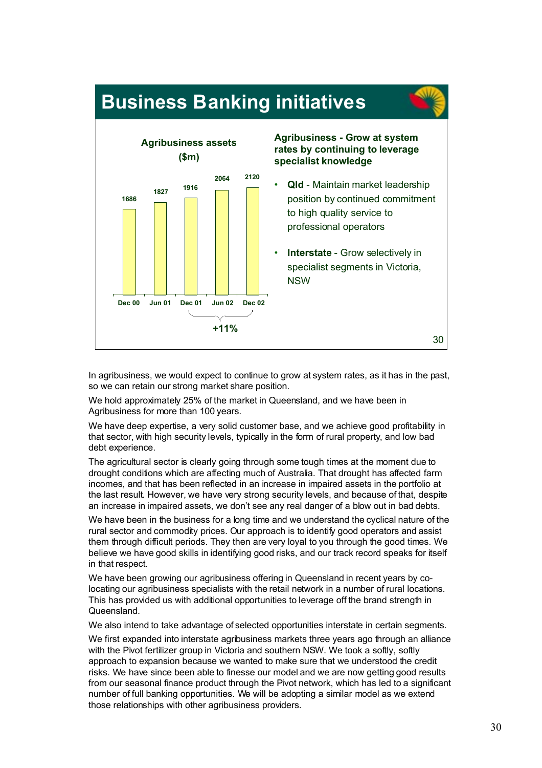## Business Banking initiatives

**Agribusiness assets ($m)**

| Dec 00 | Jun 01 | Dec 01 | Jun 02 | Dec 02 |
|---|---|---|---|---|
| 1686 | 1827 | 1916 | 2064 | 2120 |

+11% (Dec 01 – Dec 02)

**Agribusiness - Grow at system rates by continuing to leverage specialist knowledge**

- **Qld** - Maintain market leadership position by continued commitment to high quality service to professional operators
- **Interstate** - Grow selectively in specialist segments in Victoria, NSW

In agribusiness, we would expect to continue to grow at system rates, as it has in the past, so we can retain our strong market share position.

We hold approximately 25% of the market in Queensland, and we have been in Agribusiness for more than 100 years.

We have deep expertise, a very solid customer base, and we achieve good profitability in that sector, with high security levels, typically in the form of rural property, and low bad debt experience.

The agricultural sector is clearly going through some tough times at the moment due to drought conditions which are affecting much of Australia. That drought has affected farm incomes, and that has been reflected in an increase in impaired assets in the portfolio at the last result. However, we have very strong security levels, and because of that, despite an increase in impaired assets, we don't see any real danger of a blow out in bad debts.

We have been in the business for a long time and we understand the cyclical nature of the rural sector and commodity prices. Our approach is to identify good operators and assist them through difficult periods. They then are very loyal to you through the good times. We believe we have good skills in identifying good risks, and our track record speaks for itself in that respect.

We have been growing our agribusiness offering in Queensland in recent years by co-locating our agribusiness specialists with the retail network in a number of rural locations. This has provided us with additional opportunities to leverage off the brand strength in Queensland.

We also intend to take advantage of selected opportunities interstate in certain segments.

We first expanded into interstate agribusiness markets three years ago through an alliance with the Pivot fertilizer group in Victoria and southern NSW. We took a softly, softly approach to expansion because we wanted to make sure that we understood the credit risks. We have since been able to finesse our model and we are now getting good results from our seasonal finance product through the Pivot network, which has led to a significant number of full banking opportunities. We will be adopting a similar model as we extend those relationships with other agribusiness providers.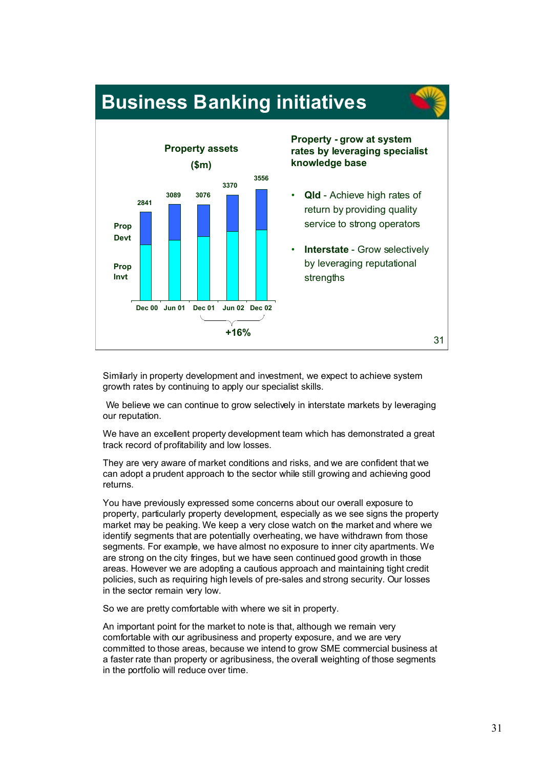## Business Banking initiatives

**Property assets ($m)**

| | Dec 00 | Jun 01 | Dec 01 | Jun 02 | Dec 02 |
|---|---|---|---|---|---|
| Total (Prop Devt + Prop Invt) | 2841 | 3089 | 3076 | 3370 | 3556 |

Dec 01 – Dec 02: **+16%**

**Property - grow at system rates by leveraging specialist knowledge base**

- **Qld** - Achieve high rates of return by providing quality service to strong operators
- **Interstate** - Grow selectively by leveraging reputational strengths

Similarly in property development and investment, we expect to achieve system growth rates by continuing to apply our specialist skills.

We believe we can continue to grow selectively in interstate markets by leveraging our reputation.

We have an excellent property development team which has demonstrated a great track record of profitability and low losses.

They are very aware of market conditions and risks, and we are confident that we can adopt a prudent approach to the sector while still growing and achieving good returns.

You have previously expressed some concerns about our overall exposure to property, particularly property development, especially as we see signs the property market may be peaking. We keep a very close watch on the market and where we identify segments that are potentially overheating, we have withdrawn from those segments. For example, we have almost no exposure to inner city apartments. We are strong on the city fringes, but we have seen continued good growth in those areas. However we are adopting a cautious approach and maintaining tight credit policies, such as requiring high levels of pre-sales and strong security. Our losses in the sector remain very low.

So we are pretty comfortable with where we sit in property.

An important point for the market to note is that, although we remain very comfortable with our agribusiness and property exposure, and we are very committed to those areas, because we intend to grow SME commercial business at a faster rate than property or agribusiness, the overall weighting of those segments in the portfolio will reduce over time.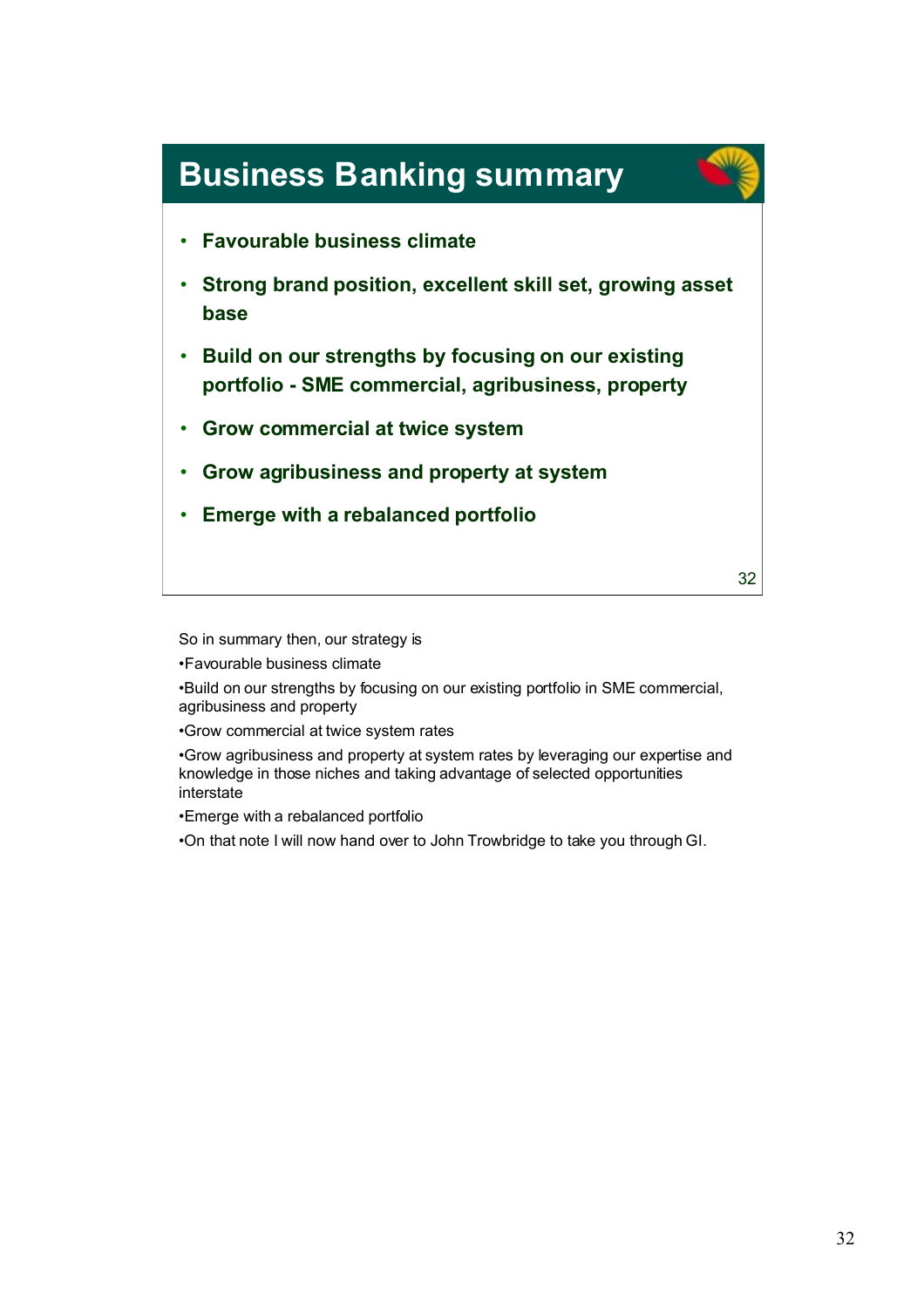# Business Banking summary

- **Favourable business climate**
- **Strong brand position, excellent skill set, growing asset base**
- **Build on our strengths by focusing on our existing portfolio - SME commercial, agribusiness, property**
- **Grow commercial at twice system**
- **Grow agribusiness and property at system**
- **Emerge with a rebalanced portfolio**

So in summary then, our strategy is

- Favourable business climate
- Build on our strengths by focusing on our existing portfolio in SME commercial, agribusiness and property
- Grow commercial at twice system rates
- Grow agribusiness and property at system rates by leveraging our expertise and knowledge in those niches and taking advantage of selected opportunities interstate
- Emerge with a rebalanced portfolio
- On that note I will now hand over to John Trowbridge to take you through GI.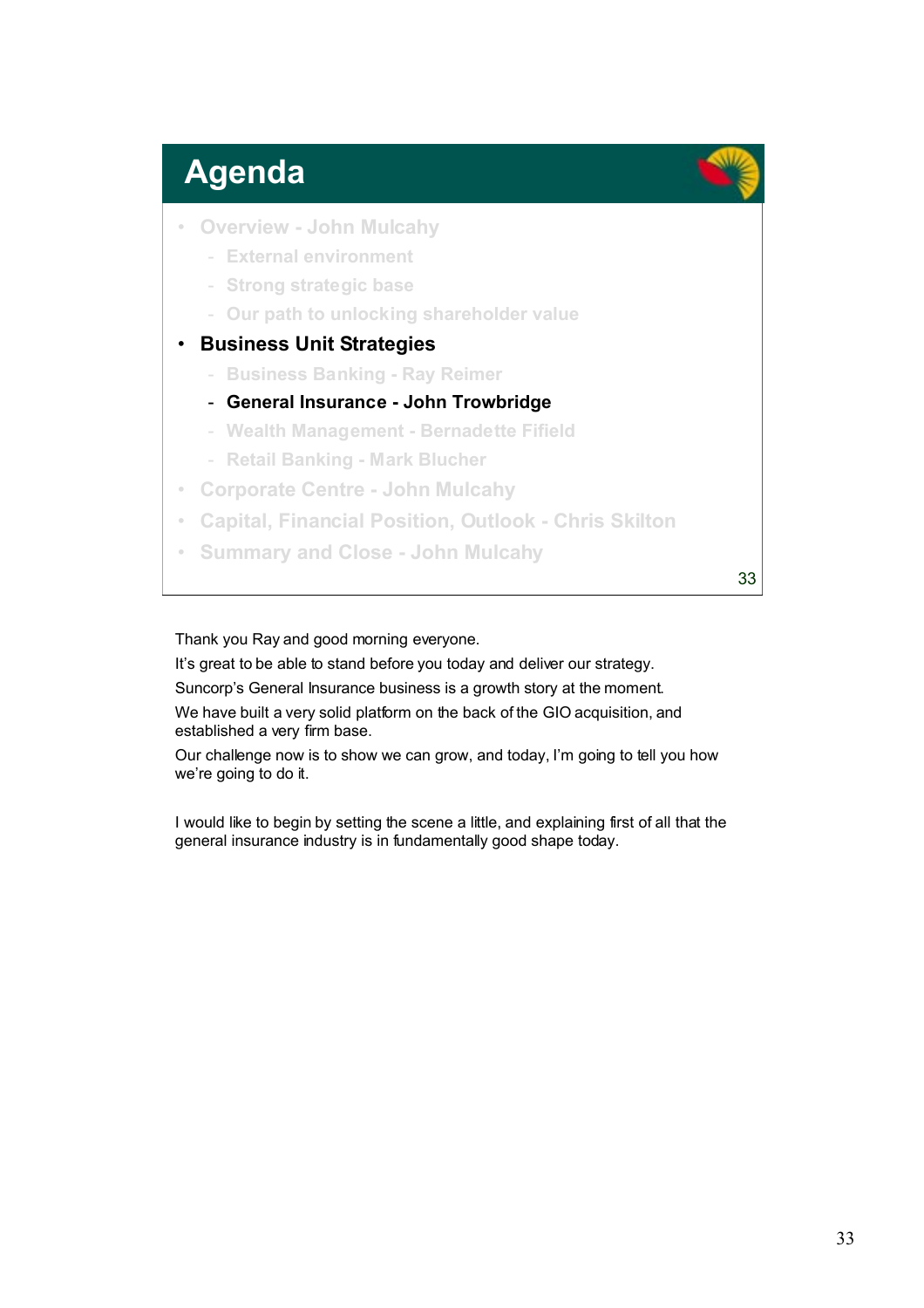# Agenda

- Overview - John Mulcahy
  - External environment
  - Strong strategic base
  - Our path to unlocking shareholder value
- **Business Unit Strategies**
  - Business Banking - Ray Reimer
  - **General Insurance - John Trowbridge**
  - Wealth Management - Bernadette Fifield
  - Retail Banking - Mark Blucher
- Corporate Centre - John Mulcahy
- Capital, Financial Position, Outlook - Chris Skilton
- Summary and Close - John Mulcahy

Thank you Ray and good morning everyone.

It's great to be able to stand before you today and deliver our strategy.

Suncorp's General Insurance business is a growth story at the moment.

We have built a very solid platform on the back of the GIO acquisition, and established a very firm base.

Our challenge now is to show we can grow, and today, I'm going to tell you how we're going to do it.

I would like to begin by setting the scene a little, and explaining first of all that the general insurance industry is in fundamentally good shape today.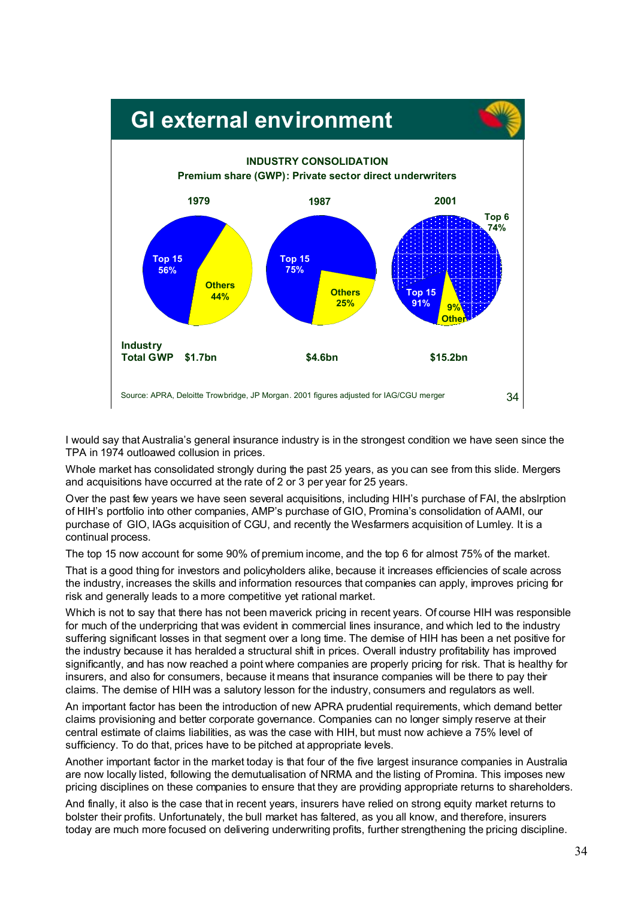## GI external environment

**INDUSTRY CONSOLIDATION**
**Premium share (GWP): Private sector direct underwriters**

| | 1979 | 1987 | 2001 |
|---|---|---|---|
| Top 15 | 56% | 75% | 91% |
| Others | 44% | 25% | 9% |
| Top 6 | | | 74% |
| Industry Total GWP | $1.7bn | $4.6bn | $15.2bn |

Source: APRA, Deloitte Trowbridge, JP Morgan. 2001 figures adjusted for IAG/CGU merger

I would say that Australia's general insurance industry is in the strongest condition we have seen since the TPA in 1974 outlowaed collusion in prices.

Whole market has consolidated strongly during the past 25 years, as you can see from this slide. Mergers and acquisitions have occurred at the rate of 2 or 3 per year for 25 years.

Over the past few years we have seen several acquisitions, including HIH's purchase of FAI, the abslrption of HIH's portfolio into other companies, AMP's purchase of GIO, Promina's consolidation of AAMI, our purchase of GIO, IAGs acquisition of CGU, and recently the Wesfarmers acquisition of Lumley. It is a continual process.

The top 15 now account for some 90% of premium income, and the top 6 for almost 75% of the market.

That is a good thing for investors and policyholders alike, because it increases efficiencies of scale across the industry, increases the skills and information resources that companies can apply, improves pricing for risk and generally leads to a more competitive yet rational market.

Which is not to say that there has not been maverick pricing in recent years. Of course HIH was responsible for much of the underpricing that was evident in commercial lines insurance, and which led to the industry suffering significant losses in that segment over a long time. The demise of HIH has been a net positive for the industry because it has heralded a structural shift in prices. Overall industry profitability has improved significantly, and has now reached a point where companies are properly pricing for risk. That is healthy for insurers, and also for consumers, because it means that insurance companies will be there to pay their claims. The demise of HIH was a salutory lesson for the industry, consumers and regulators as well.

An important factor has been the introduction of new APRA prudential requirements, which demand better claims provisioning and better corporate governance. Companies can no longer simply reserve at their central estimate of claims liabilities, as was the case with HIH, but must now achieve a 75% level of sufficiency. To do that, prices have to be pitched at appropriate levels.

Another important factor in the market today is that four of the five largest insurance companies in Australia are now locally listed, following the demutualisation of NRMA and the listing of Promina. This imposes new pricing disciplines on these companies to ensure that they are providing appropriate returns to shareholders.

And finally, it also is the case that in recent years, insurers have relied on strong equity market returns to bolster their profits. Unfortunately, the bull market has faltered, as you all know, and therefore, insurers today are much more focused on delivering underwriting profits, further strengthening the pricing discipline.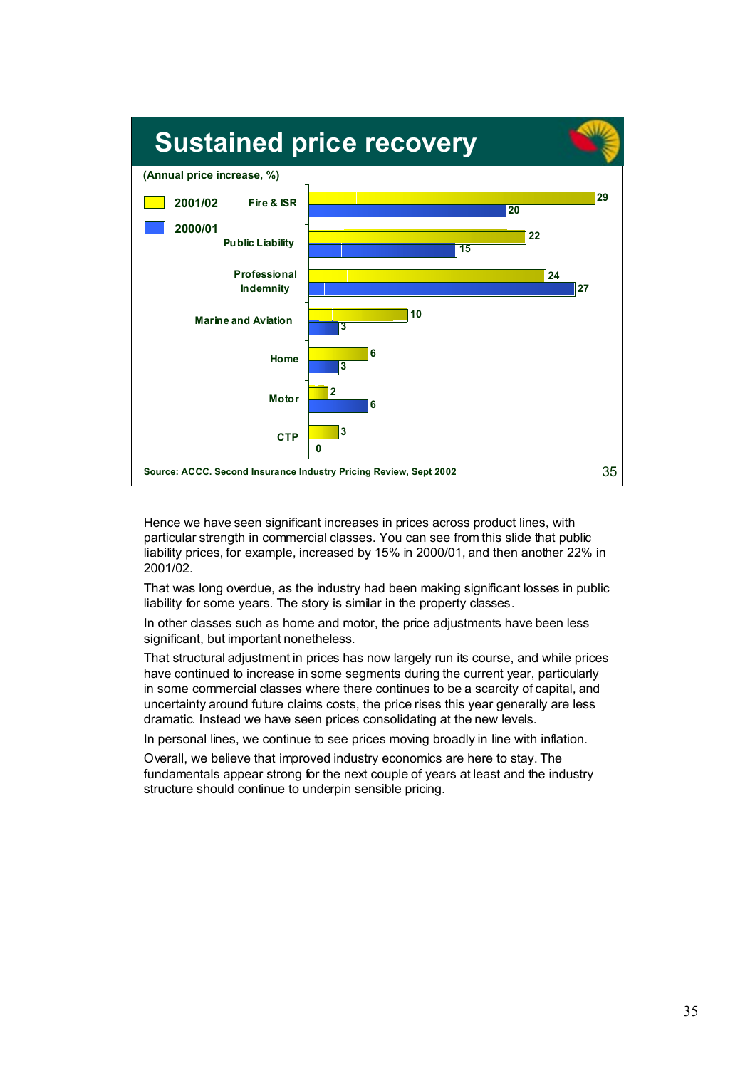## Sustained price recovery

(Annual price increase, %)

| | 2001/02 | 2000/01 |
|---|---|---|
| Fire & ISR | 29 | 20 |
| Public Liability | 22 | 15 |
| Professional Indemnity | 24 | 27 |
| Marine and Aviation | 10 | 3 |
| Home | 6 | 3 |
| Motor | 2 | 6 |
| CTP | 3 | 0 |

Source: ACCC. Second Insurance Industry Pricing Review, Sept 2002

Hence we have seen significant increases in prices across product lines, with particular strength in commercial classes. You can see from this slide that public liability prices, for example, increased by 15% in 2000/01, and then another 22% in 2001/02.

That was long overdue, as the industry had been making significant losses in public liability for some years. The story is similar in the property classes.

In other classes such as home and motor, the price adjustments have been less significant, but important nonetheless.

That structural adjustment in prices has now largely run its course, and while prices have continued to increase in some segments during the current year, particularly in some commercial classes where there continues to be a scarcity of capital, and uncertainty around future claims costs, the price rises this year generally are less dramatic. Instead we have seen prices consolidating at the new levels.

In personal lines, we continue to see prices moving broadly in line with inflation.

Overall, we believe that improved industry economics are here to stay. The fundamentals appear strong for the next couple of years at least and the industry structure should continue to underpin sensible pricing.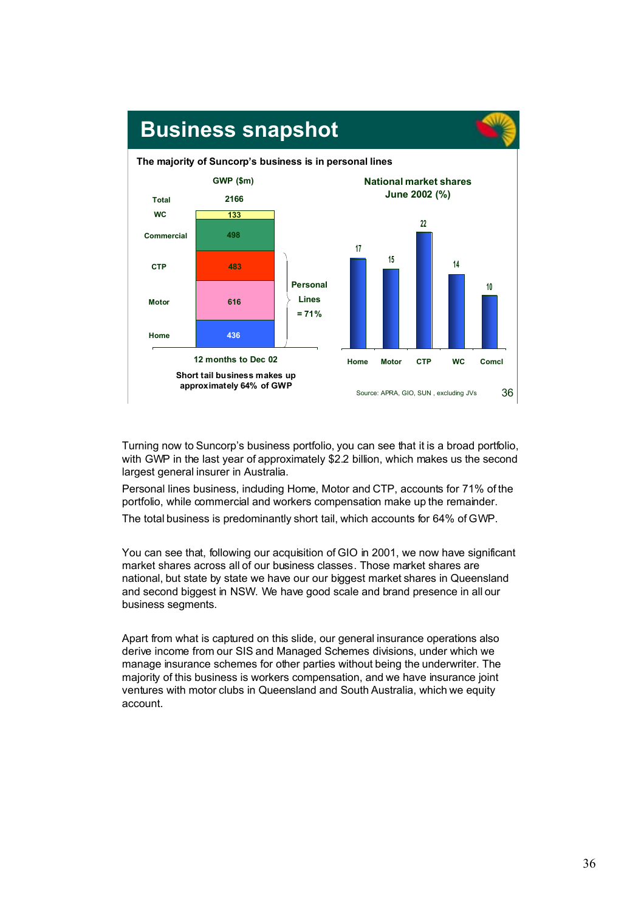## Business snapshot

**The majority of Suncorp's business is in personal lines**

**GWP ($m)** — 12 months to Dec 02

| Segment | GWP ($m) |
|---|---|
| Total | 2166 |
| WC | 133 |
| Commercial | 498 |
| CTP | 483 |
| Motor | 616 |
| Home | 436 |

Personal Lines = 71%

Short tail business makes up approximately 64% of GWP

**National market shares June 2002 (%)**

| Home | Motor | CTP | WC | Comcl |
|---|---|---|---|---|
| 17 | 15 | 22 | 14 | 10 |

Source: APRA, GIO, SUN , excluding JVs

Turning now to Suncorp's business portfolio, you can see that it is a broad portfolio, with GWP in the last year of approximately $2.2 billion, which makes us the second largest general insurer in Australia.

Personal lines business, including Home, Motor and CTP, accounts for 71% of the portfolio, while commercial and workers compensation make up the remainder.

The total business is predominantly short tail, which accounts for 64% of GWP.

You can see that, following our acquisition of GIO in 2001, we now have significant market shares across all of our business classes. Those market shares are national, but state by state we have our our biggest market shares in Queensland and second biggest in NSW. We have good scale and brand presence in all our business segments.

Apart from what is captured on this slide, our general insurance operations also derive income from our SIS and Managed Schemes divisions, under which we manage insurance schemes for other parties without being the underwriter. The majority of this business is workers compensation, and we have insurance joint ventures with motor clubs in Queensland and South Australia, which we equity account.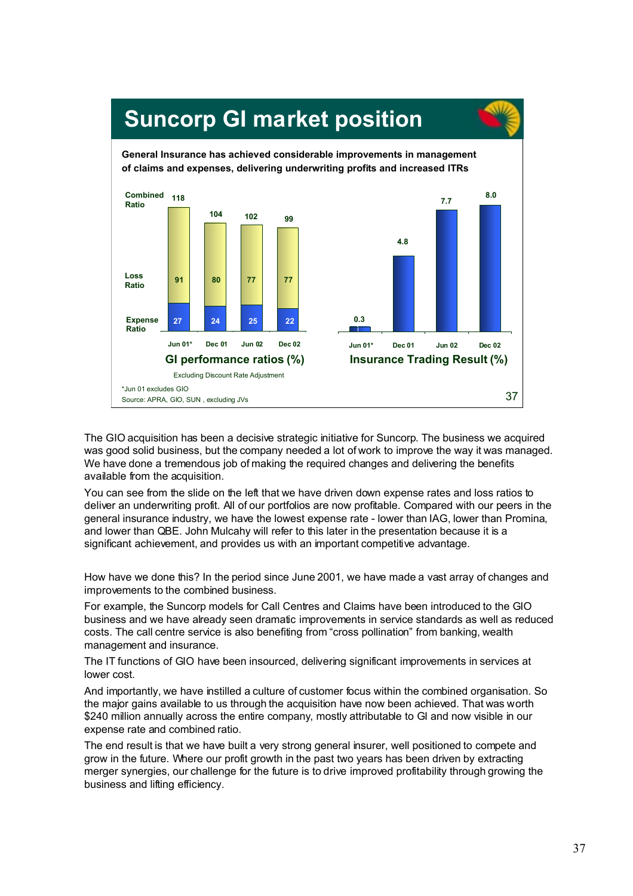## Suncorp GI market position

**General Insurance has achieved considerable improvements in management of claims and expenses, delivering underwriting profits and increased ITRs**

**GI performance ratios (%)**

| | Jun 01* | Dec 01 | Jun 02 | Dec 02 |
|---|---|---|---|---|
| Combined Ratio | 118 | 104 | 102 | 99 |
| Loss Ratio | 91 | 80 | 77 | 77 |
| Expense Ratio | 27 | 24 | 25 | 22 |

Excluding Discount Rate Adjustment

**Insurance Trading Result (%)**

| Jun 01* | Dec 01 | Jun 02 | Dec 02 |
|---|---|---|---|
| 0.3 | 4.8 | 7.7 | 8.0 |

*Jun 01 excludes GIO

Source: APRA, GIO, SUN , excluding JVs

The GIO acquisition has been a decisive strategic initiative for Suncorp. The business we acquired was good solid business, but the company needed a lot of work to improve the way it was managed. We have done a tremendous job of making the required changes and delivering the benefits available from the acquisition.

You can see from the slide on the left that we have driven down expense rates and loss ratios to deliver an underwriting profit. All of our portfolios are now profitable. Compared with our peers in the general insurance industry, we have the lowest expense rate - lower than IAG, lower than Promina, and lower than QBE. John Mulcahy will refer to this later in the presentation because it is a significant achievement, and provides us with an important competitive advantage.

How have we done this? In the period since June 2001, we have made a vast array of changes and improvements to the combined business.

For example, the Suncorp models for Call Centres and Claims have been introduced to the GIO business and we have already seen dramatic improvements in service standards as well as reduced costs. The call centre service is also benefiting from "cross pollination" from banking, wealth management and insurance.

The IT functions of GIO have been insourced, delivering significant improvements in services at lower cost.

And importantly, we have instilled a culture of customer focus within the combined organisation. So the major gains available to us through the acquisition have now been achieved. That was worth $240 million annually across the entire company, mostly attributable to GI and now visible in our expense rate and combined ratio.

The end result is that we have built a very strong general insurer, well positioned to compete and grow in the future. Where our profit growth in the past two years has been driven by extracting merger synergies, our challenge for the future is to drive improved profitability through growing the business and lifting efficiency.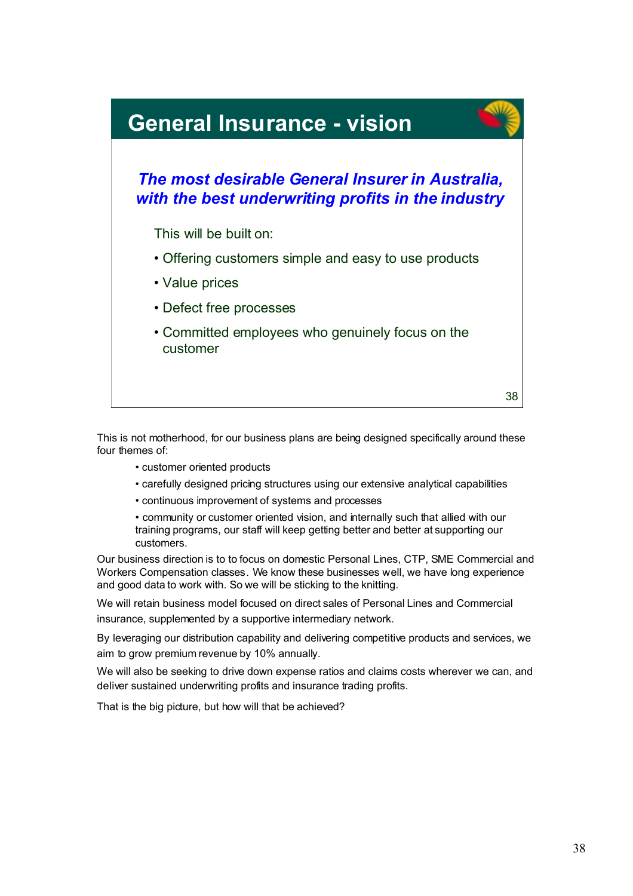## General Insurance - vision

***The most desirable General Insurer in Australia, with the best underwriting profits in the industry***

This will be built on:

- Offering customers simple and easy to use products
- Value prices
- Defect free processes
- Committed employees who genuinely focus on the customer

This is not motherhood, for our business plans are being designed specifically around these four themes of:

- customer oriented products
- carefully designed pricing structures using our extensive analytical capabilities
- continuous improvement of systems and processes
- community or customer oriented vision, and internally such that allied with our training programs, our staff will keep getting better and better at supporting our customers.

Our business direction is to to focus on domestic Personal Lines, CTP, SME Commercial and Workers Compensation classes. We know these businesses well, we have long experience and good data to work with. So we will be sticking to the knitting.

We will retain business model focused on direct sales of Personal Lines and Commercial insurance, supplemented by a supportive intermediary network.

By leveraging our distribution capability and delivering competitive products and services, we aim to grow premium revenue by 10% annually.

We will also be seeking to drive down expense ratios and claims costs wherever we can, and deliver sustained underwriting profits and insurance trading profits.

That is the big picture, but how will that be achieved?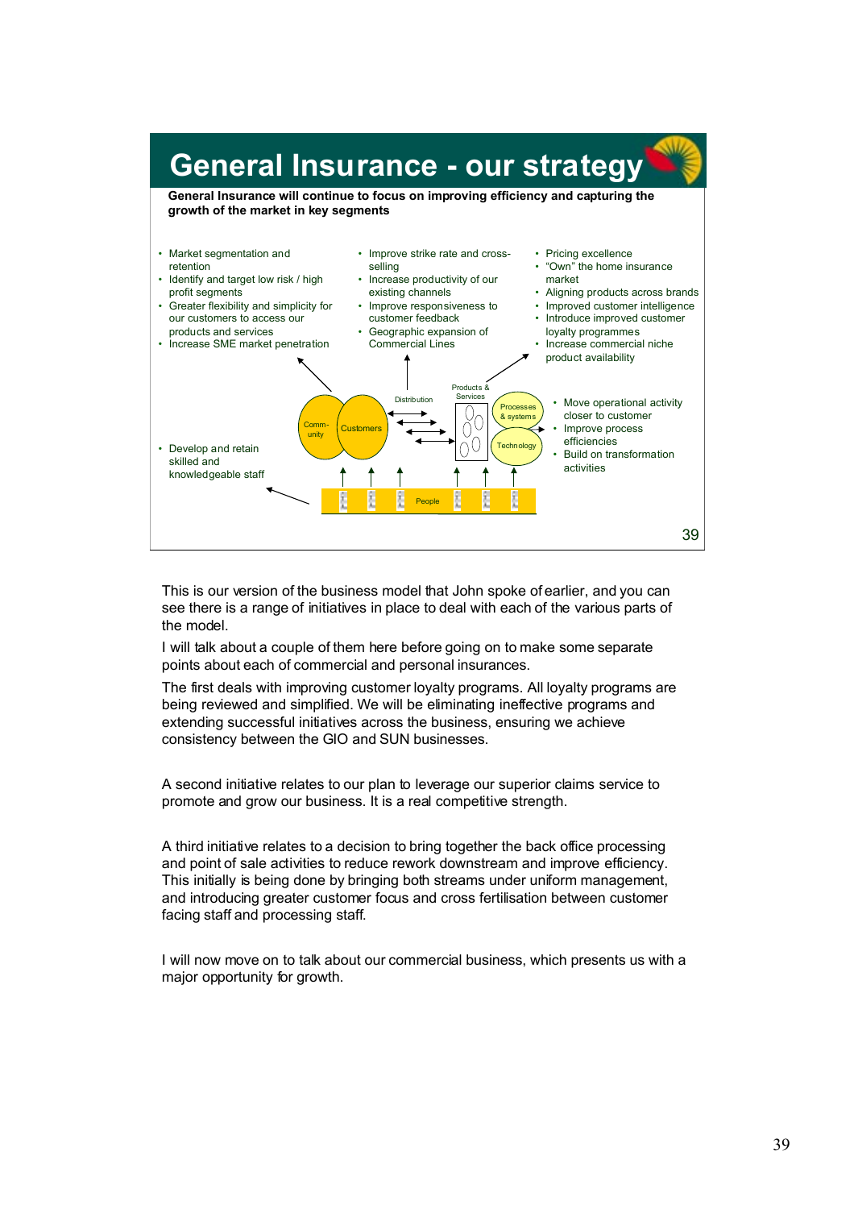## General Insurance - our strategy

**General Insurance will continue to focus on improving efficiency and capturing the growth of the market in key segments**

- Market segmentation and retention
- Identify and target low risk / high profit segments
- Greater flexibility and simplicity for our customers to access our products and services
- Increase SME market penetration

- Improve strike rate and cross-selling
- Increase productivity of our existing channels
- Improve responsiveness to customer feedback
- Geographic expansion of Commercial Lines

- Pricing excellence
- "Own" the home insurance market
- Aligning products across brands
- Improved customer intelligence
- Introduce improved customer loyalty programmes
- Increase commercial niche product availability

- Move operational activity closer to customer
- Improve process efficiencies
- Build on transformation activities

- Develop and retain skilled and knowledgeable staff

Comm-unity | Customers | Distribution | Products & Services | Processes & systems | Technology | People

This is our version of the business model that John spoke of earlier, and you can see there is a range of initiatives in place to deal with each of the various parts of the model.

I will talk about a couple of them here before going on to make some separate points about each of commercial and personal insurances.

The first deals with improving customer loyalty programs. All loyalty programs are being reviewed and simplified. We will be eliminating ineffective programs and extending successful initiatives across the business, ensuring we achieve consistency between the GIO and SUN businesses.

A second initiative relates to our plan to leverage our superior claims service to promote and grow our business. It is a real competitive strength.

A third initiative relates to a decision to bring together the back office processing and point of sale activities to reduce rework downstream and improve efficiency. This initially is being done by bringing both streams under uniform management, and introducing greater customer focus and cross fertilisation between customer facing staff and processing staff.

I will now move on to talk about our commercial business, which presents us with a major opportunity for growth.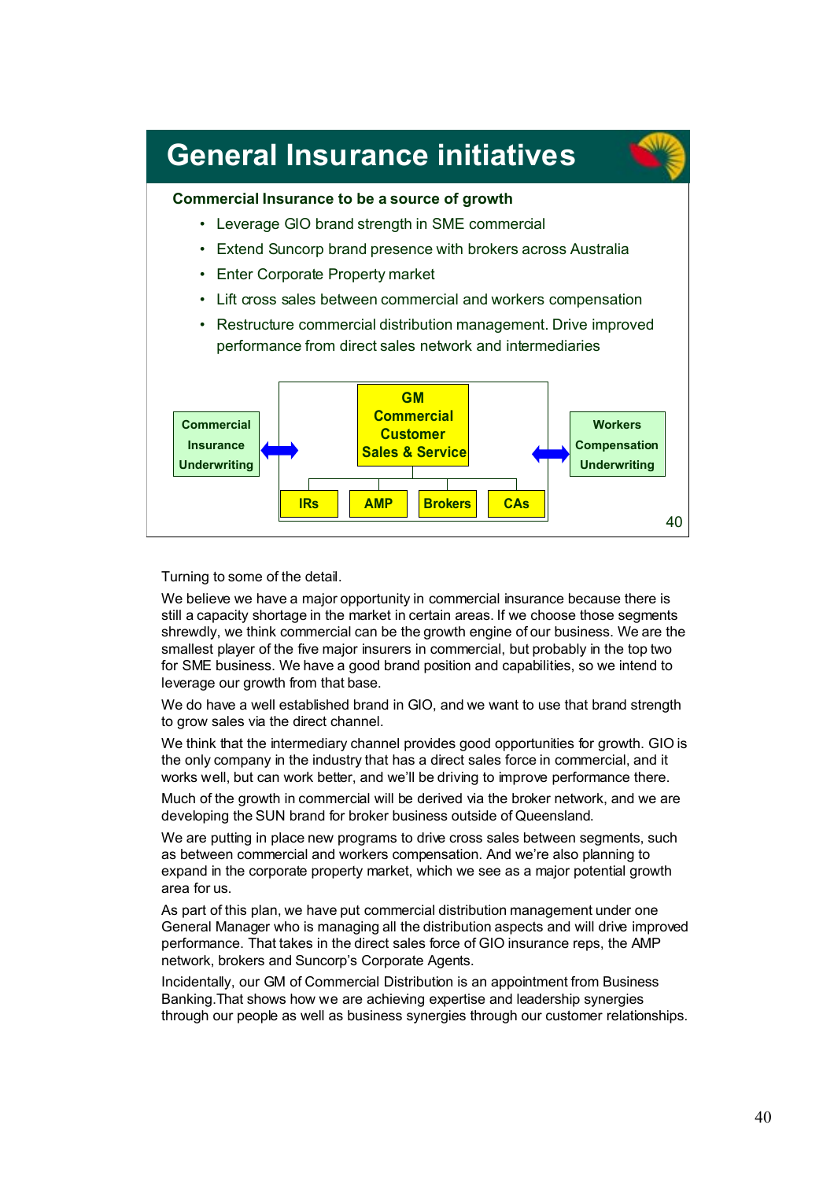# General Insurance initiatives

**Commercial Insurance to be a source of growth**

- Leverage GIO brand strength in SME commercial
- Extend Suncorp brand presence with brokers across Australia
- Enter Corporate Property market
- Lift cross sales between commercial and workers compensation
- Restructure commercial distribution management. Drive improved performance from direct sales network and intermediaries

Commercial Insurance Underwriting ↔ GM Commercial Customer Sales & Service ↔ Workers Compensation Underwriting

GM Commercial Customer Sales & Service: IRs | AMP | Brokers | CAs

Turning to some of the detail.

We believe we have a major opportunity in commercial insurance because there is still a capacity shortage in the market in certain areas. If we choose those segments shrewdly, we think commercial can be the growth engine of our business. We are the smallest player of the five major insurers in commercial, but probably in the top two for SME business. We have a good brand position and capabilities, so we intend to leverage our growth from that base.

We do have a well established brand in GIO, and we want to use that brand strength to grow sales via the direct channel.

We think that the intermediary channel provides good opportunities for growth. GIO is the only company in the industry that has a direct sales force in commercial, and it works well, but can work better, and we'll be driving to improve performance there.

Much of the growth in commercial will be derived via the broker network, and we are developing the SUN brand for broker business outside of Queensland.

We are putting in place new programs to drive cross sales between segments, such as between commercial and workers compensation. And we're also planning to expand in the corporate property market, which we see as a major potential growth area for us.

As part of this plan, we have put commercial distribution management under one General Manager who is managing all the distribution aspects and will drive improved performance. That takes in the direct sales force of GIO insurance reps, the AMP network, brokers and Suncorp's Corporate Agents.

Incidentally, our GM of Commercial Distribution is an appointment from Business Banking.That shows how we are achieving expertise and leadership synergies through our people as well as business synergies through our customer relationships.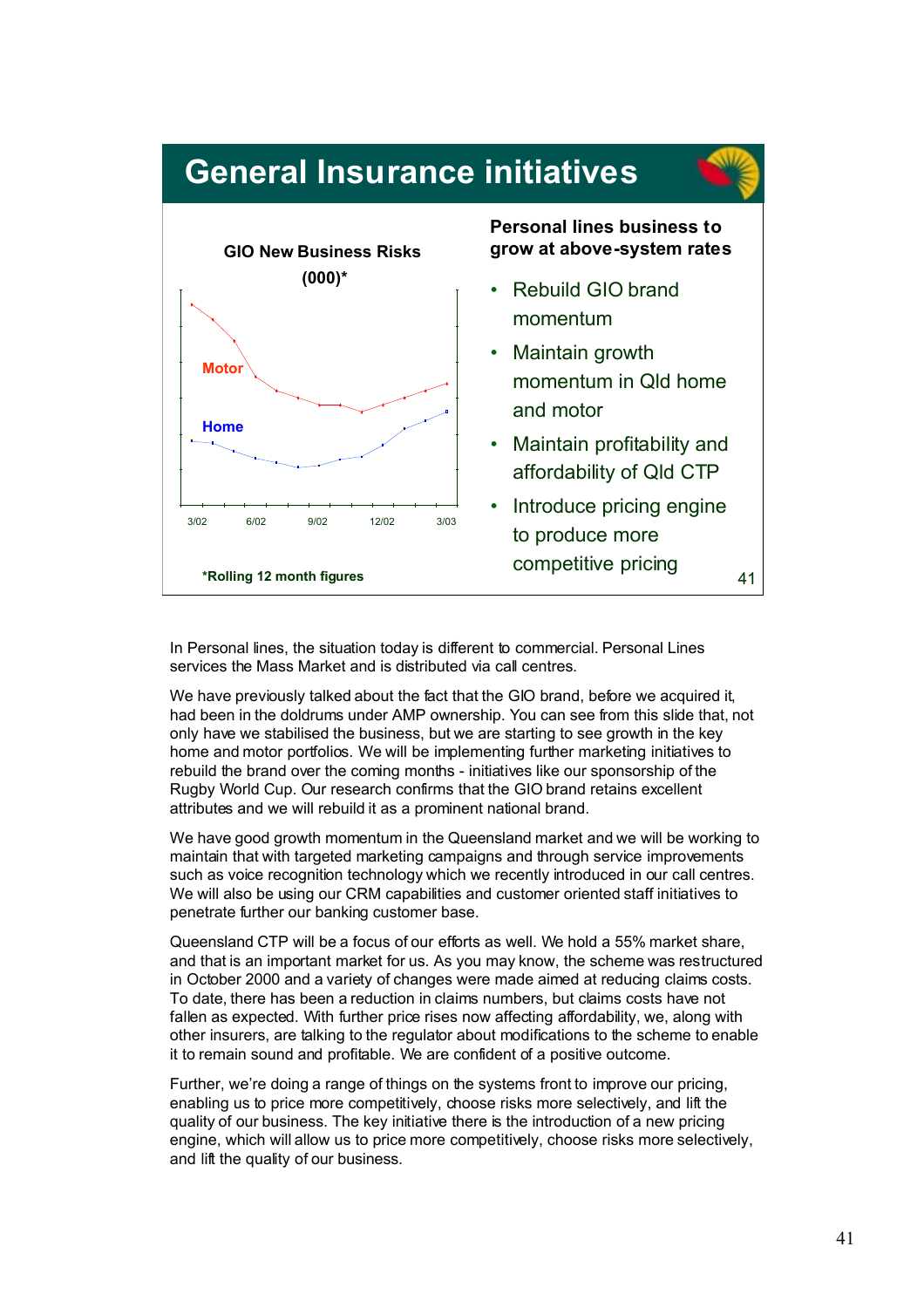## General Insurance initiatives

**GIO New Business Risks (000)***

Motor

Home

3/02 6/02 9/02 12/02 3/03

*Rolling 12 month figures

**Personal lines business to grow at above-system rates**

- Rebuild GIO brand momentum
- Maintain growth momentum in Qld home and motor
- Maintain profitability and affordability of Qld CTP
- Introduce pricing engine to produce more competitive pricing

In Personal lines, the situation today is different to commercial. Personal Lines services the Mass Market and is distributed via call centres.

We have previously talked about the fact that the GIO brand, before we acquired it, had been in the doldrums under AMP ownership. You can see from this slide that, not only have we stabilised the business, but we are starting to see growth in the key home and motor portfolios. We will be implementing further marketing initiatives to rebuild the brand over the coming months - initiatives like our sponsorship of the Rugby World Cup. Our research confirms that the GIO brand retains excellent attributes and we will rebuild it as a prominent national brand.

We have good growth momentum in the Queensland market and we will be working to maintain that with targeted marketing campaigns and through service improvements such as voice recognition technology which we recently introduced in our call centres. We will also be using our CRM capabilities and customer oriented staff initiatives to penetrate further our banking customer base.

Queensland CTP will be a focus of our efforts as well. We hold a 55% market share, and that is an important market for us. As you may know, the scheme was restructured in October 2000 and a variety of changes were made aimed at reducing claims costs. To date, there has been a reduction in claims numbers, but claims costs have not fallen as expected. With further price rises now affecting affordability, we, along with other insurers, are talking to the regulator about modifications to the scheme to enable it to remain sound and profitable. We are confident of a positive outcome.

Further, we're doing a range of things on the systems front to improve our pricing, enabling us to price more competitively, choose risks more selectively, and lift the quality of our business. The key initiative there is the introduction of a new pricing engine, which will allow us to price more competitively, choose risks more selectively, and lift the quality of our business.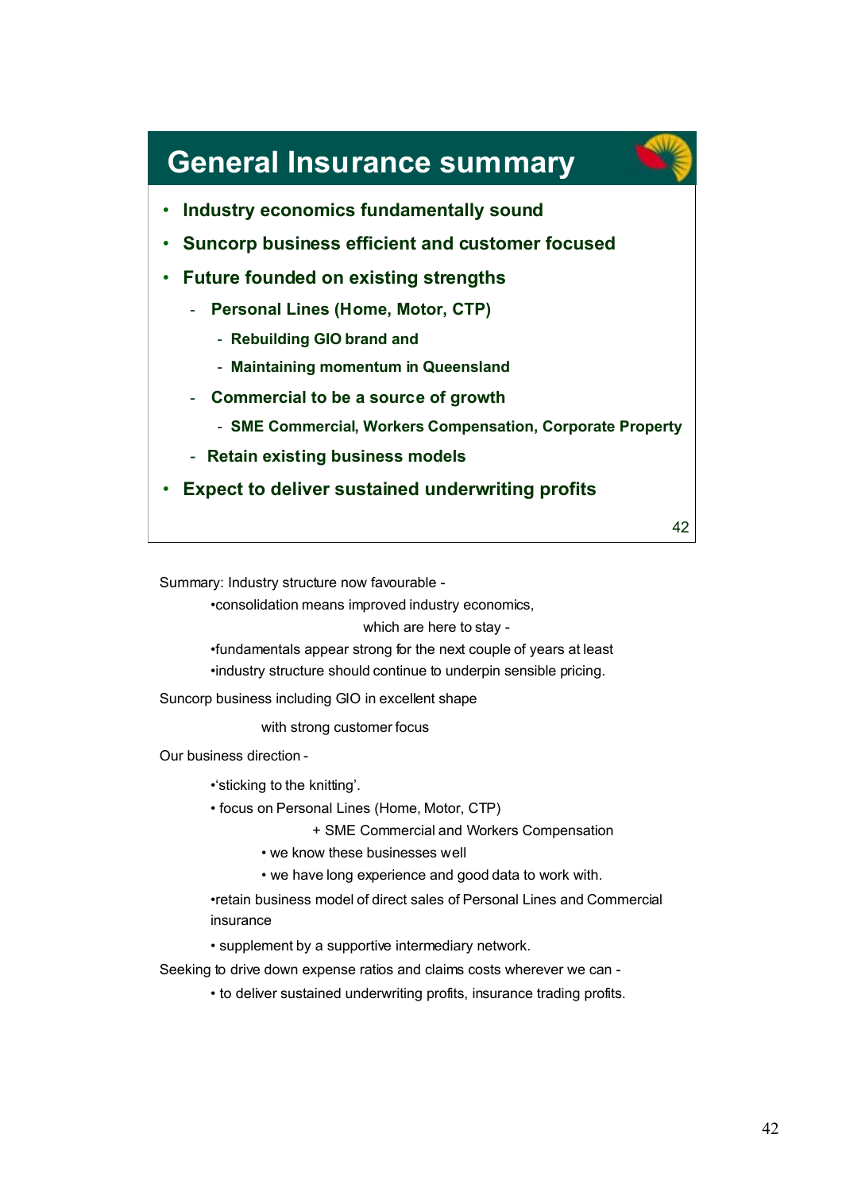## General Insurance summary

- **Industry economics fundamentally sound**
- **Suncorp business efficient and customer focused**
- **Future founded on existing strengths**
  - **Personal Lines (Home, Motor, CTP)**
    - **Rebuilding GIO brand and**
    - **Maintaining momentum in Queensland**
  - **Commercial to be a source of growth**
    - **SME Commercial, Workers Compensation, Corporate Property**
  - **Retain existing business models**
- **Expect to deliver sustained underwriting profits**

Summary: Industry structure now favourable -

- consolidation means improved industry economics, which are here to stay -
- fundamentals appear strong for the next couple of years at least
- industry structure should continue to underpin sensible pricing.

Suncorp business including GIO in excellent shape with strong customer focus

Our business direction -

- 'sticking to the knitting'.
- focus on Personal Lines (Home, Motor, CTP) + SME Commercial and Workers Compensation
  - we know these businesses well
  - we have long experience and good data to work with.
- retain business model of direct sales of Personal Lines and Commercial insurance
- supplement by a supportive intermediary network.

Seeking to drive down expense ratios and claims costs wherever we can -

- to deliver sustained underwriting profits, insurance trading profits.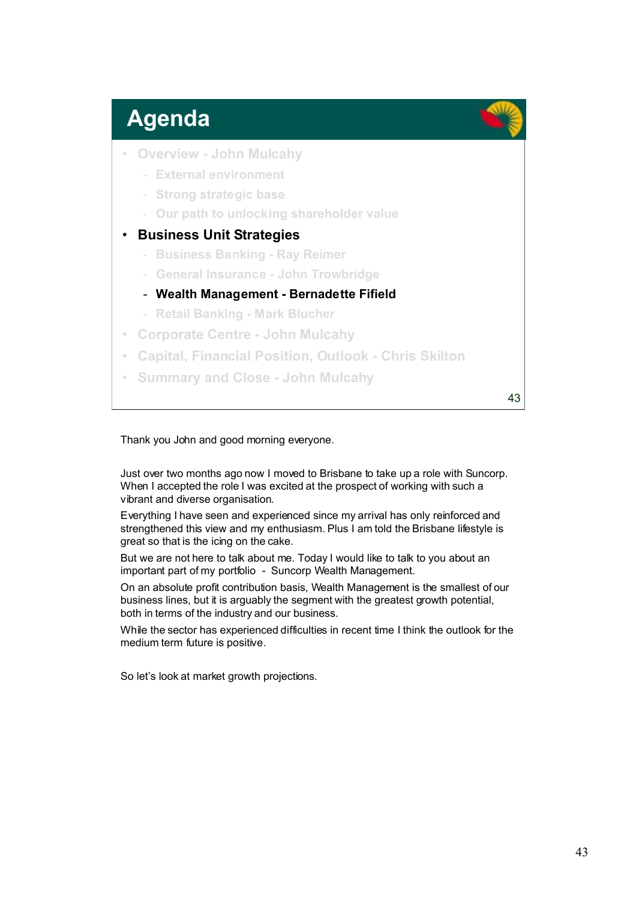## Agenda

- Overview - John Mulcahy
  - External environment
  - Strong strategic base
  - Our path to unlocking shareholder value
- **Business Unit Strategies**
  - Business Banking - Ray Reimer
  - General Insurance - John Trowbridge
  - **Wealth Management - Bernadette Fifield**
  - Retail Banking - Mark Blucher
- Corporate Centre - John Mulcahy
- Capital, Financial Position, Outlook - Chris Skilton
- Summary and Close - John Mulcahy

Thank you John and good morning everyone.

Just over two months ago now I moved to Brisbane to take up a role with Suncorp. When I accepted the role I was excited at the prospect of working with such a vibrant and diverse organisation.

Everything I have seen and experienced since my arrival has only reinforced and strengthened this view and my enthusiasm. Plus I am told the Brisbane lifestyle is great so that is the icing on the cake.

But we are not here to talk about me. Today I would like to talk to you about an important part of my portfolio - Suncorp Wealth Management.

On an absolute profit contribution basis, Wealth Management is the smallest of our business lines, but it is arguably the segment with the greatest growth potential, both in terms of the industry and our business.

While the sector has experienced difficulties in recent time I think the outlook for the medium term future is positive.

So let's look at market growth projections.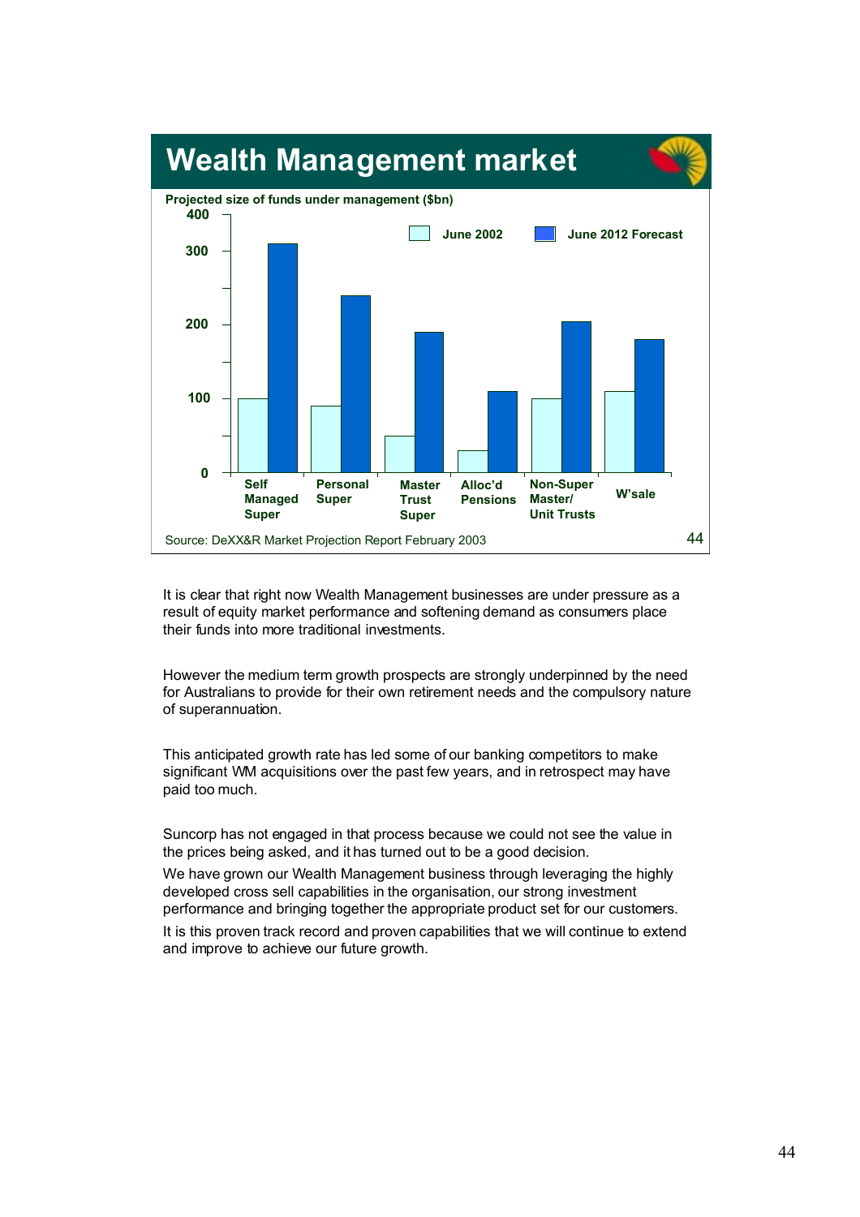## Wealth Management market

Projected size of funds under management ($bn)

| | June 2002 | June 2012 Forecast |
|---|---|---|
| Self Managed Super | 100 | 310 |
| Personal Super | 90 | 240 |
| Master Trust Super | 50 | 190 |
| Alloc'd Pensions | 30 | 110 |
| Non-Super Master/ Unit Trusts | 100 | 205 |
| W'sale | 110 | 180 |

Source: DeXX&R Market Projection Report February 2003

It is clear that right now Wealth Management businesses are under pressure as a result of equity market performance and softening demand as consumers place their funds into more traditional investments.

However the medium term growth prospects are strongly underpinned by the need for Australians to provide for their own retirement needs and the compulsory nature of superannuation.

This anticipated growth rate has led some of our banking competitors to make significant WM acquisitions over the past few years, and in retrospect may have paid too much.

Suncorp has not engaged in that process because we could not see the value in the prices being asked, and it has turned out to be a good decision.

We have grown our Wealth Management business through leveraging the highly developed cross sell capabilities in the organisation, our strong investment performance and bringing together the appropriate product set for our customers.

It is this proven track record and proven capabilities that we will continue to extend and improve to achieve our future growth.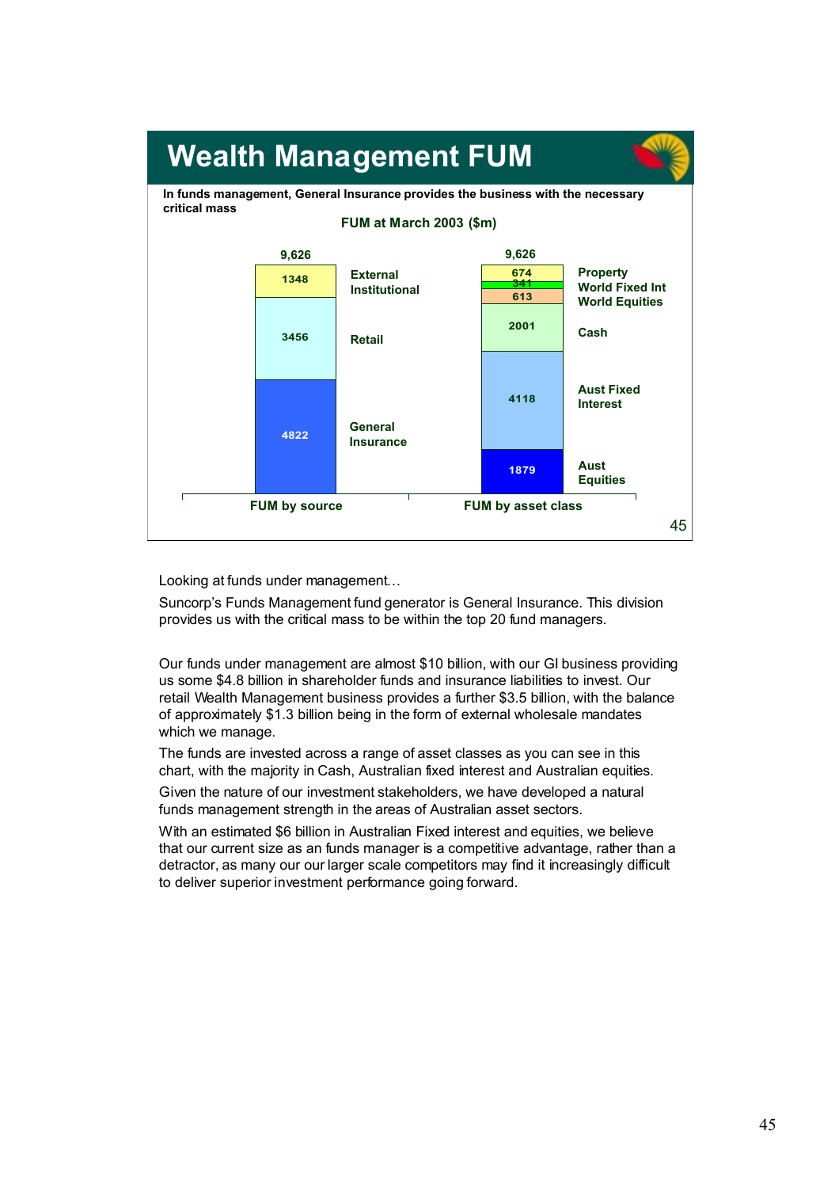# Wealth Management FUM

**In funds management, General Insurance provides the business with the necessary critical mass**

**FUM at March 2003 ($m)**

**FUM by source** (Total: 9,626)

| Source | $m |
|---|---|
| External Institutional | 1348 |
| Retail | 3456 |
| General Insurance | 4822 |

**FUM by asset class** (Total: 9,626)

| Asset class | $m |
|---|---|
| Property | 674 |
| World Fixed Int | 341 |
| World Equities | 613 |
| Cash | 2001 |
| Aust Fixed Interest | 4118 |
| Aust Equities | 1879 |

Looking at funds under management…

Suncorp's Funds Management fund generator is General Insurance. This division provides us with the critical mass to be within the top 20 fund managers.

Our funds under management are almost $10 billion, with our GI business providing us some $4.8 billion in shareholder funds and insurance liabilities to invest. Our retail Wealth Management business provides a further $3.5 billion, with the balance of approximately $1.3 billion being in the form of external wholesale mandates which we manage.

The funds are invested across a range of asset classes as you can see in this chart, with the majority in Cash, Australian fixed interest and Australian equities.

Given the nature of our investment stakeholders, we have developed a natural funds management strength in the areas of Australian asset sectors.

With an estimated $6 billion in Australian Fixed interest and equities, we believe that our current size as an funds manager is a competitive advantage, rather than a detractor, as many our our larger scale competitors may find it increasingly difficult to deliver superior investment performance going forward.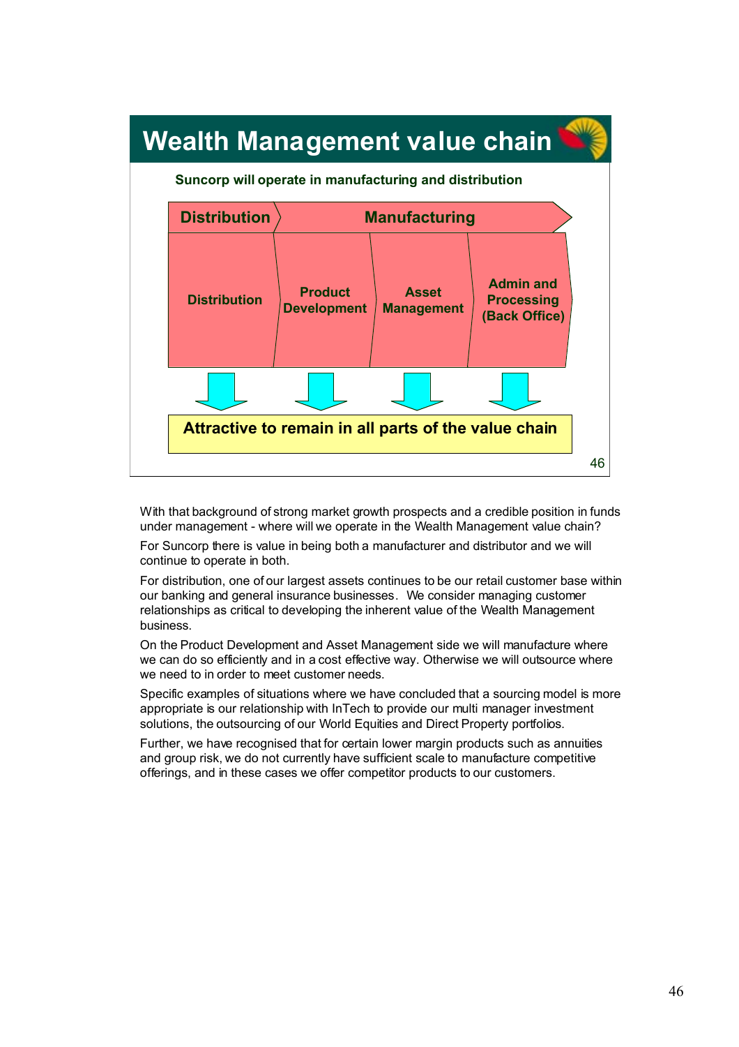## Wealth Management value chain

**Suncorp will operate in manufacturing and distribution**

| Distribution | Manufacturing | | |
|---|---|---|---|
| Distribution | Product Development | Asset Management | Admin and Processing (Back Office) |

**Attractive to remain in all parts of the value chain**

With that background of strong market growth prospects and a credible position in funds under management - where will we operate in the Wealth Management value chain?

For Suncorp there is value in being both a manufacturer and distributor and we will continue to operate in both.

For distribution, one of our largest assets continues to be our retail customer base within our banking and general insurance businesses. We consider managing customer relationships as critical to developing the inherent value of the Wealth Management business.

On the Product Development and Asset Management side we will manufacture where we can do so efficiently and in a cost effective way. Otherwise we will outsource where we need to in order to meet customer needs.

Specific examples of situations where we have concluded that a sourcing model is more appropriate is our relationship with InTech to provide our multi manager investment solutions, the outsourcing of our World Equities and Direct Property portfolios.

Further, we have recognised that for certain lower margin products such as annuities and group risk, we do not currently have sufficient scale to manufacture competitive offerings, and in these cases we offer competitor products to our customers.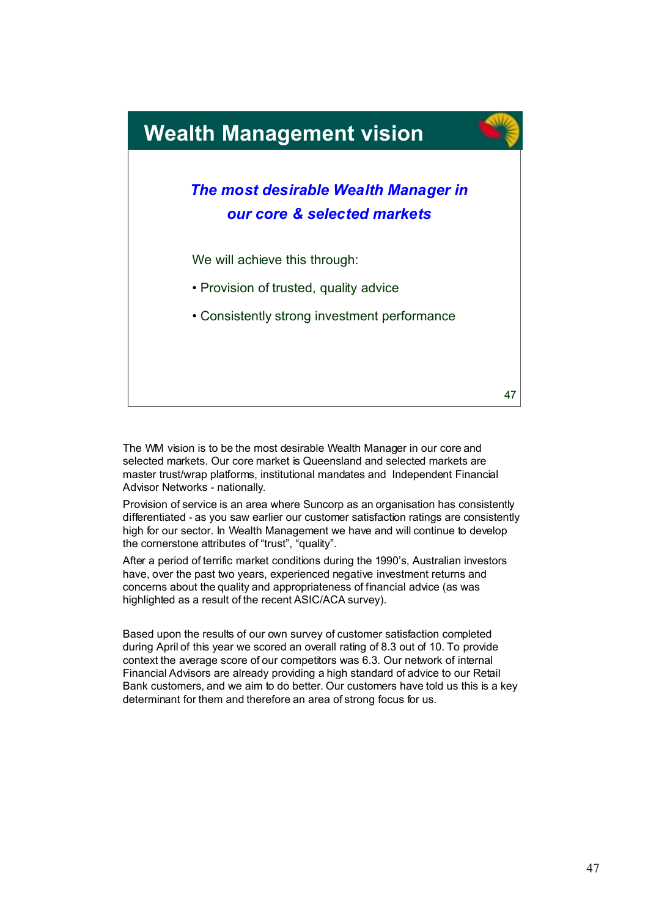# Wealth Management vision

***The most desirable Wealth Manager in our core & selected markets***

We will achieve this through:

- Provision of trusted, quality advice
- Consistently strong investment performance

The WM vision is to be the most desirable Wealth Manager in our core and selected markets. Our core market is Queensland and selected markets are master trust/wrap platforms, institutional mandates and Independent Financial Advisor Networks - nationally.

Provision of service is an area where Suncorp as an organisation has consistently differentiated - as you saw earlier our customer satisfaction ratings are consistently high for our sector. In Wealth Management we have and will continue to develop the cornerstone attributes of "trust", "quality".

After a period of terrific market conditions during the 1990's, Australian investors have, over the past two years, experienced negative investment returns and concerns about the quality and appropriateness of financial advice (as was highlighted as a result of the recent ASIC/ACA survey).

Based upon the results of our own survey of customer satisfaction completed during April of this year we scored an overall rating of 8.3 out of 10. To provide context the average score of our competitors was 6.3. Our network of internal Financial Advisors are already providing a high standard of advice to our Retail Bank customers, and we aim to do better. Our customers have told us this is a key determinant for them and therefore an area of strong focus for us.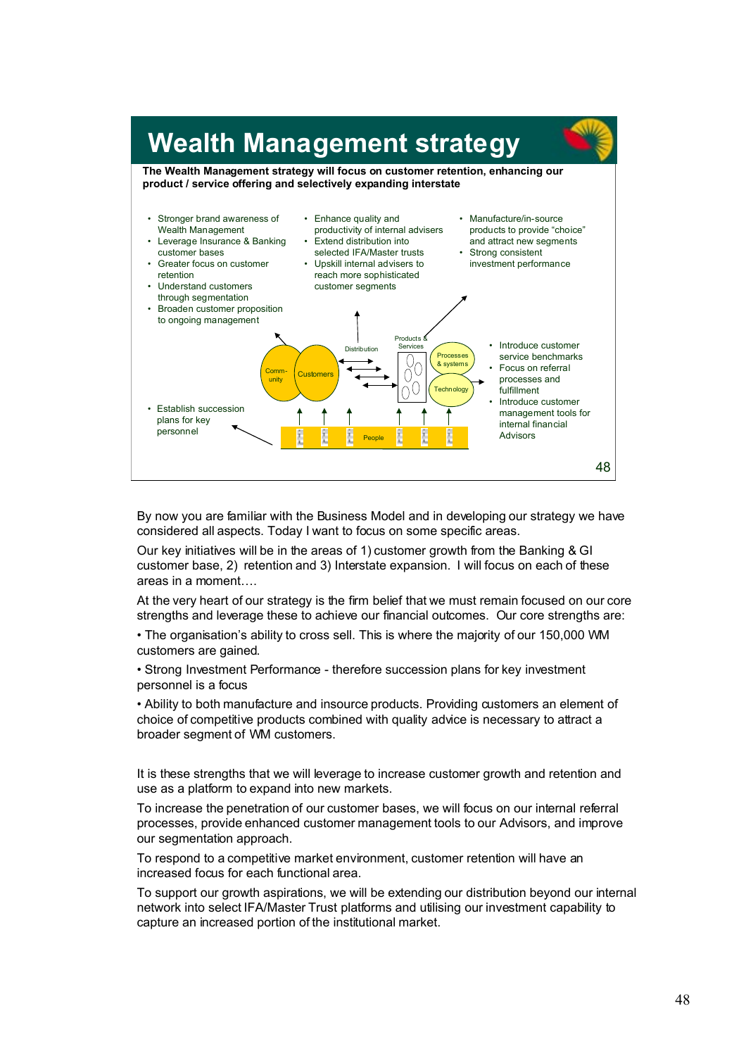## Wealth Management strategy

**The Wealth Management strategy will focus on customer retention, enhancing our product / service offering and selectively expanding interstate**

- Stronger brand awareness of Wealth Management
- Leverage Insurance & Banking customer bases
- Greater focus on customer retention
- Understand customers through segmentation
- Broaden customer proposition to ongoing management

- Enhance quality and productivity of internal advisers
- Extend distribution into selected IFA/Master trusts
- Upskill internal advisers to reach more sophisticated customer segments

- Manufacture/in-source products to provide "choice" and attract new segments
- Strong consistent investment performance

- Introduce customer service benchmarks
- Focus on referral processes and fulfillment
- Introduce customer management tools for internal financial Advisors

- Establish succession plans for key personnel

Comm-unity | Customers | Distribution | Products & Services | Processes & systems | Technology | People

By now you are familiar with the Business Model and in developing our strategy we have considered all aspects. Today I want to focus on some specific areas.

Our key initiatives will be in the areas of 1) customer growth from the Banking & GI customer base, 2) retention and 3) Interstate expansion. I will focus on each of these areas in a moment….

At the very heart of our strategy is the firm belief that we must remain focused on our core strengths and leverage these to achieve our financial outcomes. Our core strengths are:

• The organisation's ability to cross sell. This is where the majority of our 150,000 WM customers are gained.

• Strong Investment Performance - therefore succession plans for key investment personnel is a focus

• Ability to both manufacture and insource products. Providing customers an element of choice of competitive products combined with quality advice is necessary to attract a broader segment of WM customers.

It is these strengths that we will leverage to increase customer growth and retention and use as a platform to expand into new markets.

To increase the penetration of our customer bases, we will focus on our internal referral processes, provide enhanced customer management tools to our Advisors, and improve our segmentation approach.

To respond to a competitive market environment, customer retention will have an increased focus for each functional area.

To support our growth aspirations, we will be extending our distribution beyond our internal network into select IFA/Master Trust platforms and utilising our investment capability to capture an increased portion of the institutional market.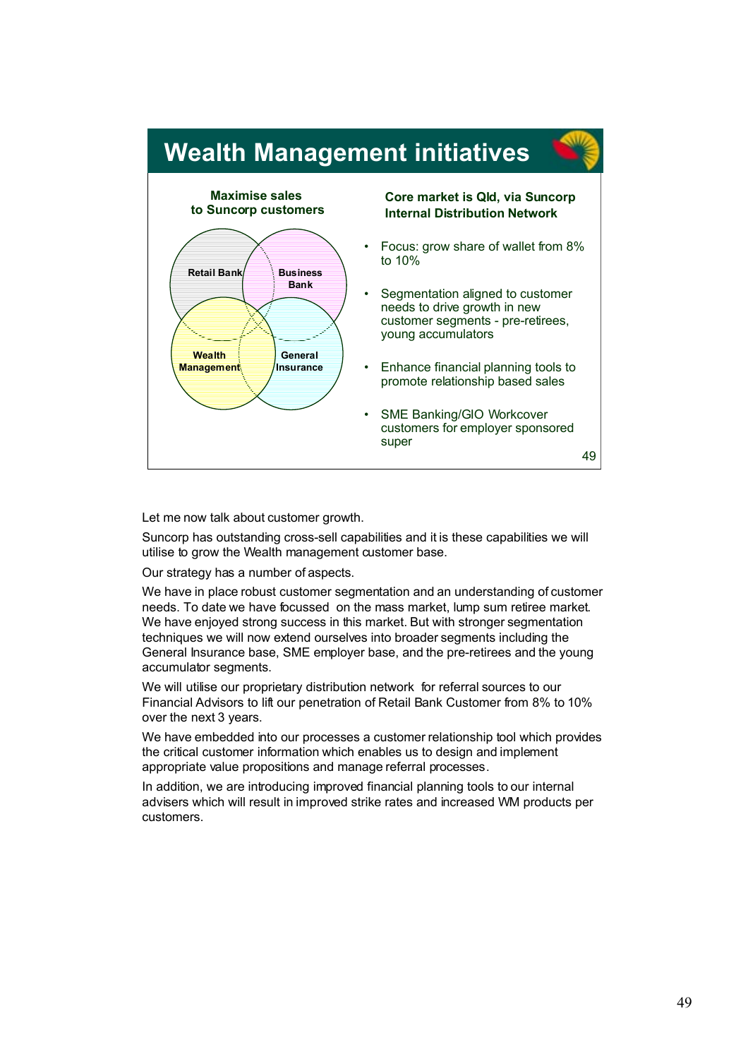# Wealth Management initiatives

**Maximise sales to Suncorp customers**

Retail Bank | Business Bank | Wealth Management | General Insurance

**Core market is Qld, via Suncorp Internal Distribution Network**

- Focus: grow share of wallet from 8% to 10%
- Segmentation aligned to customer needs to drive growth in new customer segments - pre-retirees, young accumulators
- Enhance financial planning tools to promote relationship based sales
- SME Banking/GIO Workcover customers for employer sponsored super

Let me now talk about customer growth.

Suncorp has outstanding cross-sell capabilities and it is these capabilities we will utilise to grow the Wealth management customer base.

Our strategy has a number of aspects.

We have in place robust customer segmentation and an understanding of customer needs. To date we have focussed on the mass market, lump sum retiree market. We have enjoyed strong success in this market. But with stronger segmentation techniques we will now extend ourselves into broader segments including the General Insurance base, SME employer base, and the pre-retirees and the young accumulator segments.

We will utilise our proprietary distribution network for referral sources to our Financial Advisors to lift our penetration of Retail Bank Customer from 8% to 10% over the next 3 years.

We have embedded into our processes a customer relationship tool which provides the critical customer information which enables us to design and implement appropriate value propositions and manage referral processes.

In addition, we are introducing improved financial planning tools to our internal advisers which will result in improved strike rates and increased WM products per customers.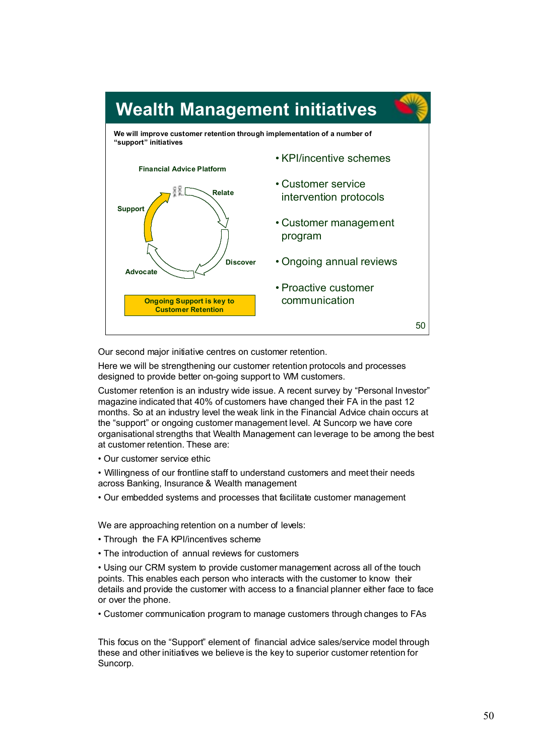# Wealth Management initiatives

**We will improve customer retention through implementation of a number of "support" initiatives**

**Financial Advice Platform**

**Relate**

**Discover**

**Advocate**

**Support**

**Ongoing Support is key to Customer Retention**

- KPI/incentive schemes
- Customer service intervention protocols
- Customer management program
- Ongoing annual reviews
- Proactive customer communication

Our second major initiative centres on customer retention.

Here we will be strengthening our customer retention protocols and processes designed to provide better on-going support to WM customers.

Customer retention is an industry wide issue. A recent survey by "Personal Investor" magazine indicated that 40% of customers have changed their FA in the past 12 months. So at an industry level the weak link in the Financial Advice chain occurs at the "support" or ongoing customer management level. At Suncorp we have core organisational strengths that Wealth Management can leverage to be among the best at customer retention. These are:

- Our customer service ethic
- Willingness of our frontline staff to understand customers and meet their needs across Banking, Insurance & Wealth management
- Our embedded systems and processes that facilitate customer management

We are approaching retention on a number of levels:

- Through the FA KPI/incentives scheme
- The introduction of annual reviews for customers
- Using our CRM system to provide customer management across all of the touch points. This enables each person who interacts with the customer to know their details and provide the customer with access to a financial planner either face to face or over the phone.
- Customer communication program to manage customers through changes to FAs

This focus on the "Support" element of financial advice sales/service model through these and other initiatives we believe is the key to superior customer retention for Suncorp.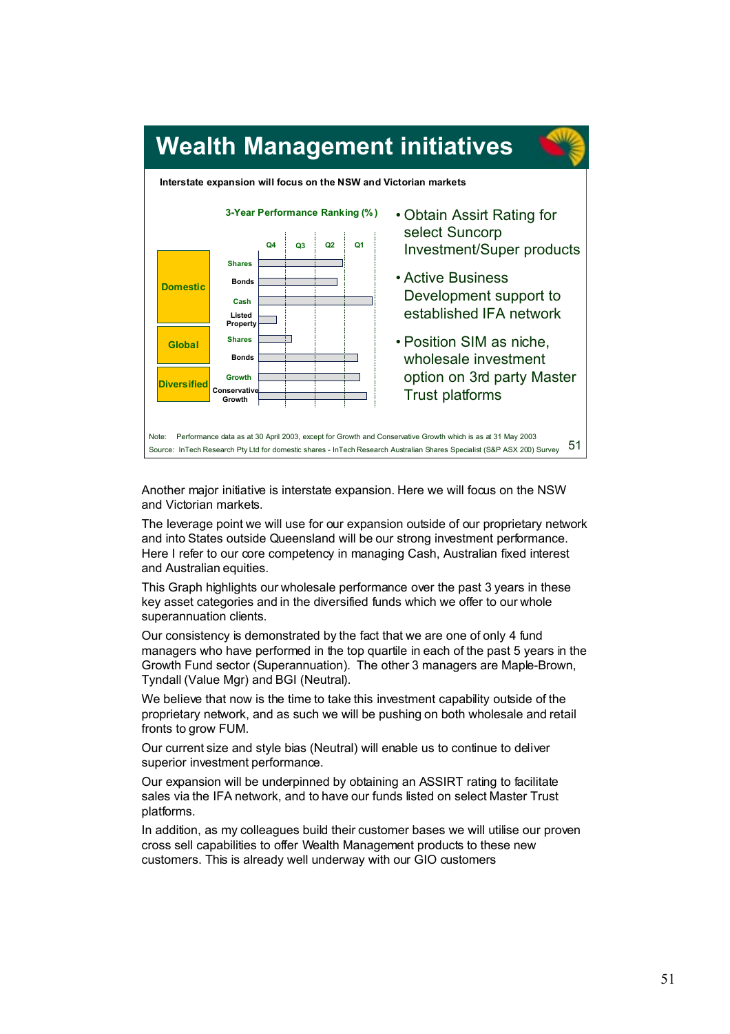# Wealth Management initiatives

**Interstate expansion will focus on the NSW and Victorian markets**

**3-Year Performance Ranking (%)**

| | | Quartile |
|---|---|---|
| Domestic | Shares | Q1 |
| | Bonds | Q1 |
| | Cash | Q1 |
| | Listed Property | Q4 |
| Global | Shares | Q3 |
| | Bonds | Q1 |
| | | |
| Diversified | Growth | Q1 |
| | Conservative Growth | Q1 |

- Obtain Assirt Rating for select Suncorp Investment/Super products
- Active Business Development support to established IFA network
- Position SIM as niche, wholesale investment option on 3rd party Master Trust platforms

Note: Performance data as at 30 April 2003, except for Growth and Conservative Growth which is as at 31 May 2003

Source: InTech Research Pty Ltd for domestic shares - InTech Research Australian Shares Specialist (S&P ASX 200) Survey

Another major initiative is interstate expansion. Here we will focus on the NSW and Victorian markets.

The leverage point we will use for our expansion outside of our proprietary network and into States outside Queensland will be our strong investment performance. Here I refer to our core competency in managing Cash, Australian fixed interest and Australian equities.

This Graph highlights our wholesale performance over the past 3 years in these key asset categories and in the diversified funds which we offer to our whole superannuation clients.

Our consistency is demonstrated by the fact that we are one of only 4 fund managers who have performed in the top quartile in each of the past 5 years in the Growth Fund sector (Superannuation). The other 3 managers are Maple-Brown, Tyndall (Value Mgr) and BGI (Neutral).

We believe that now is the time to take this investment capability outside of the proprietary network, and as such we will be pushing on both wholesale and retail fronts to grow FUM.

Our current size and style bias (Neutral) will enable us to continue to deliver superior investment performance.

Our expansion will be underpinned by obtaining an ASSIRT rating to facilitate sales via the IFA network, and to have our funds listed on select Master Trust platforms.

In addition, as my colleagues build their customer bases we will utilise our proven cross sell capabilities to offer Wealth Management products to these new customers. This is already well underway with our GIO customers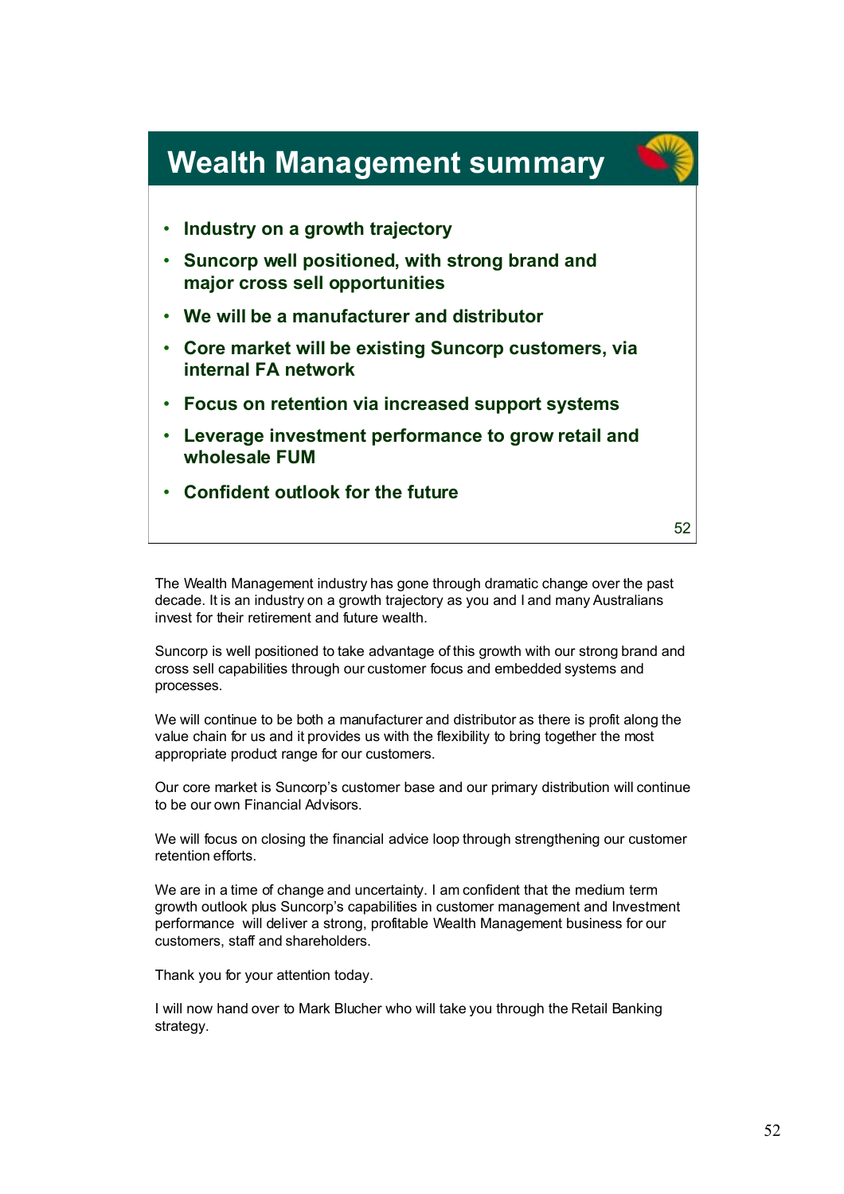# Wealth Management summary

- Industry on a growth trajectory
- Suncorp well positioned, with strong brand and major cross sell opportunities
- We will be a manufacturer and distributor
- Core market will be existing Suncorp customers, via internal FA network
- Focus on retention via increased support systems
- Leverage investment performance to grow retail and wholesale FUM
- Confident outlook for the future

The Wealth Management industry has gone through dramatic change over the past decade. It is an industry on a growth trajectory as you and I and many Australians invest for their retirement and future wealth.

Suncorp is well positioned to take advantage of this growth with our strong brand and cross sell capabilities through our customer focus and embedded systems and processes.

We will continue to be both a manufacturer and distributor as there is profit along the value chain for us and it provides us with the flexibility to bring together the most appropriate product range for our customers.

Our core market is Suncorp's customer base and our primary distribution will continue to be our own Financial Advisors.

We will focus on closing the financial advice loop through strengthening our customer retention efforts.

We are in a time of change and uncertainty. I am confident that the medium term growth outlook plus Suncorp's capabilities in customer management and Investment performance will deliver a strong, profitable Wealth Management business for our customers, staff and shareholders.

Thank you for your attention today.

I will now hand over to Mark Blucher who will take you through the Retail Banking strategy.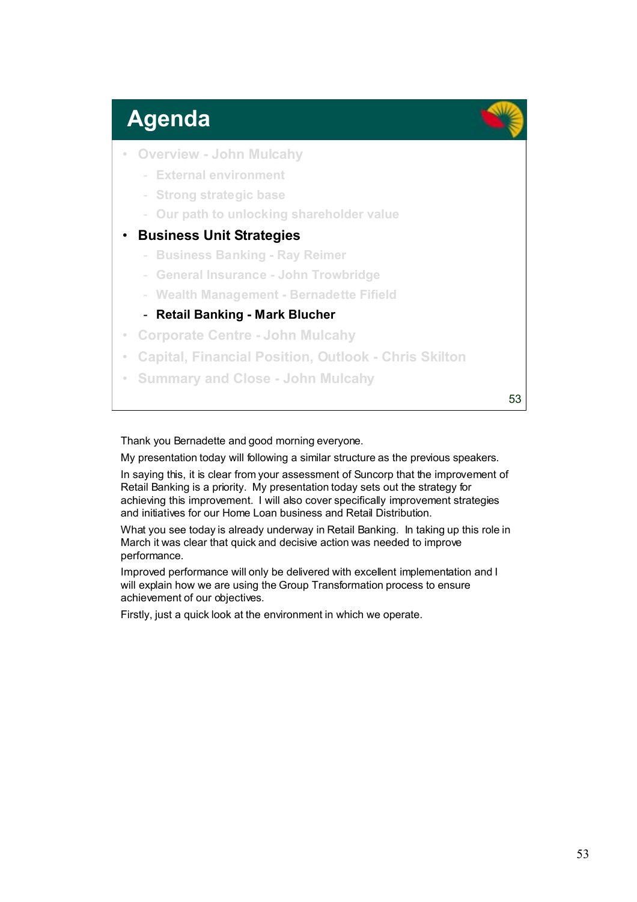# Agenda

- Overview - John Mulcahy
  - External environment
  - Strong strategic base
  - Our path to unlocking shareholder value
- **Business Unit Strategies**
  - Business Banking - Ray Reimer
  - General Insurance - John Trowbridge
  - Wealth Management - Bernadette Fifield
  - **Retail Banking - Mark Blucher**
- Corporate Centre - John Mulcahy
- Capital, Financial Position, Outlook - Chris Skilton
- Summary and Close - John Mulcahy

Thank you Bernadette and good morning everyone.

My presentation today will following a similar structure as the previous speakers.

In saying this, it is clear from your assessment of Suncorp that the improvement of Retail Banking is a priority. My presentation today sets out the strategy for achieving this improvement. I will also cover specifically improvement strategies and initiatives for our Home Loan business and Retail Distribution.

What you see today is already underway in Retail Banking. In taking up this role in March it was clear that quick and decisive action was needed to improve performance.

Improved performance will only be delivered with excellent implementation and I will explain how we are using the Group Transformation process to ensure achievement of our objectives.

Firstly, just a quick look at the environment in which we operate.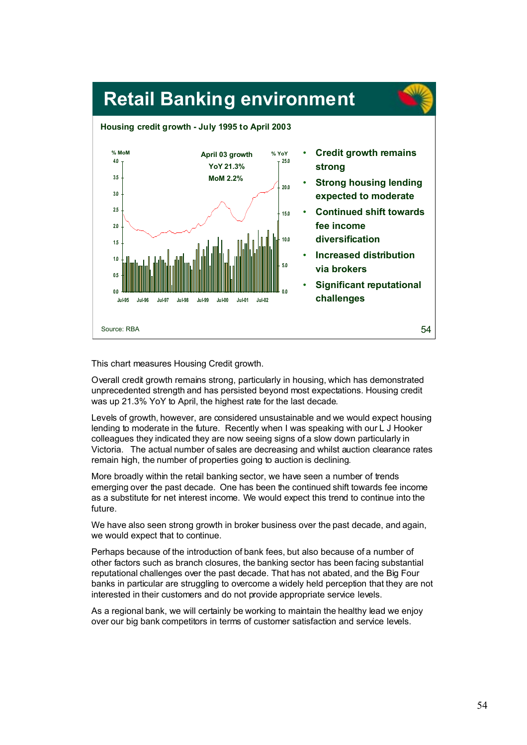# Retail Banking environment

**Housing credit growth - July 1995 to April 2003**

April 03 growth
YoY 21.3%
MoM 2.2%

- **Credit growth remains strong**
- **Strong housing lending expected to moderate**
- **Continued shift towards fee income diversification**
- **Increased distribution via brokers**
- **Significant reputational challenges**

Source: RBA

This chart measures Housing Credit growth.

Overall credit growth remains strong, particularly in housing, which has demonstrated unprecedented strength and has persisted beyond most expectations. Housing credit was up 21.3% YoY to April, the highest rate for the last decade.

Levels of growth, however, are considered unsustainable and we would expect housing lending to moderate in the future. Recently when I was speaking with our L J Hooker colleagues they indicated they are now seeing signs of a slow down particularly in Victoria. The actual number of sales are decreasing and whilst auction clearance rates remain high, the number of properties going to auction is declining.

More broadly within the retail banking sector, we have seen a number of trends emerging over the past decade. One has been the continued shift towards fee income as a substitute for net interest income. We would expect this trend to continue into the future.

We have also seen strong growth in broker business over the past decade, and again, we would expect that to continue.

Perhaps because of the introduction of bank fees, but also because of a number of other factors such as branch closures, the banking sector has been facing substantial reputational challenges over the past decade. That has not abated, and the Big Four banks in particular are struggling to overcome a widely held perception that they are not interested in their customers and do not provide appropriate service levels.

As a regional bank, we will certainly be working to maintain the healthy lead we enjoy over our big bank competitors in terms of customer satisfaction and service levels.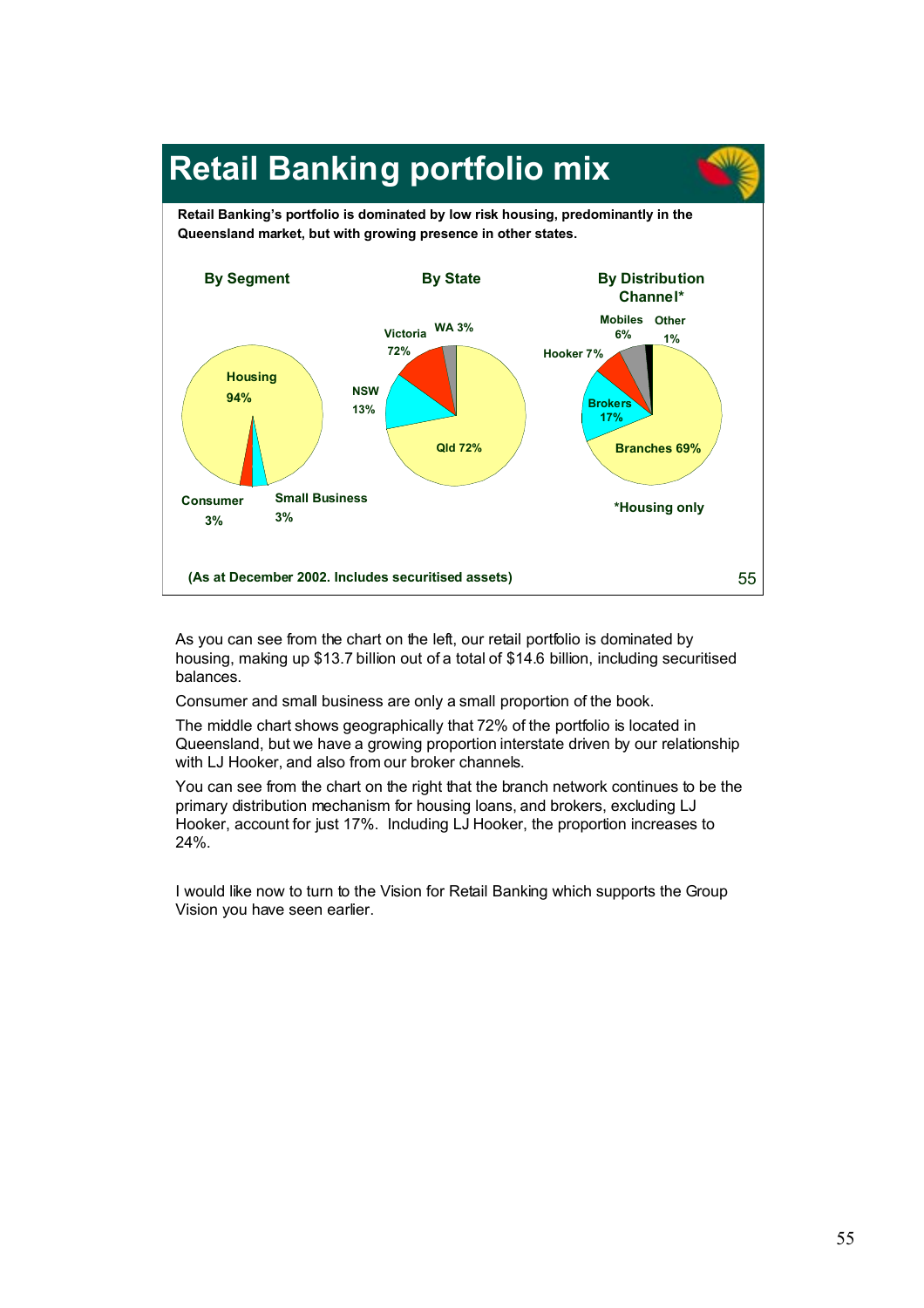# Retail Banking portfolio mix

**Retail Banking's portfolio is dominated by low risk housing, predominantly in the Queensland market, but with growing presence in other states.**

**By Segment**

- Housing 94%
- Consumer 3%
- Small Business 3%

**By State**

- Qld 72%
- NSW 13%
- Victoria 72%
- WA 3%

**By Distribution Channel***

- Branches 69%
- Brokers 17%
- Hooker 7%
- Mobiles 6%
- Other 1%

*Housing only

**(As at December 2002. Includes securitised assets)**

As you can see from the chart on the left, our retail portfolio is dominated by housing, making up $13.7 billion out of a total of $14.6 billion, including securitised balances.

Consumer and small business are only a small proportion of the book.

The middle chart shows geographically that 72% of the portfolio is located in Queensland, but we have a growing proportion interstate driven by our relationship with LJ Hooker, and also from our broker channels.

You can see from the chart on the right that the branch network continues to be the primary distribution mechanism for housing loans, and brokers, excluding LJ Hooker, account for just 17%. Including LJ Hooker, the proportion increases to 24%.

I would like now to turn to the Vision for Retail Banking which supports the Group Vision you have seen earlier.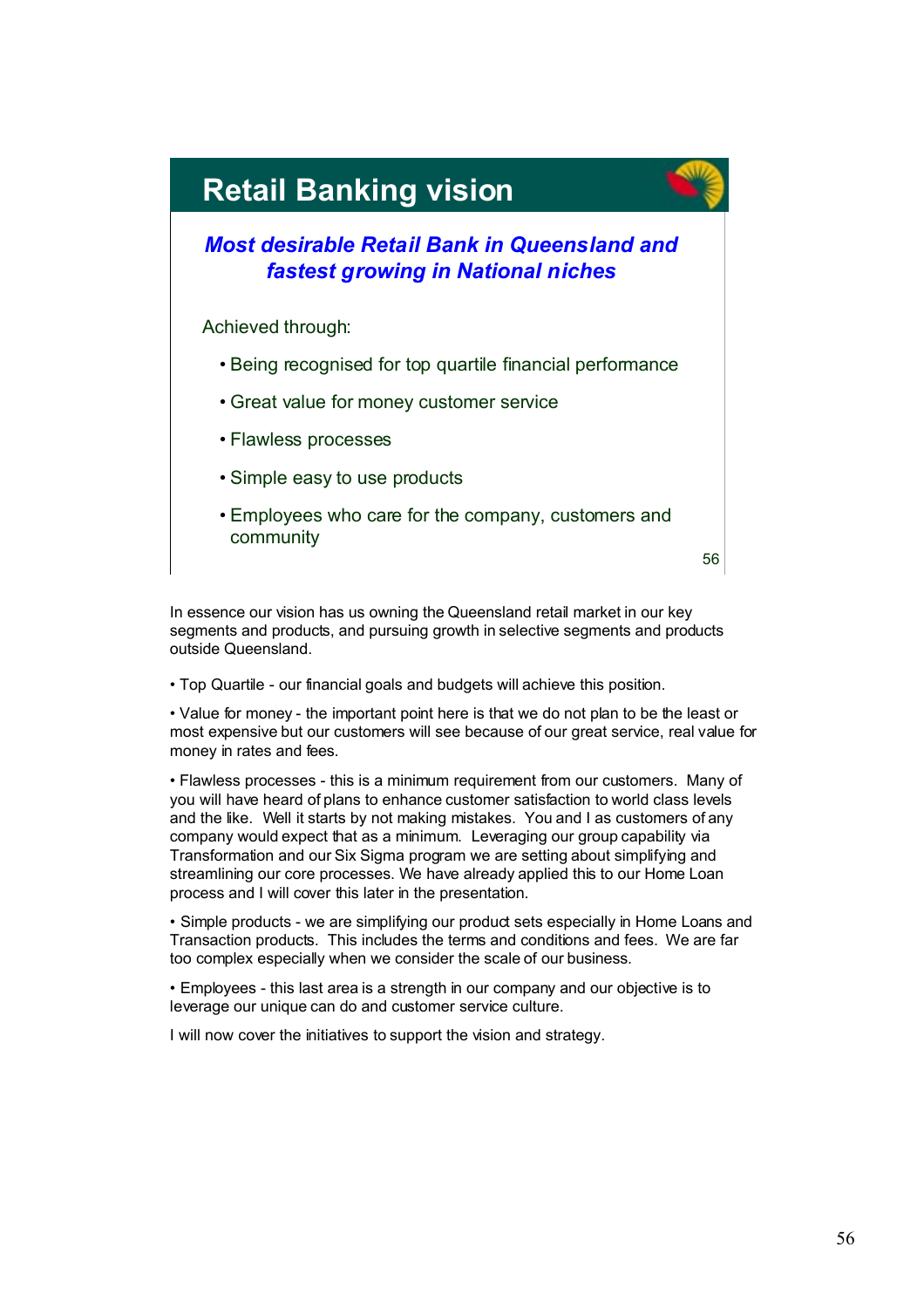## Retail Banking vision

***Most desirable Retail Bank in Queensland and fastest growing in National niches***

Achieved through:

- Being recognised for top quartile financial performance
- Great value for money customer service
- Flawless processes
- Simple easy to use products
- Employees who care for the company, customers and community

In essence our vision has us owning the Queensland retail market in our key segments and products, and pursuing growth in selective segments and products outside Queensland.

• Top Quartile - our financial goals and budgets will achieve this position.

• Value for money - the important point here is that we do not plan to be the least or most expensive but our customers will see because of our great service, real value for money in rates and fees.

• Flawless processes - this is a minimum requirement from our customers. Many of you will have heard of plans to enhance customer satisfaction to world class levels and the like. Well it starts by not making mistakes. You and I as customers of any company would expect that as a minimum. Leveraging our group capability via Transformation and our Six Sigma program we are setting about simplifying and streamlining our core processes. We have already applied this to our Home Loan process and I will cover this later in the presentation.

• Simple products - we are simplifying our product sets especially in Home Loans and Transaction products. This includes the terms and conditions and fees. We are far too complex especially when we consider the scale of our business.

• Employees - this last area is a strength in our company and our objective is to leverage our unique can do and customer service culture.

I will now cover the initiatives to support the vision and strategy.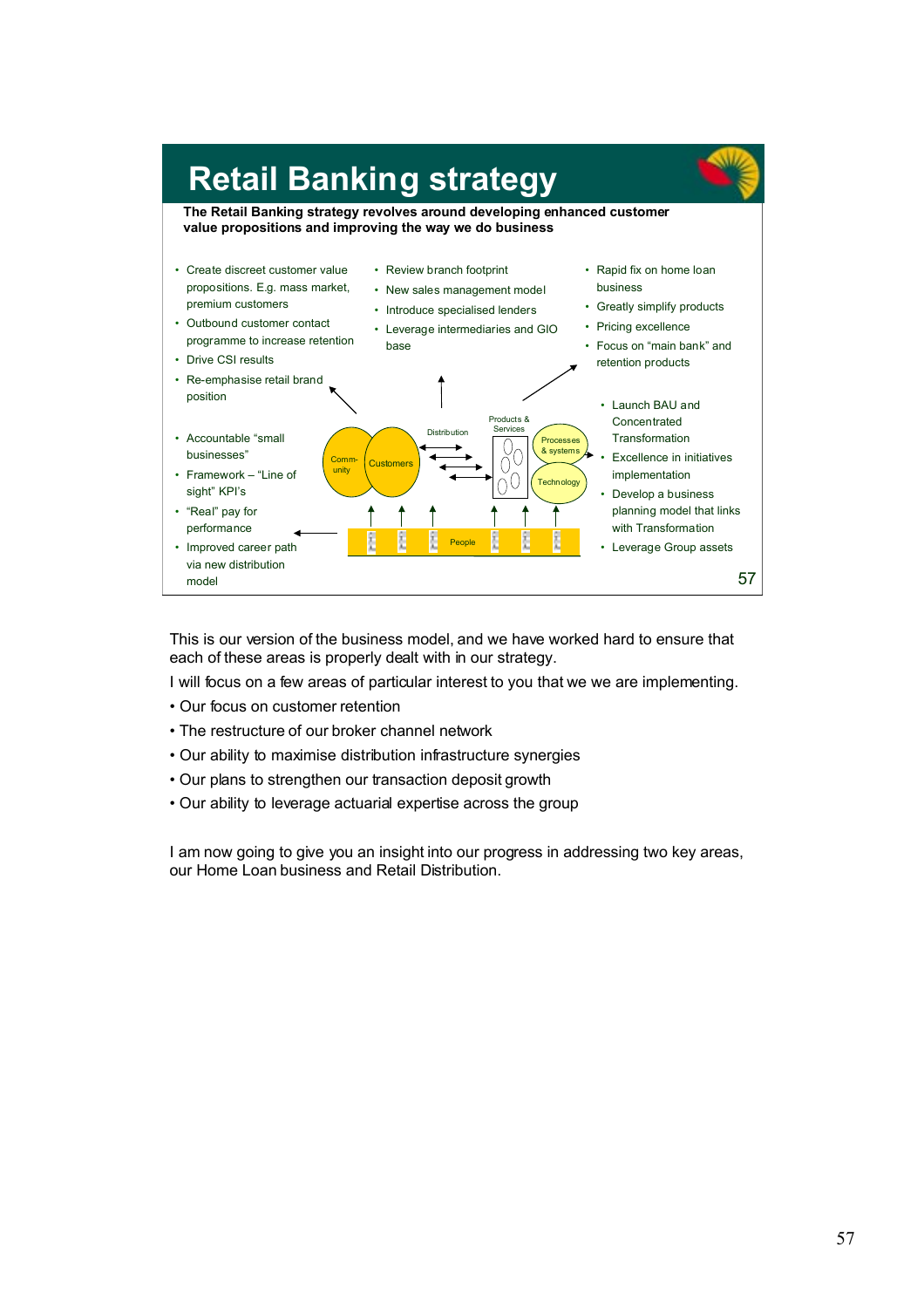# Retail Banking strategy

**The Retail Banking strategy revolves around developing enhanced customer value propositions and improving the way we do business**

- Create discreet customer value propositions. E.g. mass market, premium customers
- Outbound customer contact programme to increase retention
- Drive CSI results
- Re-emphasise retail brand position

- Review branch footprint
- New sales management model
- Introduce specialised lenders
- Leverage intermediaries and GIO base

- Rapid fix on home loan business
- Greatly simplify products
- Pricing excellence
- Focus on "main bank" and retention products

- Accountable "small businesses"
- Framework – "Line of sight" KPI's
- "Real" pay for performance
- Improved career path via new distribution model

Community | Customers | Distribution | Products & Services | Processes & systems | Technology | People

- Launch BAU and Concentrated Transformation
- Excellence in initiatives implementation
- Develop a business planning model that links with Transformation
- Leverage Group assets

This is our version of the business model, and we have worked hard to ensure that each of these areas is properly dealt with in our strategy.

I will focus on a few areas of particular interest to you that we we are implementing.

- Our focus on customer retention
- The restructure of our broker channel network
- Our ability to maximise distribution infrastructure synergies
- Our plans to strengthen our transaction deposit growth
- Our ability to leverage actuarial expertise across the group

I am now going to give you an insight into our progress in addressing two key areas, our Home Loan business and Retail Distribution.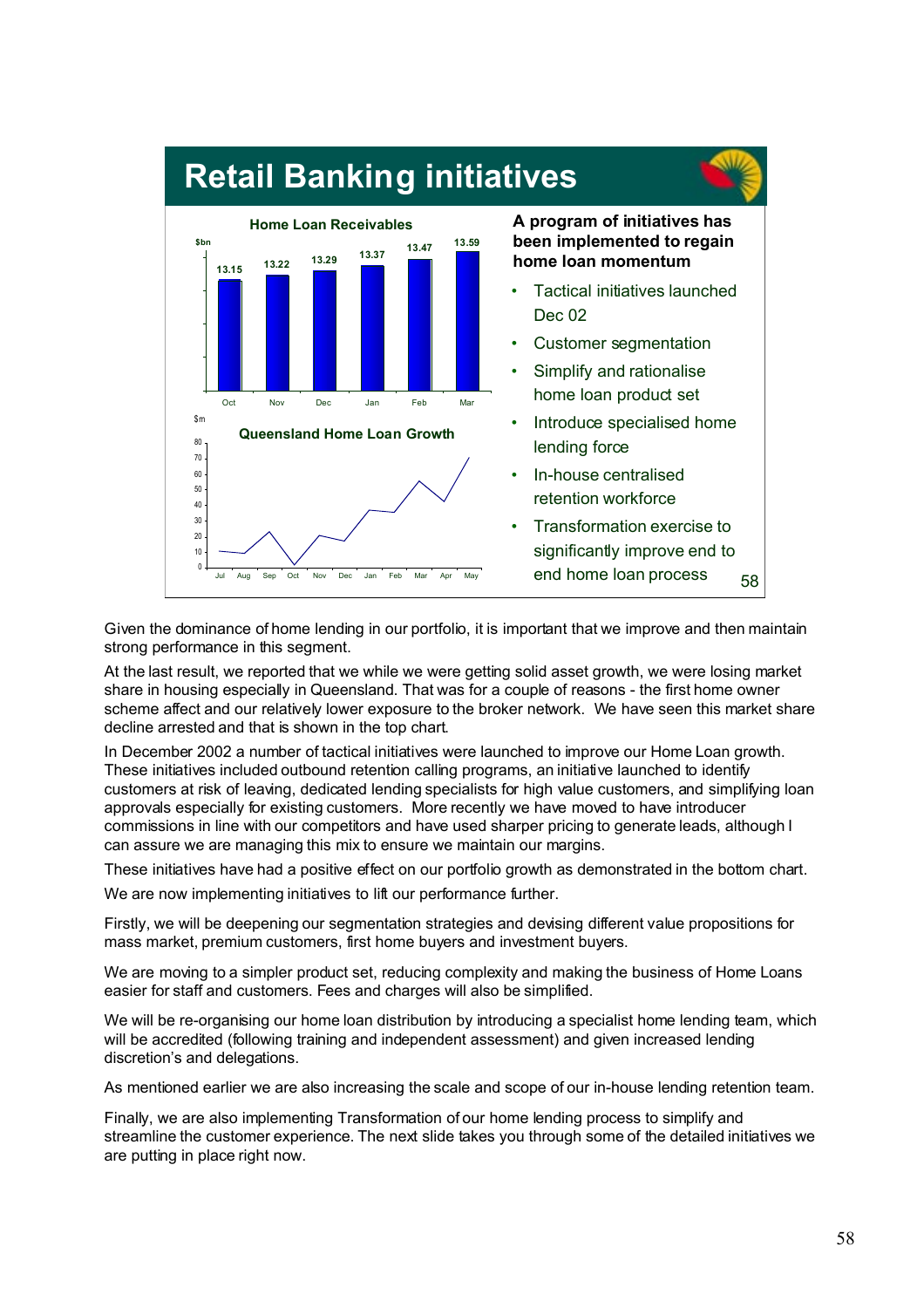## Retail Banking initiatives

**Home Loan Receivables**

$bn

| Oct | Nov | Dec | Jan | Feb | Mar |
|---|---|---|---|---|---|
| 13.15 | 13.22 | 13.29 | 13.37 | 13.47 | 13.59 |

**Queensland Home Loan Growth**

$m

(Line chart, Jul to May, scale 0–80)

**A program of initiatives has been implemented to regain home loan momentum**

- Tactical initiatives launched Dec 02
- Customer segmentation
- Simplify and rationalise home loan product set
- Introduce specialised home lending force
- In-house centralised retention workforce
- Transformation exercise to significantly improve end to end home loan process

Given the dominance of home lending in our portfolio, it is important that we improve and then maintain strong performance in this segment.

At the last result, we reported that we while we were getting solid asset growth, we were losing market share in housing especially in Queensland. That was for a couple of reasons - the first home owner scheme affect and our relatively lower exposure to the broker network. We have seen this market share decline arrested and that is shown in the top chart.

In December 2002 a number of tactical initiatives were launched to improve our Home Loan growth. These initiatives included outbound retention calling programs, an initiative launched to identify customers at risk of leaving, dedicated lending specialists for high value customers, and simplifying loan approvals especially for existing customers. More recently we have moved to have introducer commissions in line with our competitors and have used sharper pricing to generate leads, although I can assure we are managing this mix to ensure we maintain our margins.

These initiatives have had a positive effect on our portfolio growth as demonstrated in the bottom chart.

We are now implementing initiatives to lift our performance further.

Firstly, we will be deepening our segmentation strategies and devising different value propositions for mass market, premium customers, first home buyers and investment buyers.

We are moving to a simpler product set, reducing complexity and making the business of Home Loans easier for staff and customers. Fees and charges will also be simplified.

We will be re-organising our home loan distribution by introducing a specialist home lending team, which will be accredited (following training and independent assessment) and given increased lending discretion's and delegations.

As mentioned earlier we are also increasing the scale and scope of our in-house lending retention team.

Finally, we are also implementing Transformation of our home lending process to simplify and streamline the customer experience. The next slide takes you through some of the detailed initiatives we are putting in place right now.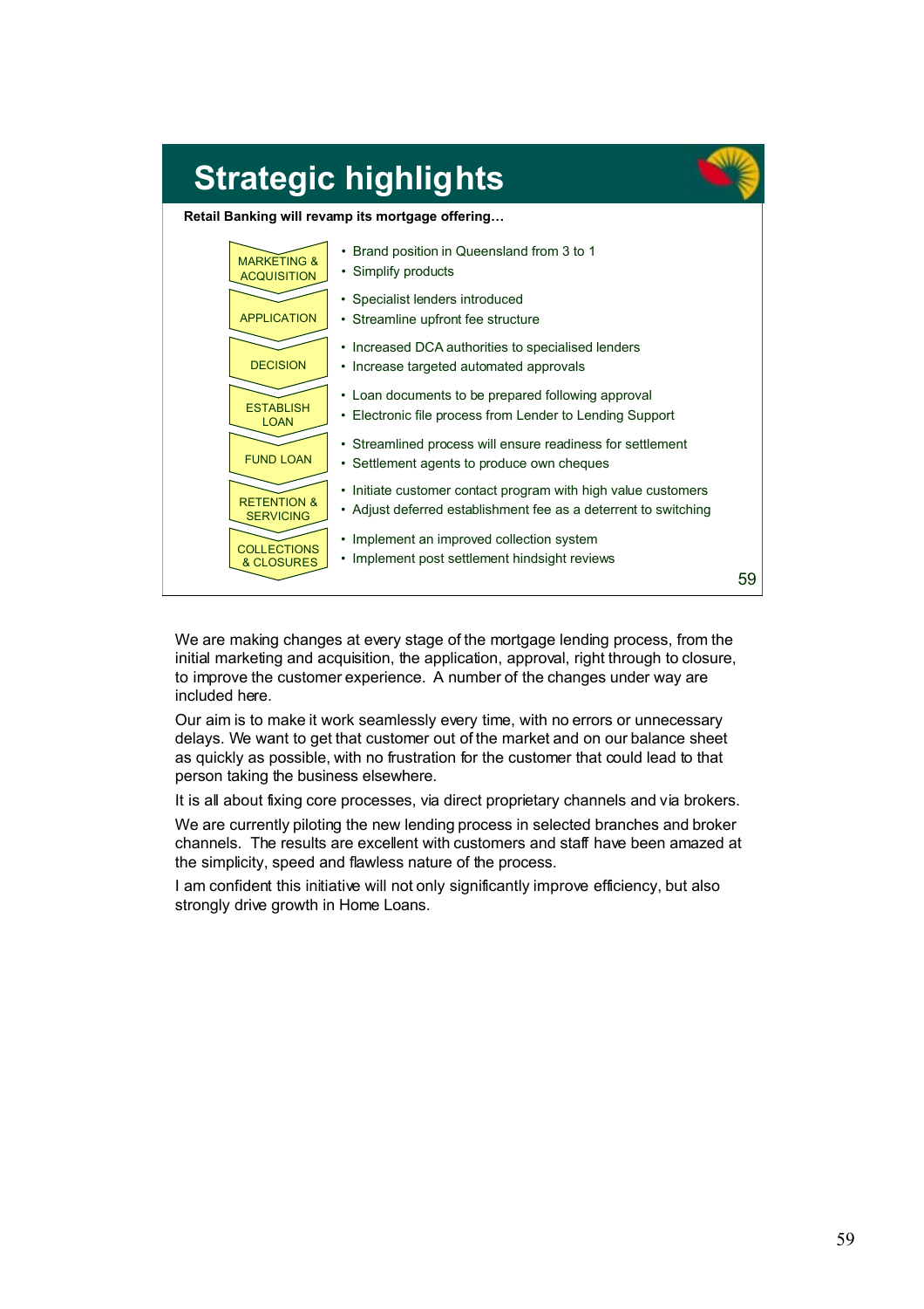## Strategic highlights

**Retail Banking will revamp its mortgage offering…**

| Stage | Initiatives |
| --- | --- |
| MARKETING & ACQUISITION | • Brand position in Queensland from 3 to 1<br>• Simplify products |
| APPLICATION | • Specialist lenders introduced<br>• Streamline upfront fee structure |
| DECISION | • Increased DCA authorities to specialised lenders<br>• Increase targeted automated approvals |
| ESTABLISH LOAN | • Loan documents to be prepared following approval<br>• Electronic file process from Lender to Lending Support |
| FUND LOAN | • Streamlined process will ensure readiness for settlement<br>• Settlement agents to produce own cheques |
| RETENTION & SERVICING | • Initiate customer contact program with high value customers<br>• Adjust deferred establishment fee as a deterrent to switching |
| COLLECTIONS & CLOSURES | • Implement an improved collection system<br>• Implement post settlement hindsight reviews |

We are making changes at every stage of the mortgage lending process, from the initial marketing and acquisition, the application, approval, right through to closure, to improve the customer experience. A number of the changes under way are included here.

Our aim is to make it work seamlessly every time, with no errors or unnecessary delays. We want to get that customer out of the market and on our balance sheet as quickly as possible, with no frustration for the customer that could lead to that person taking the business elsewhere.

It is all about fixing core processes, via direct proprietary channels and via brokers.

We are currently piloting the new lending process in selected branches and broker channels. The results are excellent with customers and staff have been amazed at the simplicity, speed and flawless nature of the process.

I am confident this initiative will not only significantly improve efficiency, but also strongly drive growth in Home Loans.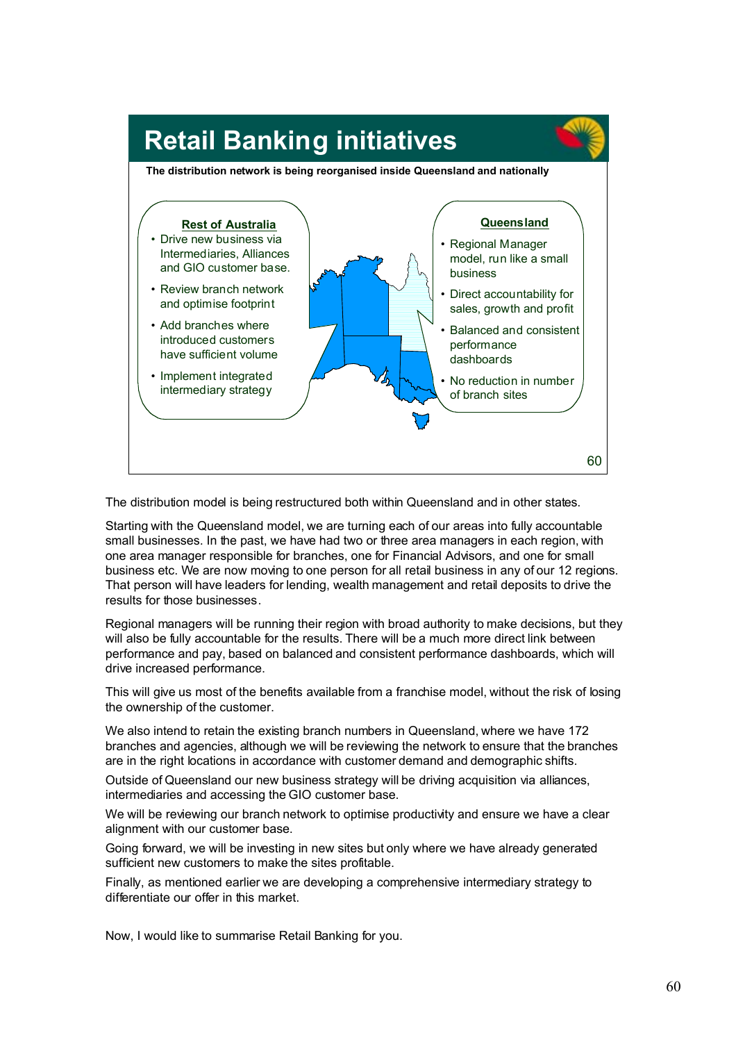## Retail Banking initiatives

**The distribution network is being reorganised inside Queensland and nationally**

**Rest of Australia**

- Drive new business via Intermediaries, Alliances and GIO customer base.
- Review branch network and optimise footprint
- Add branches where introduced customers have sufficient volume
- Implement integrated intermediary strategy

**Queensland**

- Regional Manager model, run like a small business
- Direct accountability for sales, growth and profit
- Balanced and consistent performance dashboards
- No reduction in number of branch sites

The distribution model is being restructured both within Queensland and in other states.

Starting with the Queensland model, we are turning each of our areas into fully accountable small businesses. In the past, we have had two or three area managers in each region, with one area manager responsible for branches, one for Financial Advisors, and one for small business etc. We are now moving to one person for all retail business in any of our 12 regions. That person will have leaders for lending, wealth management and retail deposits to drive the results for those businesses.

Regional managers will be running their region with broad authority to make decisions, but they will also be fully accountable for the results. There will be a much more direct link between performance and pay, based on balanced and consistent performance dashboards, which will drive increased performance.

This will give us most of the benefits available from a franchise model, without the risk of losing the ownership of the customer.

We also intend to retain the existing branch numbers in Queensland, where we have 172 branches and agencies, although we will be reviewing the network to ensure that the branches are in the right locations in accordance with customer demand and demographic shifts.

Outside of Queensland our new business strategy will be driving acquisition via alliances, intermediaries and accessing the GIO customer base.

We will be reviewing our branch network to optimise productivity and ensure we have a clear alignment with our customer base.

Going forward, we will be investing in new sites but only where we have already generated sufficient new customers to make the sites profitable.

Finally, as mentioned earlier we are developing a comprehensive intermediary strategy to differentiate our offer in this market.

Now, I would like to summarise Retail Banking for you.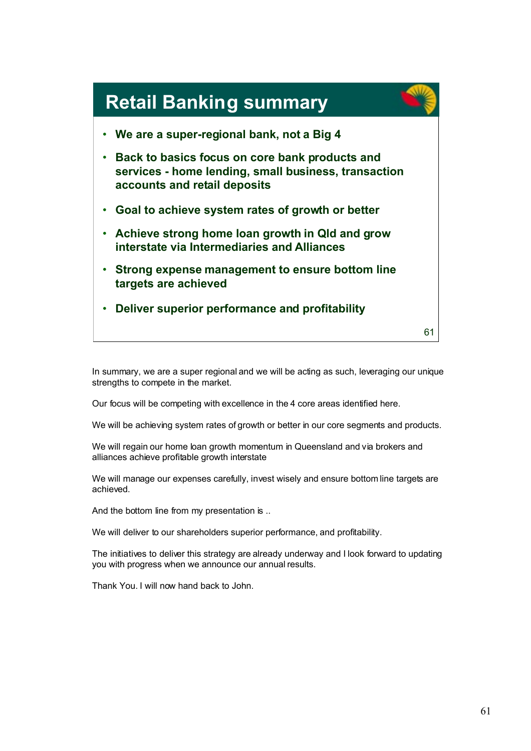# Retail Banking summary

- **We are a super-regional bank, not a Big 4**
- **Back to basics focus on core bank products and services - home lending, small business, transaction accounts and retail deposits**
- **Goal to achieve system rates of growth or better**
- **Achieve strong home loan growth in Qld and grow interstate via Intermediaries and Alliances**
- **Strong expense management to ensure bottom line targets are achieved**
- **Deliver superior performance and profitability**

In summary, we are a super regional and we will be acting as such, leveraging our unique strengths to compete in the market.

Our focus will be competing with excellence in the 4 core areas identified here.

We will be achieving system rates of growth or better in our core segments and products.

We will regain our home loan growth momentum in Queensland and via brokers and alliances achieve profitable growth interstate

We will manage our expenses carefully, invest wisely and ensure bottom line targets are achieved.

And the bottom line from my presentation is ..

We will deliver to our shareholders superior performance, and profitability.

The initiatives to deliver this strategy are already underway and I look forward to updating you with progress when we announce our annual results.

Thank You. I will now hand back to John.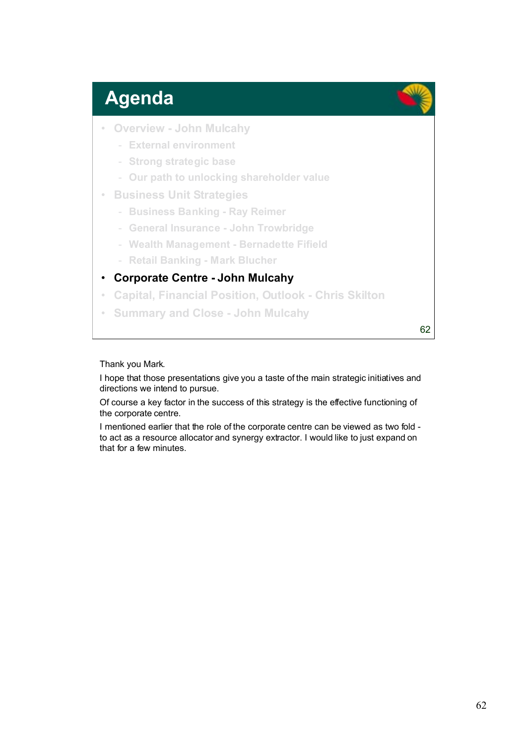## Agenda

- Overview - John Mulcahy
  - External environment
  - Strong strategic base
  - Our path to unlocking shareholder value
- Business Unit Strategies
  - Business Banking - Ray Reimer
  - General Insurance - John Trowbridge
  - Wealth Management - Bernadette Fifield
  - Retail Banking - Mark Blucher
- **Corporate Centre - John Mulcahy**
- Capital, Financial Position, Outlook - Chris Skilton
- Summary and Close - John Mulcahy

Thank you Mark.

I hope that those presentations give you a taste of the main strategic initiatives and directions we intend to pursue.

Of course a key factor in the success of this strategy is the effective functioning of the corporate centre.

I mentioned earlier that the role of the corporate centre can be viewed as two fold - to act as a resource allocator and synergy extractor. I would like to just expand on that for a few minutes.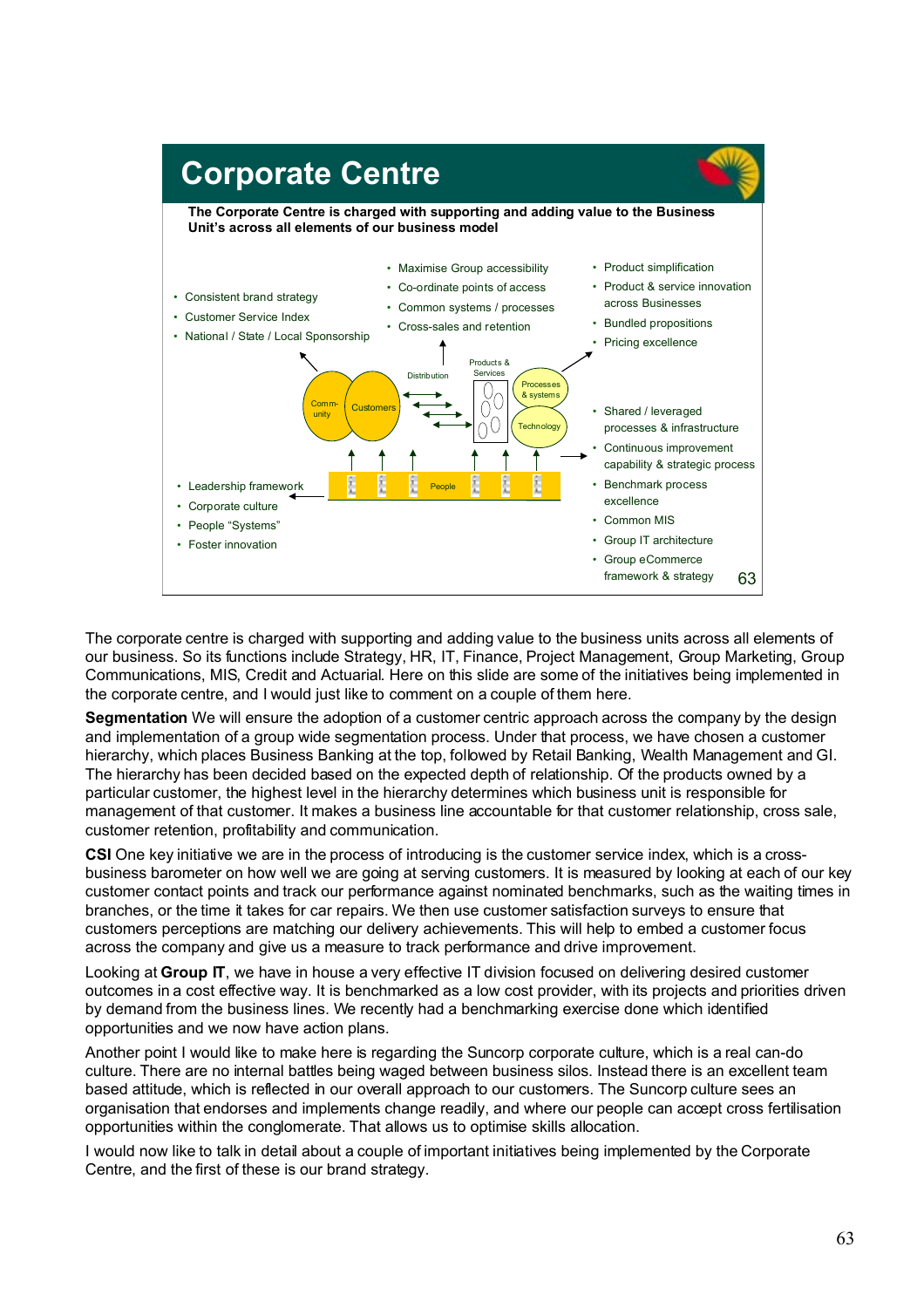## Corporate Centre

**The Corporate Centre is charged with supporting and adding value to the Business Unit's across all elements of our business model**

- Consistent brand strategy
- Customer Service Index
- National / State / Local Sponsorship

- Maximise Group accessibility
- Co-ordinate points of access
- Common systems / processes
- Cross-sales and retention

- Product simplification
- Product & service innovation across Businesses
- Bundled propositions
- Pricing excellence

Community | Customers | Distribution | Products & Services | Processes & systems | Technology | People

- Shared / leveraged processes & infrastructure
- Continuous improvement capability & strategic process
- Benchmark process excellence
- Common MIS
- Group IT architecture
- Group eCommerce framework & strategy

- Leadership framework
- Corporate culture
- People "Systems"
- Foster innovation

The corporate centre is charged with supporting and adding value to the business units across all elements of our business. So its functions include Strategy, HR, IT, Finance, Project Management, Group Marketing, Group Communications, MIS, Credit and Actuarial. Here on this slide are some of the initiatives being implemented in the corporate centre, and I would just like to comment on a couple of them here.

**Segmentation** We will ensure the adoption of a customer centric approach across the company by the design and implementation of a group wide segmentation process. Under that process, we have chosen a customer hierarchy, which places Business Banking at the top, followed by Retail Banking, Wealth Management and GI. The hierarchy has been decided based on the expected depth of relationship. Of the products owned by a particular customer, the highest level in the hierarchy determines which business unit is responsible for management of that customer. It makes a business line accountable for that customer relationship, cross sale, customer retention, profitability and communication.

**CSI** One key initiative we are in the process of introducing is the customer service index, which is a cross-business barometer on how well we are going at serving customers. It is measured by looking at each of our key customer contact points and track our performance against nominated benchmarks, such as the waiting times in branches, or the time it takes for car repairs. We then use customer satisfaction surveys to ensure that customers perceptions are matching our delivery achievements. This will help to embed a customer focus across the company and give us a measure to track performance and drive improvement.

Looking at **Group IT**, we have in house a very effective IT division focused on delivering desired customer outcomes in a cost effective way. It is benchmarked as a low cost provider, with its projects and priorities driven by demand from the business lines. We recently had a benchmarking exercise done which identified opportunities and we now have action plans.

Another point I would like to make here is regarding the Suncorp corporate culture, which is a real can-do culture. There are no internal battles being waged between business silos. Instead there is an excellent team based attitude, which is reflected in our overall approach to our customers. The Suncorp culture sees an organisation that endorses and implements change readily, and where our people can accept cross fertilisation opportunities within the conglomerate. That allows us to optimise skills allocation.

I would now like to talk in detail about a couple of important initiatives being implemented by the Corporate Centre, and the first of these is our brand strategy.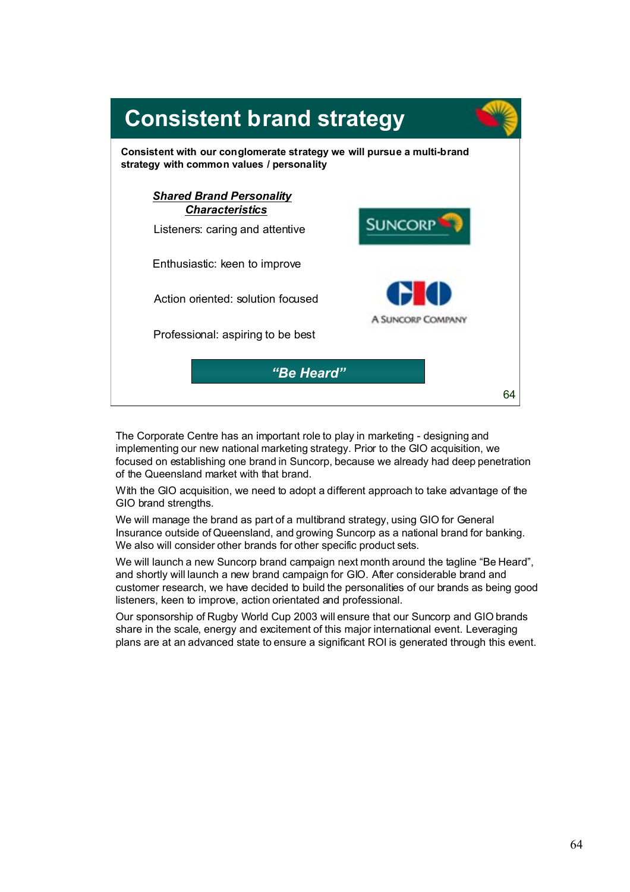# Consistent brand strategy

**Consistent with our conglomerate strategy we will pursue a multi-brand strategy with common values / personality**

***Shared Brand Personality Characteristics***

Listeners: caring and attentive

Enthusiastic: keen to improve

Action oriented: solution focused

Professional: aspiring to be best

SUNCORP

GIO

A SUNCORP COMPANY

***"Be Heard"***

The Corporate Centre has an important role to play in marketing - designing and implementing our new national marketing strategy. Prior to the GIO acquisition, we focused on establishing one brand in Suncorp, because we already had deep penetration of the Queensland market with that brand.

With the GIO acquisition, we need to adopt a different approach to take advantage of the GIO brand strengths.

We will manage the brand as part of a multibrand strategy, using GIO for General Insurance outside of Queensland, and growing Suncorp as a national brand for banking. We also will consider other brands for other specific product sets.

We will launch a new Suncorp brand campaign next month around the tagline "Be Heard", and shortly will launch a new brand campaign for GIO. After considerable brand and customer research, we have decided to build the personalities of our brands as being good listeners, keen to improve, action orientated and professional.

Our sponsorship of Rugby World Cup 2003 will ensure that our Suncorp and GIO brands share in the scale, energy and excitement of this major international event. Leveraging plans are at an advanced state to ensure a significant ROI is generated through this event.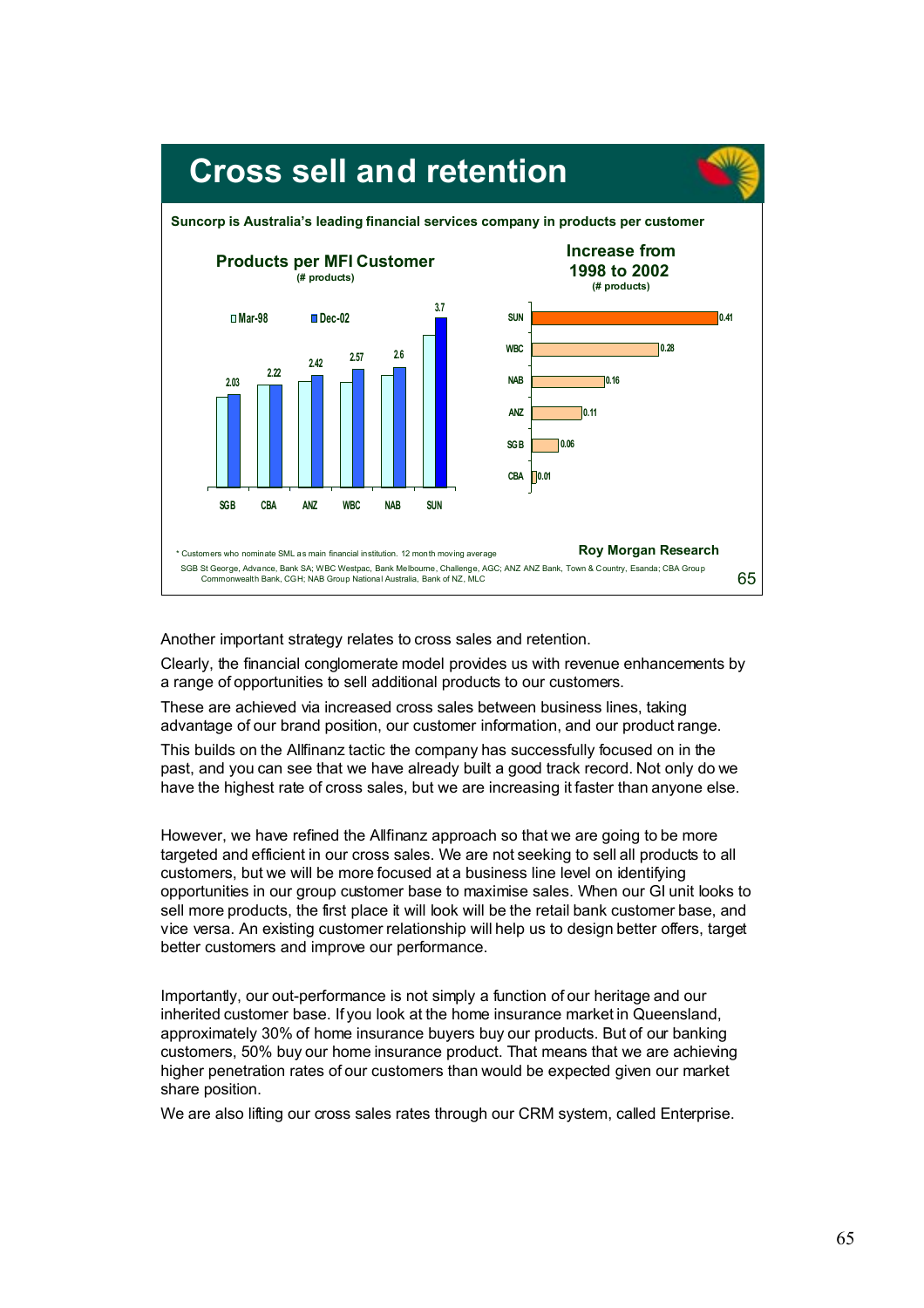## Cross sell and retention

**Suncorp is Australia's leading financial services company in products per customer**

**Products per MFI Customer**
(# products)

| | Mar-98 | Dec-02 |
|---|---|---|
| SGB | | 2.03 |
| CBA | | 2.22 |
| ANZ | | 2.42 |
| WBC | | 2.57 |
| NAB | | 2.6 |
| SUN | | 3.7 |

**Increase from 1998 to 2002**
(# products)

| | Increase |
|---|---|
| SUN | 0.41 |
| WBC | 0.28 |
| NAB | 0.16 |
| ANZ | 0.11 |
| SGB | 0.06 |
| CBA | 0.01 |

\* Customers who nominate SML as main financial institution. 12 month moving average

**Roy Morgan Research**

SGB St George, Advance, Bank SA; WBC Westpac, Bank Melbourne, Challenge, AGC; ANZ ANZ Bank, Town & Country, Esanda; CBA Group Commonwealth Bank, CGH; NAB Group National Australia, Bank of NZ, MLC

Another important strategy relates to cross sales and retention.

Clearly, the financial conglomerate model provides us with revenue enhancements by a range of opportunities to sell additional products to our customers.

These are achieved via increased cross sales between business lines, taking advantage of our brand position, our customer information, and our product range.

This builds on the Allfinanz tactic the company has successfully focused on in the past, and you can see that we have already built a good track record. Not only do we have the highest rate of cross sales, but we are increasing it faster than anyone else.

However, we have refined the Allfinanz approach so that we are going to be more targeted and efficient in our cross sales. We are not seeking to sell all products to all customers, but we will be more focused at a business line level on identifying opportunities in our group customer base to maximise sales. When our GI unit looks to sell more products, the first place it will look will be the retail bank customer base, and vice versa. An existing customer relationship will help us to design better offers, target better customers and improve our performance.

Importantly, our out-performance is not simply a function of our heritage and our inherited customer base. If you look at the home insurance market in Queensland, approximately 30% of home insurance buyers buy our products. But of our banking customers, 50% buy our home insurance product. That means that we are achieving higher penetration rates of our customers than would be expected given our market share position.

We are also lifting our cross sales rates through our CRM system, called Enterprise.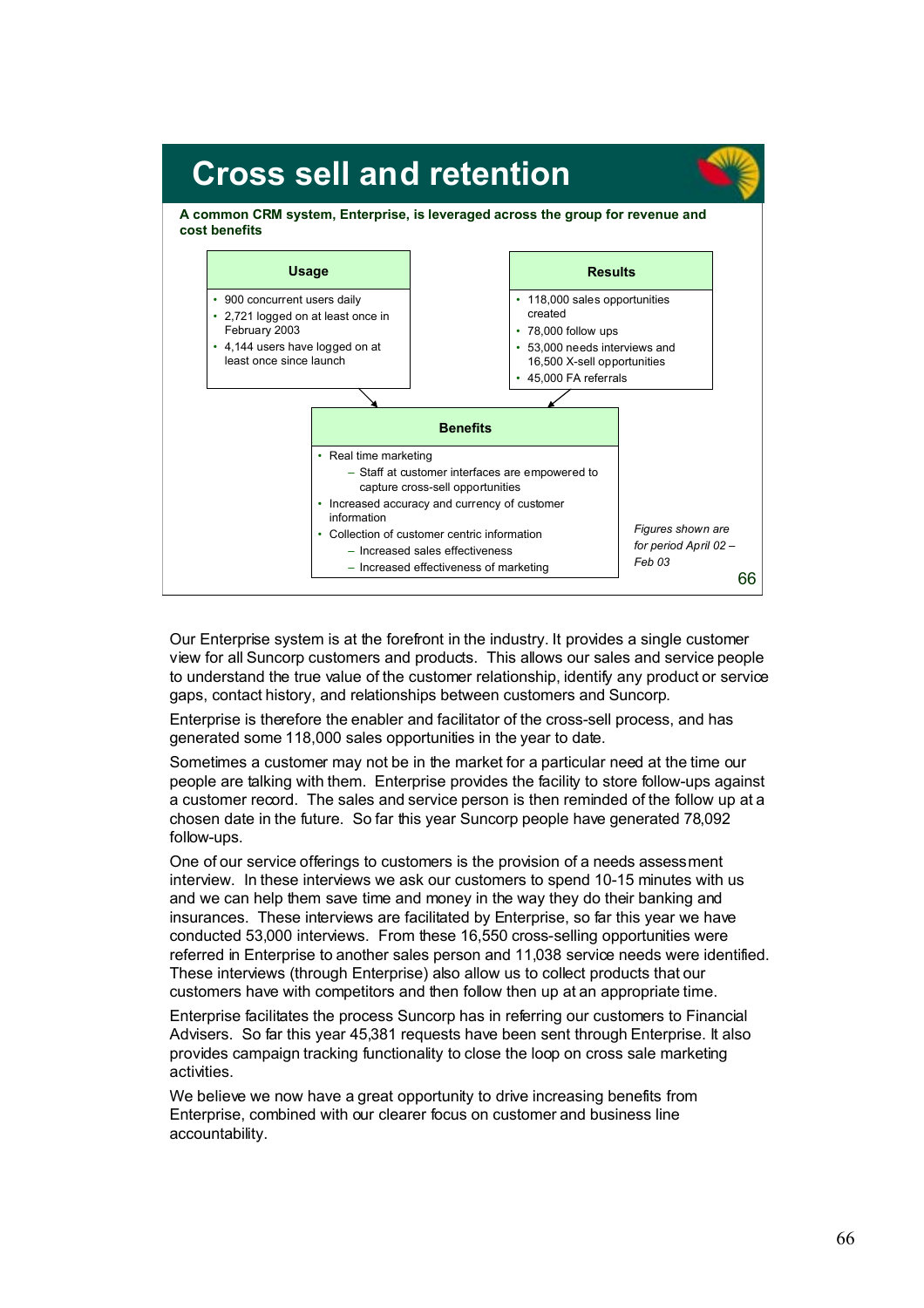# Cross sell and retention

**A common CRM system, Enterprise, is leveraged across the group for revenue and cost benefits**

**Usage**

- 900 concurrent users daily
- 2,721 logged on at least once in February 2003
- 4,144 users have logged on at least once since launch

**Results**

- 118,000 sales opportunities created
- 78,000 follow ups
- 53,000 needs interviews and 16,500 X-sell opportunities
- 45,000 FA referrals

**Benefits**

- Real time marketing
  - Staff at customer interfaces are empowered to capture cross-sell opportunities
- Increased accuracy and currency of customer information
- Collection of customer centric information
  - Increased sales effectiveness
  - Increased effectiveness of marketing

*Figures shown are for period April 02 – Feb 03*

Our Enterprise system is at the forefront in the industry. It provides a single customer view for all Suncorp customers and products. This allows our sales and service people to understand the true value of the customer relationship, identify any product or service gaps, contact history, and relationships between customers and Suncorp.

Enterprise is therefore the enabler and facilitator of the cross-sell process, and has generated some 118,000 sales opportunities in the year to date.

Sometimes a customer may not be in the market for a particular need at the time our people are talking with them. Enterprise provides the facility to store follow-ups against a customer record. The sales and service person is then reminded of the follow up at a chosen date in the future. So far this year Suncorp people have generated 78,092 follow-ups.

One of our service offerings to customers is the provision of a needs assessment interview. In these interviews we ask our customers to spend 10-15 minutes with us and we can help them save time and money in the way they do their banking and insurances. These interviews are facilitated by Enterprise, so far this year we have conducted 53,000 interviews. From these 16,550 cross-selling opportunities were referred in Enterprise to another sales person and 11,038 service needs were identified. These interviews (through Enterprise) also allow us to collect products that our customers have with competitors and then follow then up at an appropriate time.

Enterprise facilitates the process Suncorp has in referring our customers to Financial Advisers. So far this year 45,381 requests have been sent through Enterprise. It also provides campaign tracking functionality to close the loop on cross sale marketing activities.

We believe we now have a great opportunity to drive increasing benefits from Enterprise, combined with our clearer focus on customer and business line accountability.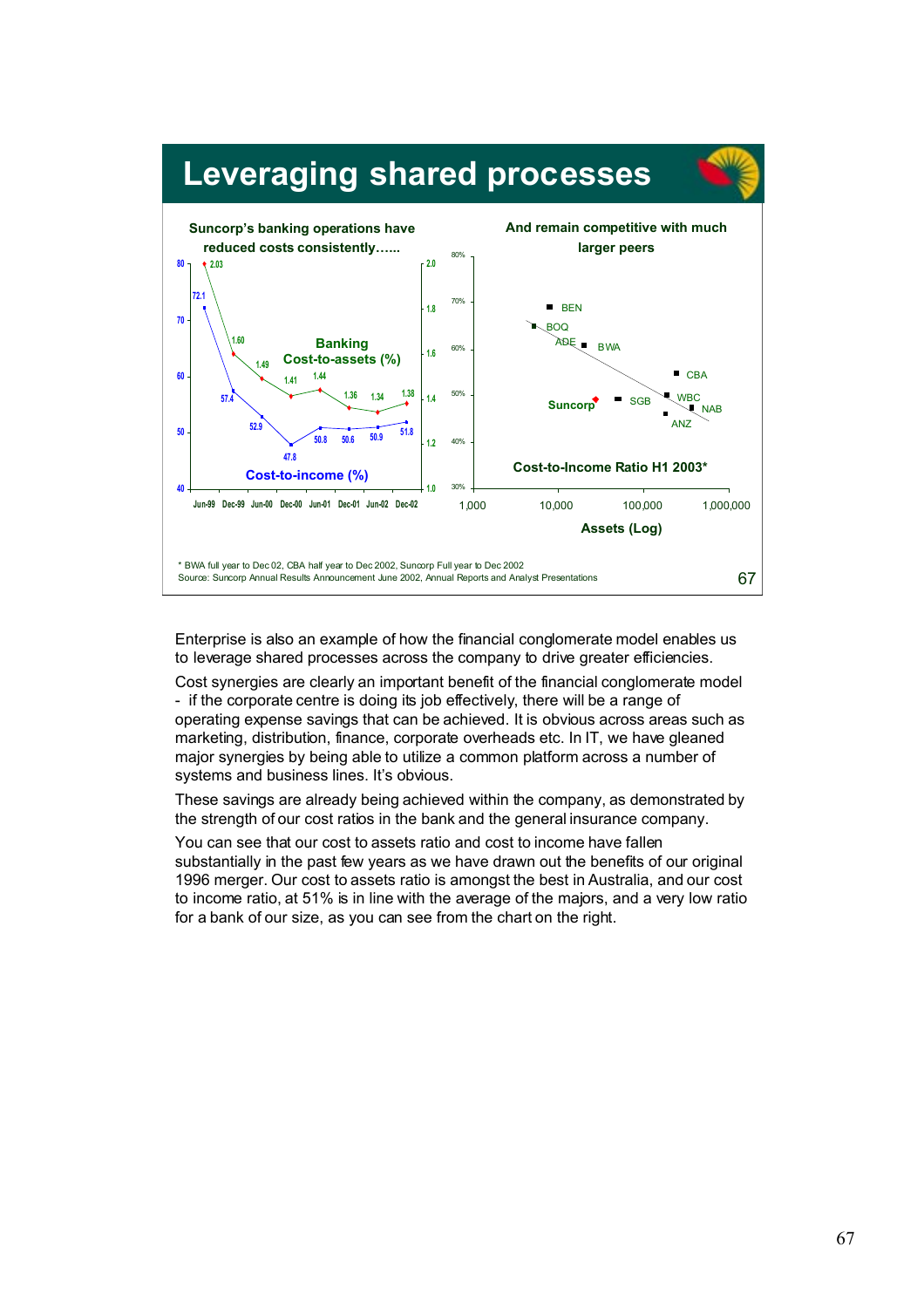## Leveraging shared processes

**Suncorp's banking operations have reduced costs consistently……**

**Banking Cost-to-assets (%)**

| | Jun-99 | Dec-99 | Jun-00 | Dec-00 | Jun-01 | Dec-01 | Jun-02 | Dec-02 |
|---|---|---|---|---|---|---|---|---|
| Banking Cost-to-assets (%) | 2.03 | 1.60 | 1.49 | 1.41 | 1.44 | 1.36 | 1.34 | 1.38 |
| Cost-to-income (%) | 72.1 | 57.4 | 52.9 | 47.8 | 50.8 | 50.6 | 50.9 | 51.8 |

**And remain competitive with much larger peers**

**Cost-to-Income Ratio H1 2003***

Peers shown: BEN, BOQ, ADE, BWA, CBA, Suncorp, SGB, WBC, NAB, ANZ

**Assets (Log)**

\* BWA full year to Dec 02, CBA half year to Dec 2002, Suncorp Full year to Dec 2002
Source: Suncorp Annual Results Announcement June 2002, Annual Reports and Analyst Presentations

Enterprise is also an example of how the financial conglomerate model enables us to leverage shared processes across the company to drive greater efficiencies.

Cost synergies are clearly an important benefit of the financial conglomerate model - if the corporate centre is doing its job effectively, there will be a range of operating expense savings that can be achieved. It is obvious across areas such as marketing, distribution, finance, corporate overheads etc. In IT, we have gleaned major synergies by being able to utilize a common platform across a number of systems and business lines. It's obvious.

These savings are already being achieved within the company, as demonstrated by the strength of our cost ratios in the bank and the general insurance company.

You can see that our cost to assets ratio and cost to income have fallen substantially in the past few years as we have drawn out the benefits of our original 1996 merger. Our cost to assets ratio is amongst the best in Australia, and our cost to income ratio, at 51% is in line with the average of the majors, and a very low ratio for a bank of our size, as you can see from the chart on the right.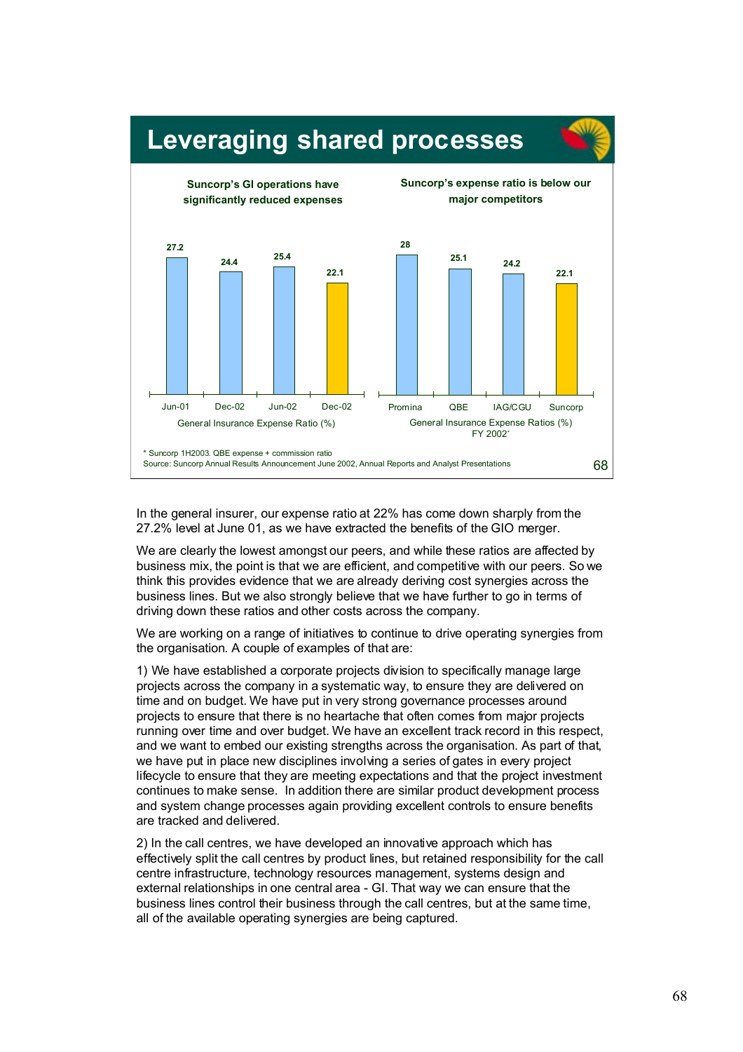## Leveraging shared processes

**Suncorp's GI operations have significantly reduced expenses**

| | Jun-01 | Dec-02 | Jun-02 | Dec-02 |
|---|---|---|---|---|
| General Insurance Expense Ratio (%) | 27.2 | 24.4 | 25.4 | 22.1 |

**Suncorp's expense ratio is below our major competitors**

| | Promina | QBE | IAG/CGU | Suncorp |
|---|---|---|---|---|
| General Insurance Expense Ratios (%) FY 2002* | 28 | 25.1 | 24.2 | 22.1 |

\* Suncorp 1H2003. QBE expense + commission ratio
Source: Suncorp Annual Results Announcement June 2002, Annual Reports and Analyst Presentations

In the general insurer, our expense ratio at 22% has come down sharply from the 27.2% level at June 01, as we have extracted the benefits of the GIO merger.

We are clearly the lowest amongst our peers, and while these ratios are affected by business mix, the point is that we are efficient, and competitive with our peers. So we think this provides evidence that we are already deriving cost synergies across the business lines. But we also strongly believe that we have further to go in terms of driving down these ratios and other costs across the company.

We are working on a range of initiatives to continue to drive operating synergies from the organisation. A couple of examples of that are:

1) We have established a corporate projects division to specifically manage large projects across the company in a systematic way, to ensure they are delivered on time and on budget. We have put in very strong governance processes around projects to ensure that there is no heartache that often comes from major projects running over time and over budget. We have an excellent track record in this respect, and we want to embed our existing strengths across the organisation. As part of that, we have put in place new disciplines involving a series of gates in every project lifecycle to ensure that they are meeting expectations and that the project investment continues to make sense. In addition there are similar product development process and system change processes again providing excellent controls to ensure benefits are tracked and delivered.

2) In the call centres, we have developed an innovative approach which has effectively split the call centres by product lines, but retained responsibility for the call centre infrastructure, technology resources management, systems design and external relationships in one central area - GI. That way we can ensure that the business lines control their business through the call centres, but at the same time, all of the available operating synergies are being captured.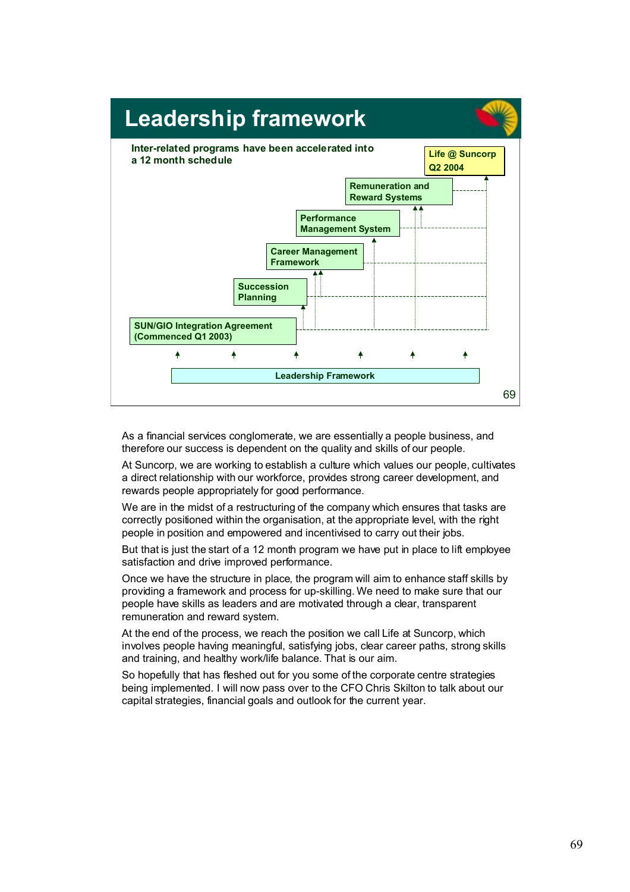# Leadership framework

**Inter-related programs have been accelerated into a 12 month schedule**

- Life @ Suncorp Q2 2004
- Remuneration and Reward Systems
- Performance Management System
- Career Management Framework
- Succession Planning
- SUN/GIO Integration Agreement (Commenced Q1 2003)

Leadership Framework

As a financial services conglomerate, we are essentially a people business, and therefore our success is dependent on the quality and skills of our people.

At Suncorp, we are working to establish a culture which values our people, cultivates a direct relationship with our workforce, provides strong career development, and rewards people appropriately for good performance.

We are in the midst of a restructuring of the company which ensures that tasks are correctly positioned within the organisation, at the appropriate level, with the right people in position and empowered and incentivised to carry out their jobs.

But that is just the start of a 12 month program we have put in place to lift employee satisfaction and drive improved performance.

Once we have the structure in place, the program will aim to enhance staff skills by providing a framework and process for up-skilling. We need to make sure that our people have skills as leaders and are motivated through a clear, transparent remuneration and reward system.

At the end of the process, we reach the position we call Life at Suncorp, which involves people having meaningful, satisfying jobs, clear career paths, strong skills and training, and healthy work/life balance. That is our aim.

So hopefully that has fleshed out for you some of the corporate centre strategies being implemented. I will now pass over to the CFO Chris Skilton to talk about our capital strategies, financial goals and outlook for the current year.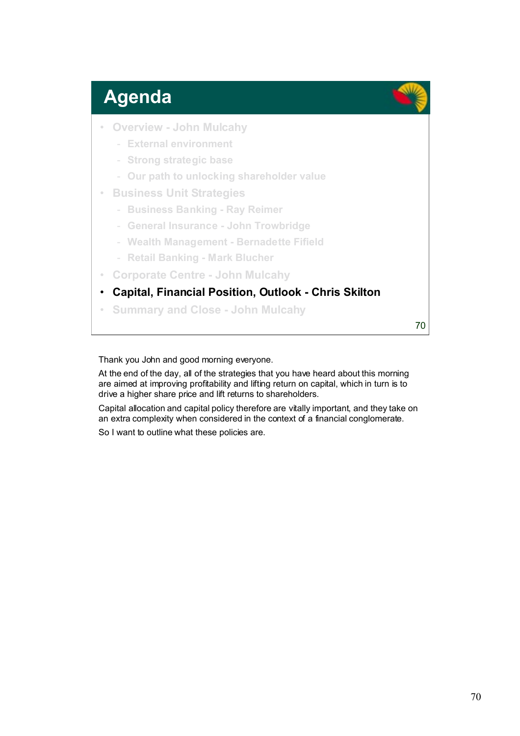## Agenda

- Overview - John Mulcahy
  - External environment
  - Strong strategic base
  - Our path to unlocking shareholder value
- Business Unit Strategies
  - Business Banking - Ray Reimer
  - General Insurance - John Trowbridge
  - Wealth Management - Bernadette Fifield
  - Retail Banking - Mark Blucher
- Corporate Centre - John Mulcahy
- **Capital, Financial Position, Outlook - Chris Skilton**
- Summary and Close - John Mulcahy

Thank you John and good morning everyone.

At the end of the day, all of the strategies that you have heard about this morning are aimed at improving profitability and lifting return on capital, which in turn is to drive a higher share price and lift returns to shareholders.

Capital allocation and capital policy therefore are vitally important, and they take on an extra complexity when considered in the context of a financial conglomerate.

So I want to outline what these policies are.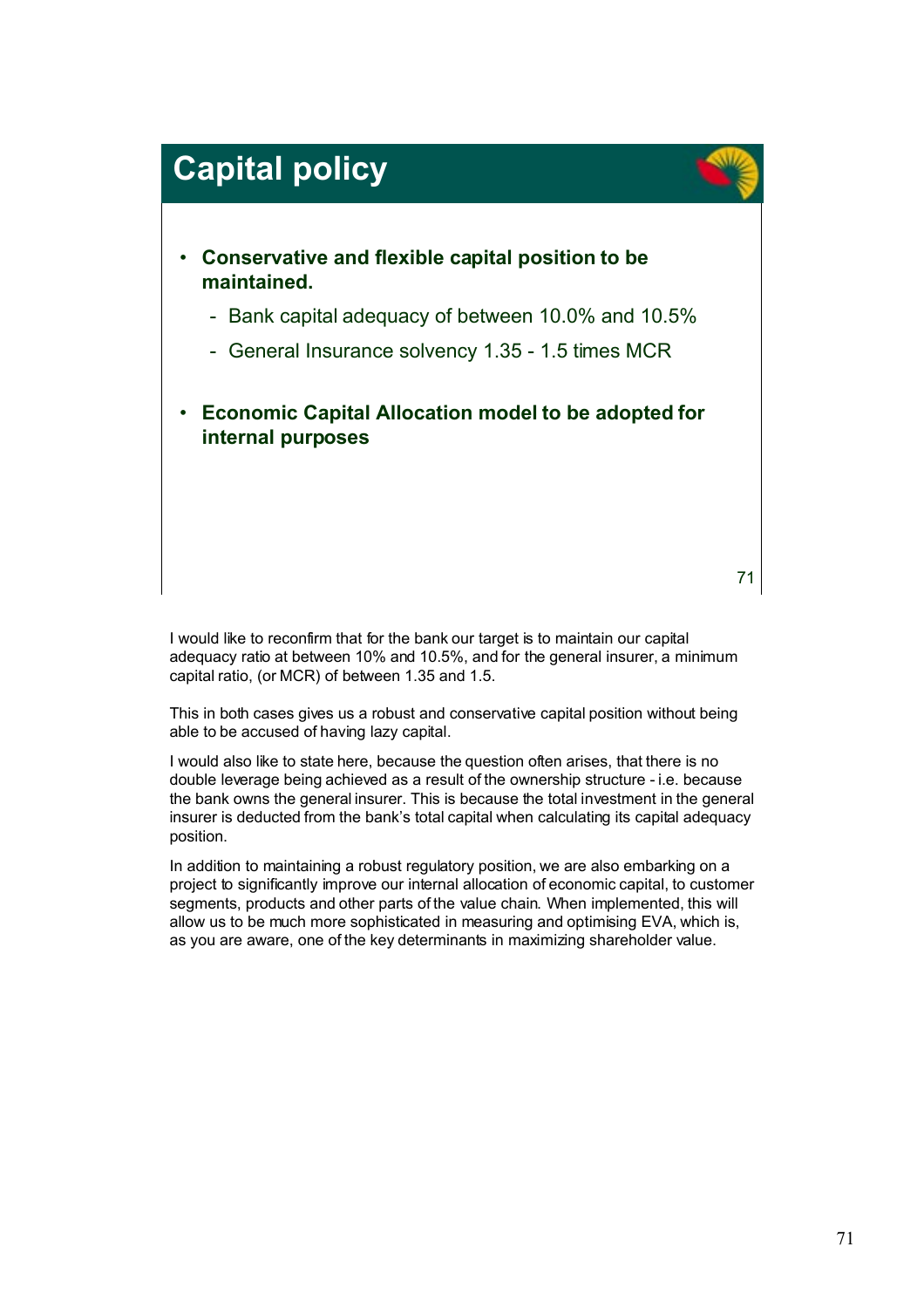# Capital policy

- **Conservative and flexible capital position to be maintained.**
  - Bank capital adequacy of between 10.0% and 10.5%
  - General Insurance solvency 1.35 - 1.5 times MCR
- **Economic Capital Allocation model to be adopted for internal purposes**

I would like to reconfirm that for the bank our target is to maintain our capital adequacy ratio at between 10% and 10.5%, and for the general insurer, a minimum capital ratio, (or MCR) of between 1.35 and 1.5.

This in both cases gives us a robust and conservative capital position without being able to be accused of having lazy capital.

I would also like to state here, because the question often arises, that there is no double leverage being achieved as a result of the ownership structure - i.e. because the bank owns the general insurer. This is because the total investment in the general insurer is deducted from the bank's total capital when calculating its capital adequacy position.

In addition to maintaining a robust regulatory position, we are also embarking on a project to significantly improve our internal allocation of economic capital, to customer segments, products and other parts of the value chain. When implemented, this will allow us to be much more sophisticated in measuring and optimising EVA, which is, as you are aware, one of the key determinants in maximizing shareholder value.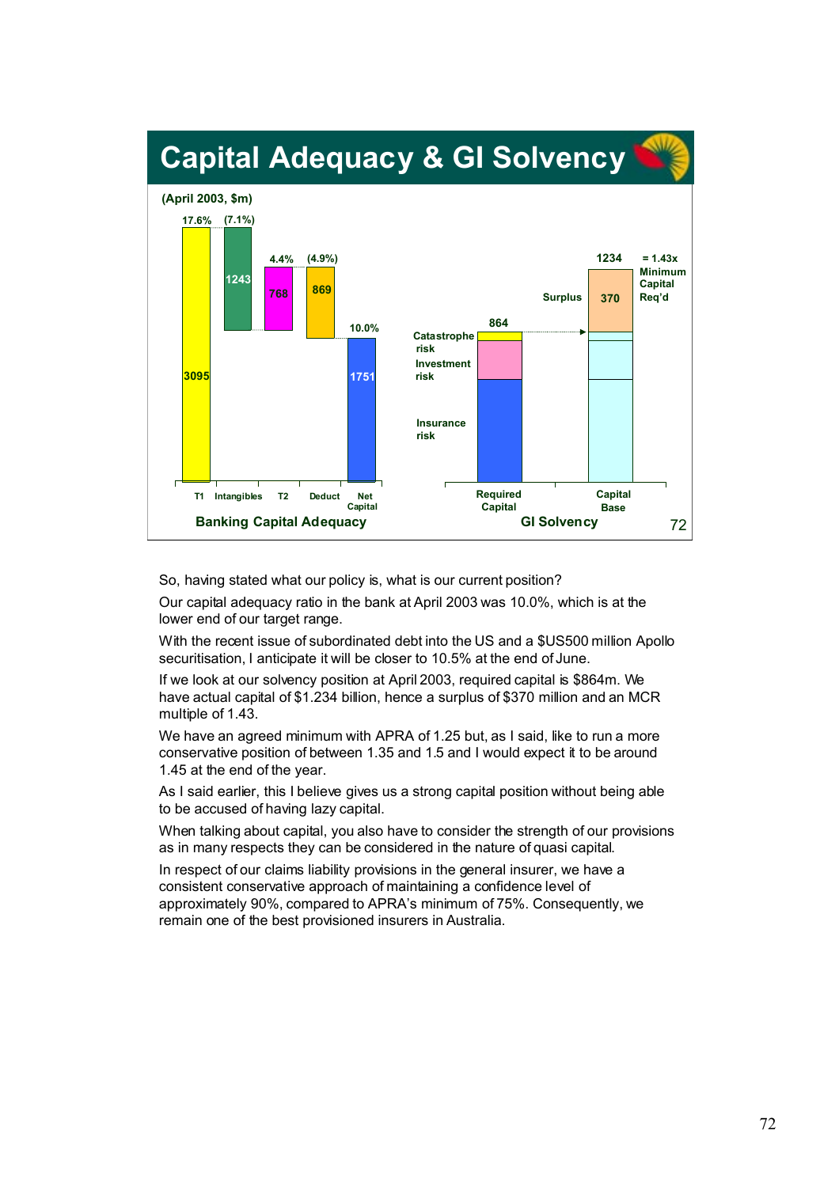# Capital Adequacy & GI Solvency

(April 2003, $m)

**Banking Capital Adequacy**

| | T1 | Intangibles | T2 | Deduct | Net Capital |
|---|---|---|---|---|---|
| $m | 3095 | 1243 | 768 | 869 | 1751 |
| % | 17.6% | (7.1%) | 4.4% | (4.9%) | 10.0% |

**GI Solvency**

| | Required Capital | Capital Base |
|---|---|---|
| Total | 864 | 1234 |
| Components | Catastrophe risk, Investment risk, Insurance risk | Surplus 370 |

1234 = 1.43x Minimum Capital Req'd

So, having stated what our policy is, what is our current position?

Our capital adequacy ratio in the bank at April 2003 was 10.0%, which is at the lower end of our target range.

With the recent issue of subordinated debt into the US and a $US500 million Apollo securitisation, I anticipate it will be closer to 10.5% at the end of June.

If we look at our solvency position at April 2003, required capital is $864m. We have actual capital of $1.234 billion, hence a surplus of $370 million and an MCR multiple of 1.43.

We have an agreed minimum with APRA of 1.25 but, as I said, like to run a more conservative position of between 1.35 and 1.5 and I would expect it to be around 1.45 at the end of the year.

As I said earlier, this I believe gives us a strong capital position without being able to be accused of having lazy capital.

When talking about capital, you also have to consider the strength of our provisions as in many respects they can be considered in the nature of quasi capital.

In respect of our claims liability provisions in the general insurer, we have a consistent conservative approach of maintaining a confidence level of approximately 90%, compared to APRA's minimum of 75%. Consequently, we remain one of the best provisioned insurers in Australia.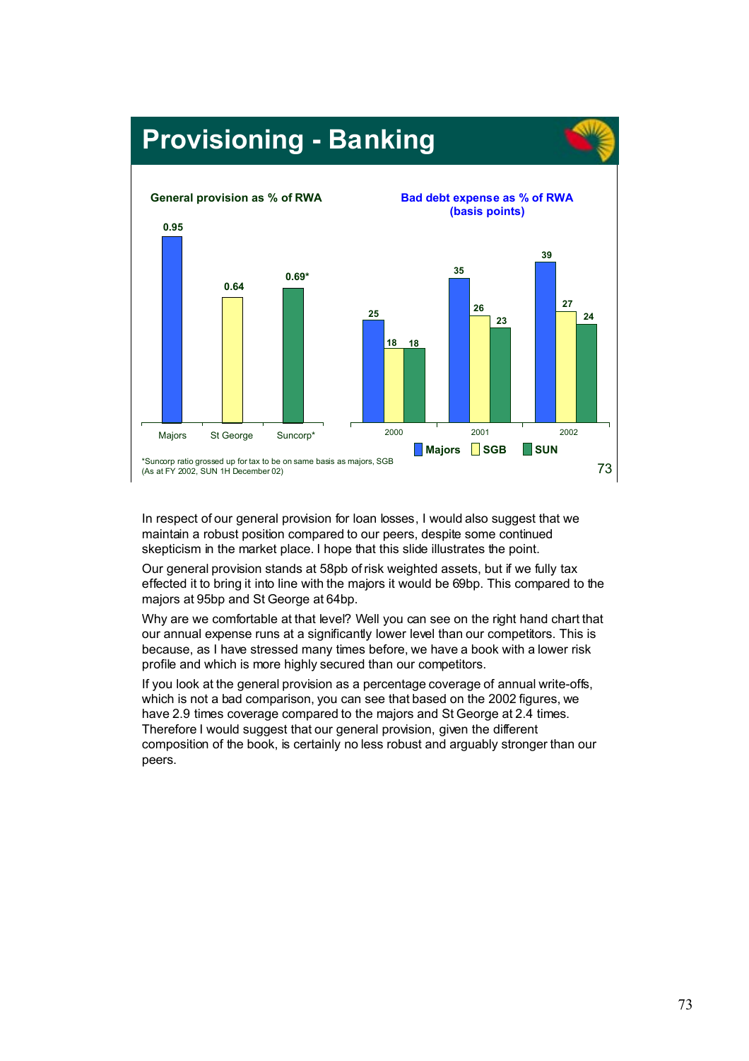# Provisioning - Banking

**General provision as % of RWA**

| Majors | St George | Suncorp* |
| --- | --- | --- |
| 0.95 | 0.64 | 0.69* |

**Bad debt expense as % of RWA (basis points)**

| | 2000 | 2001 | 2002 |
| --- | --- | --- | --- |
| Majors | 25 | 35 | 39 |
| SGB | 18 | 26 | 27 |
| SUN | 18 | 23 | 24 |

*Suncorp ratio grossed up for tax to be on same basis as majors, SGB
(As at FY 2002, SUN 1H December 02)

In respect of our general provision for loan losses, I would also suggest that we maintain a robust position compared to our peers, despite some continued skepticism in the market place. I hope that this slide illustrates the point.

Our general provision stands at 58pb of risk weighted assets, but if we fully tax effected it to bring it into line with the majors it would be 69bp. This compared to the majors at 95bp and St George at 64bp.

Why are we comfortable at that level? Well you can see on the right hand chart that our annual expense runs at a significantly lower level than our competitors. This is because, as I have stressed many times before, we have a book with a lower risk profile and which is more highly secured than our competitors.

If you look at the general provision as a percentage coverage of annual write-offs, which is not a bad comparison, you can see that based on the 2002 figures, we have 2.9 times coverage compared to the majors and St George at 2.4 times. Therefore I would suggest that our general provision, given the different composition of the book, is certainly no less robust and arguably stronger than our peers.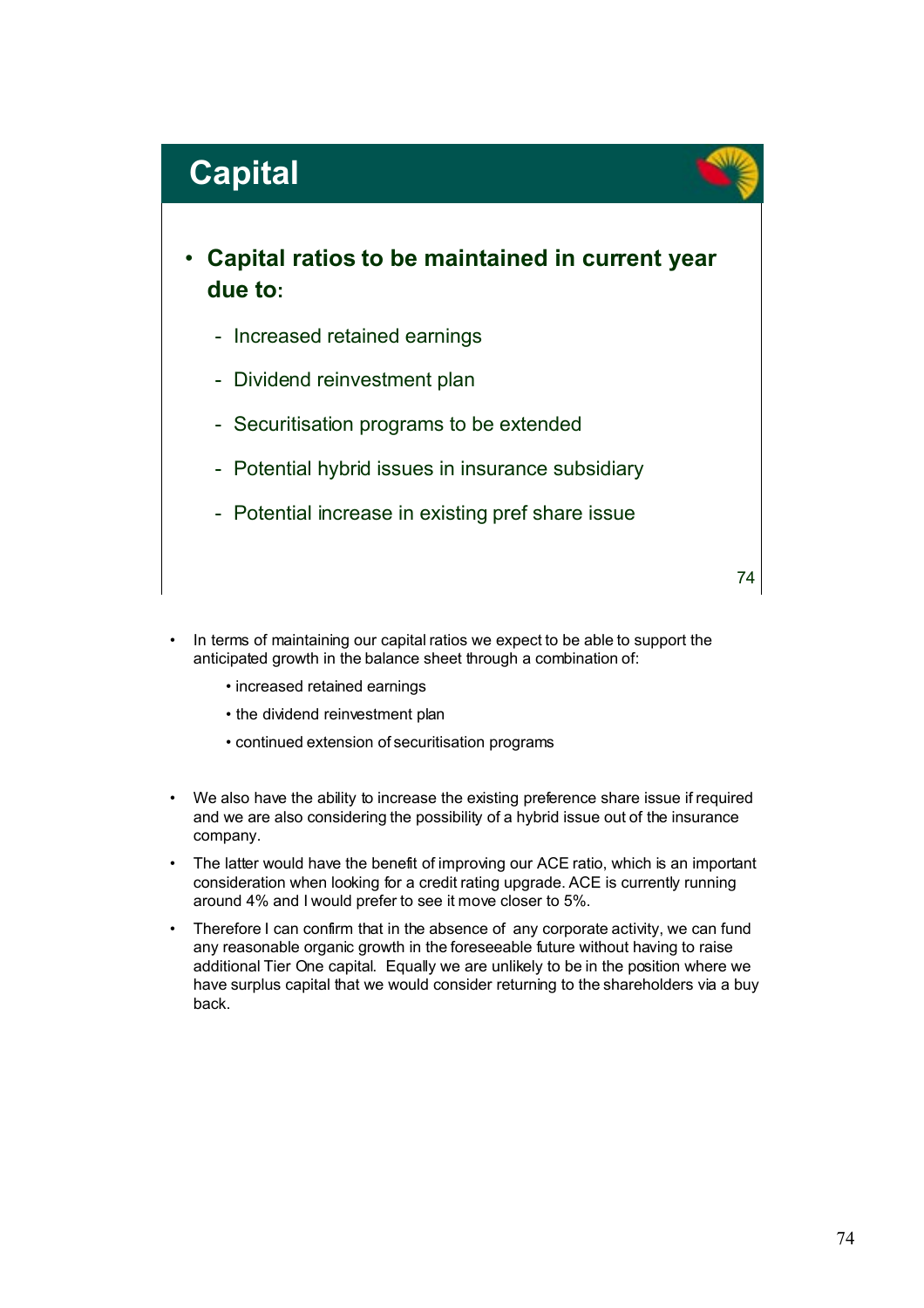# Capital

- **Capital ratios to be maintained in current year due to:**
  - Increased retained earnings
  - Dividend reinvestment plan
  - Securitisation programs to be extended
  - Potential hybrid issues in insurance subsidiary
  - Potential increase in existing pref share issue

- In terms of maintaining our capital ratios we expect to be able to support the anticipated growth in the balance sheet through a combination of:
  - increased retained earnings
  - the dividend reinvestment plan
  - continued extension of securitisation programs

- We also have the ability to increase the existing preference share issue if required and we are also considering the possibility of a hybrid issue out of the insurance company.
- The latter would have the benefit of improving our ACE ratio, which is an important consideration when looking for a credit rating upgrade. ACE is currently running around 4% and I would prefer to see it move closer to 5%.
- Therefore I can confirm that in the absence of any corporate activity, we can fund any reasonable organic growth in the foreseeable future without having to raise additional Tier One capital. Equally we are unlikely to be in the position where we have surplus capital that we would consider returning to the shareholders via a buy back.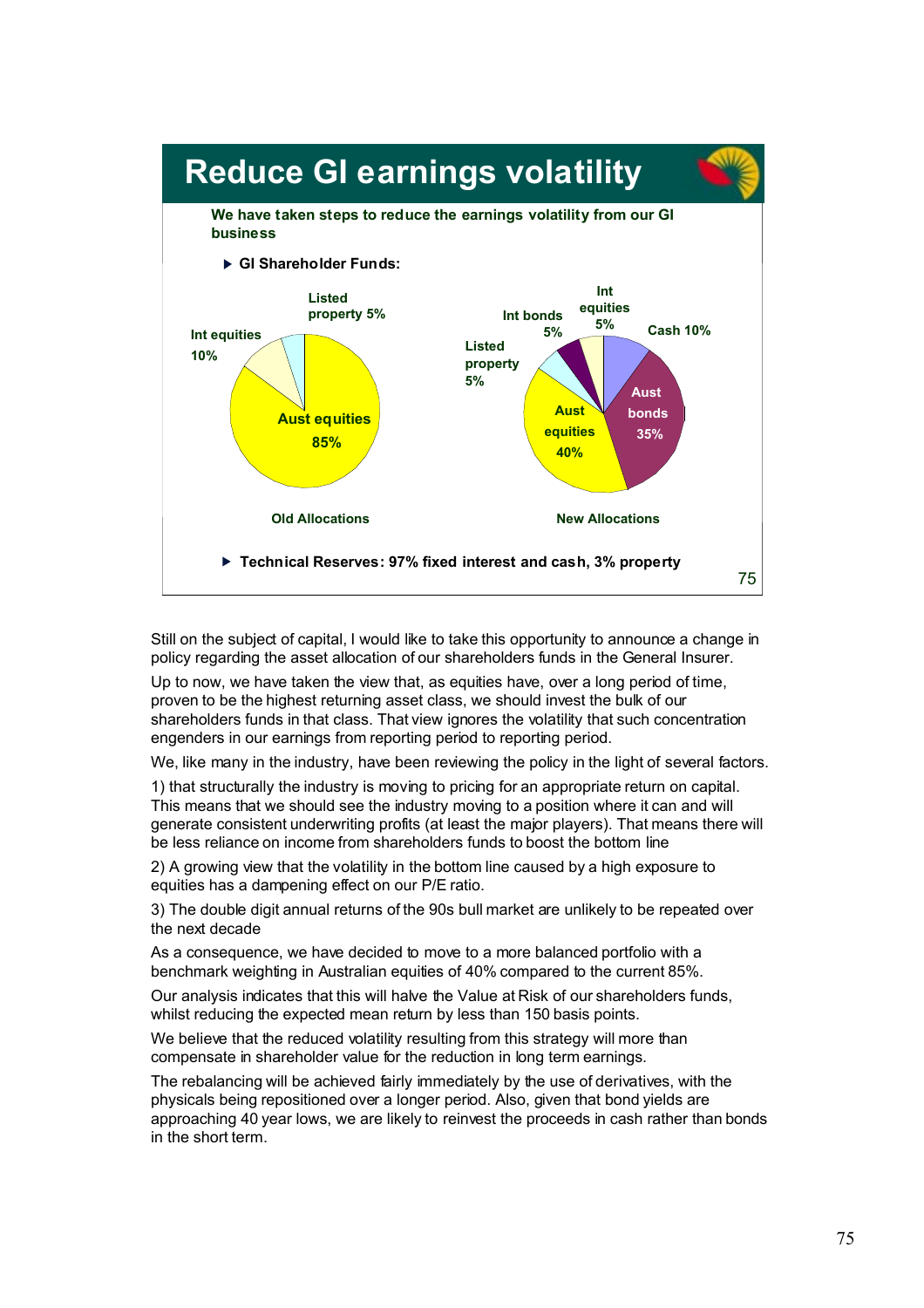## Reduce GI earnings volatility

**We have taken steps to reduce the earnings volatility from our GI business**

- **GI Shareholder Funds:**

| Asset class | Old Allocations | New Allocations |
|---|---|---|
| Aust equities | 85% | 40% |
| Int equities | 10% | 5% |
| Listed property | 5% | 5% |
| Int bonds | | 5% |
| Aust bonds | | 35% |
| Cash | | 10% |

- **Technical Reserves: 97% fixed interest and cash, 3% property**

Still on the subject of capital, I would like to take this opportunity to announce a change in policy regarding the asset allocation of our shareholders funds in the General Insurer.

Up to now, we have taken the view that, as equities have, over a long period of time, proven to be the highest returning asset class, we should invest the bulk of our shareholders funds in that class. That view ignores the volatility that such concentration engenders in our earnings from reporting period to reporting period.

We, like many in the industry, have been reviewing the policy in the light of several factors.

1) that structurally the industry is moving to pricing for an appropriate return on capital. This means that we should see the industry moving to a position where it can and will generate consistent underwriting profits (at least the major players). That means there will be less reliance on income from shareholders funds to boost the bottom line

2) A growing view that the volatility in the bottom line caused by a high exposure to equities has a dampening effect on our P/E ratio.

3) The double digit annual returns of the 90s bull market are unlikely to be repeated over the next decade

As a consequence, we have decided to move to a more balanced portfolio with a benchmark weighting in Australian equities of 40% compared to the current 85%.

Our analysis indicates that this will halve the Value at Risk of our shareholders funds, whilst reducing the expected mean return by less than 150 basis points.

We believe that the reduced volatility resulting from this strategy will more than compensate in shareholder value for the reduction in long term earnings.

The rebalancing will be achieved fairly immediately by the use of derivatives, with the physicals being repositioned over a longer period. Also, given that bond yields are approaching 40 year lows, we are likely to reinvest the proceeds in cash rather than bonds in the short term.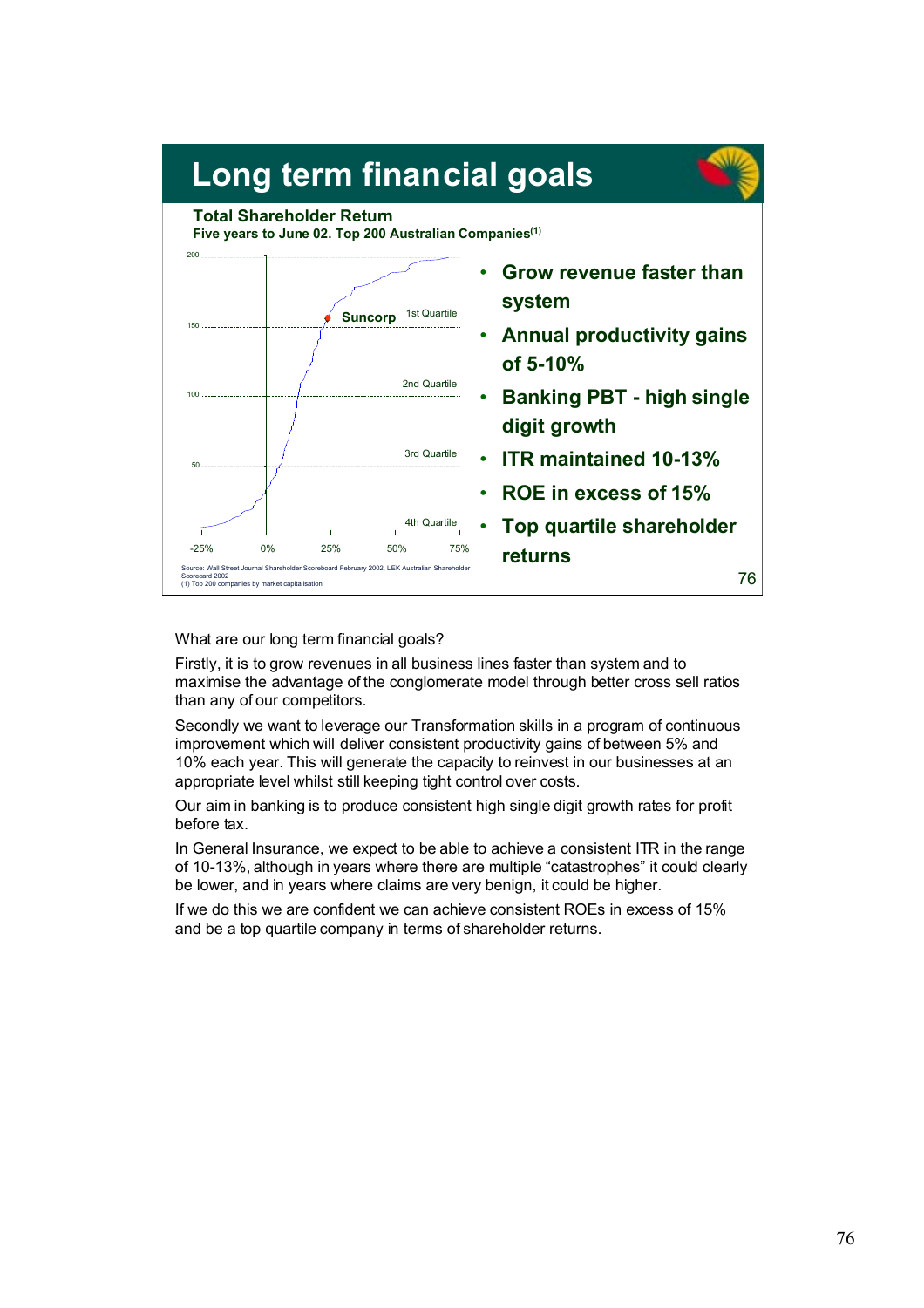# Long term financial goals

**Total Shareholder Return**

**Five years to June 02. Top 200 Australian Companies[1]**

Suncorp — 1st Quartile / 2nd Quartile / 3rd Quartile / 4th Quartile

Source: Wall Street Journal Shareholder Scoreboard February 2002, LEK Australian Shareholder Scorecard 2002
(1) Top 200 companies by market capitalisation

- **Grow revenue faster than system**
- **Annual productivity gains of 5-10%**
- **Banking PBT - high single digit growth**
- **ITR maintained 10-13%**
- **ROE in excess of 15%**
- **Top quartile shareholder returns**

What are our long term financial goals?

Firstly, it is to grow revenues in all business lines faster than system and to maximise the advantage of the conglomerate model through better cross sell ratios than any of our competitors.

Secondly we want to leverage our Transformation skills in a program of continuous improvement which will deliver consistent productivity gains of between 5% and 10% each year. This will generate the capacity to reinvest in our businesses at an appropriate level whilst still keeping tight control over costs.

Our aim in banking is to produce consistent high single digit growth rates for profit before tax.

In General Insurance, we expect to be able to achieve a consistent ITR in the range of 10-13%, although in years where there are multiple "catastrophes" it could clearly be lower, and in years where claims are very benign, it could be higher.

If we do this we are confident we can achieve consistent ROEs in excess of 15% and be a top quartile company in terms of shareholder returns.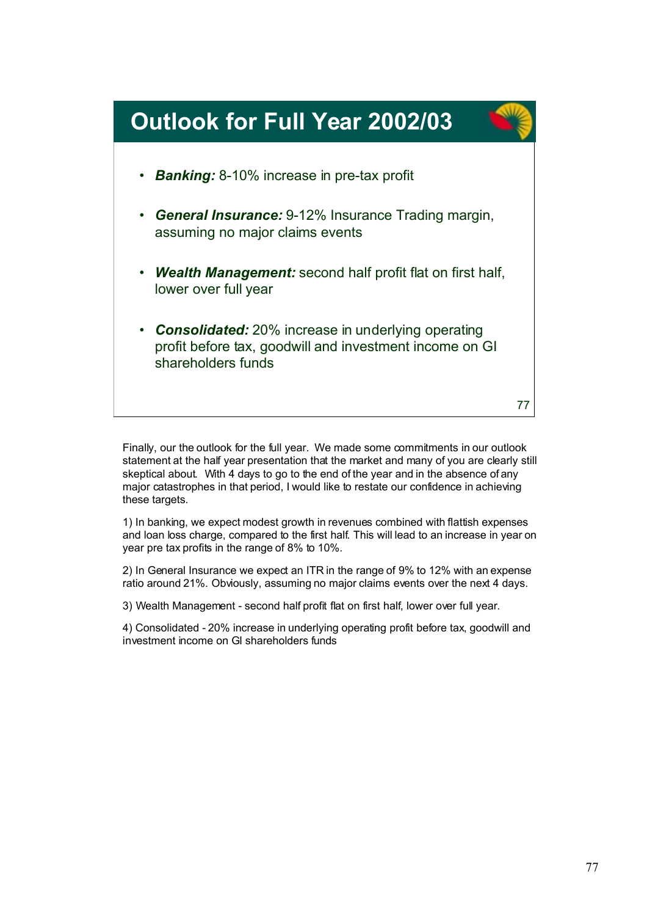# Outlook for Full Year 2002/03

- ***Banking:*** 8-10% increase in pre-tax profit
- ***General Insurance:*** 9-12% Insurance Trading margin, assuming no major claims events
- ***Wealth Management:*** second half profit flat on first half, lower over full year
- ***Consolidated:*** 20% increase in underlying operating profit before tax, goodwill and investment income on GI shareholders funds

Finally, our the outlook for the full year. We made some commitments in our outlook statement at the half year presentation that the market and many of you are clearly still skeptical about. With 4 days to go to the end of the year and in the absence of any major catastrophes in that period, I would like to restate our confidence in achieving these targets.

1) In banking, we expect modest growth in revenues combined with flattish expenses and loan loss charge, compared to the first half. This will lead to an increase in year on year pre tax profits in the range of 8% to 10%.

2) In General Insurance we expect an ITR in the range of 9% to 12% with an expense ratio around 21%. Obviously, assuming no major claims events over the next 4 days.

3) Wealth Management - second half profit flat on first half, lower over full year.

4) Consolidated - 20% increase in underlying operating profit before tax, goodwill and investment income on GI shareholders funds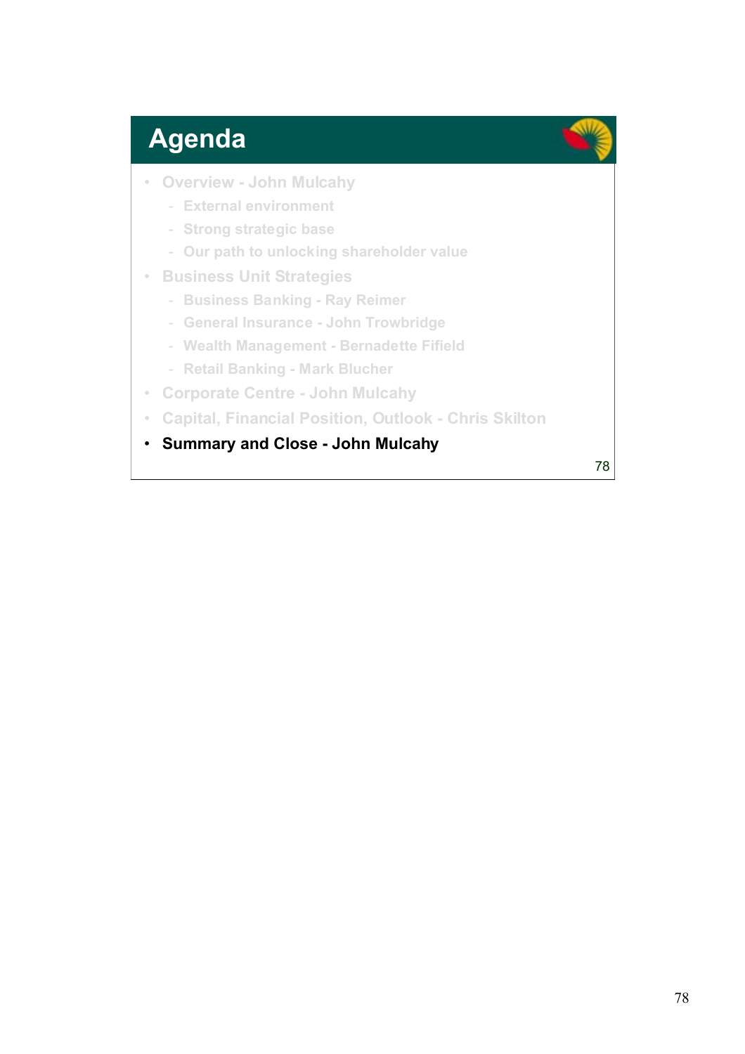# Agenda

- Overview - John Mulcahy
  - External environment
  - Strong strategic base
  - Our path to unlocking shareholder value
- Business Unit Strategies
  - Business Banking - Ray Reimer
  - General Insurance - John Trowbridge
  - Wealth Management - Bernadette Fifield
  - Retail Banking - Mark Blucher
- Corporate Centre - John Mulcahy
- Capital, Financial Position, Outlook - Chris Skilton
- **Summary and Close - John Mulcahy**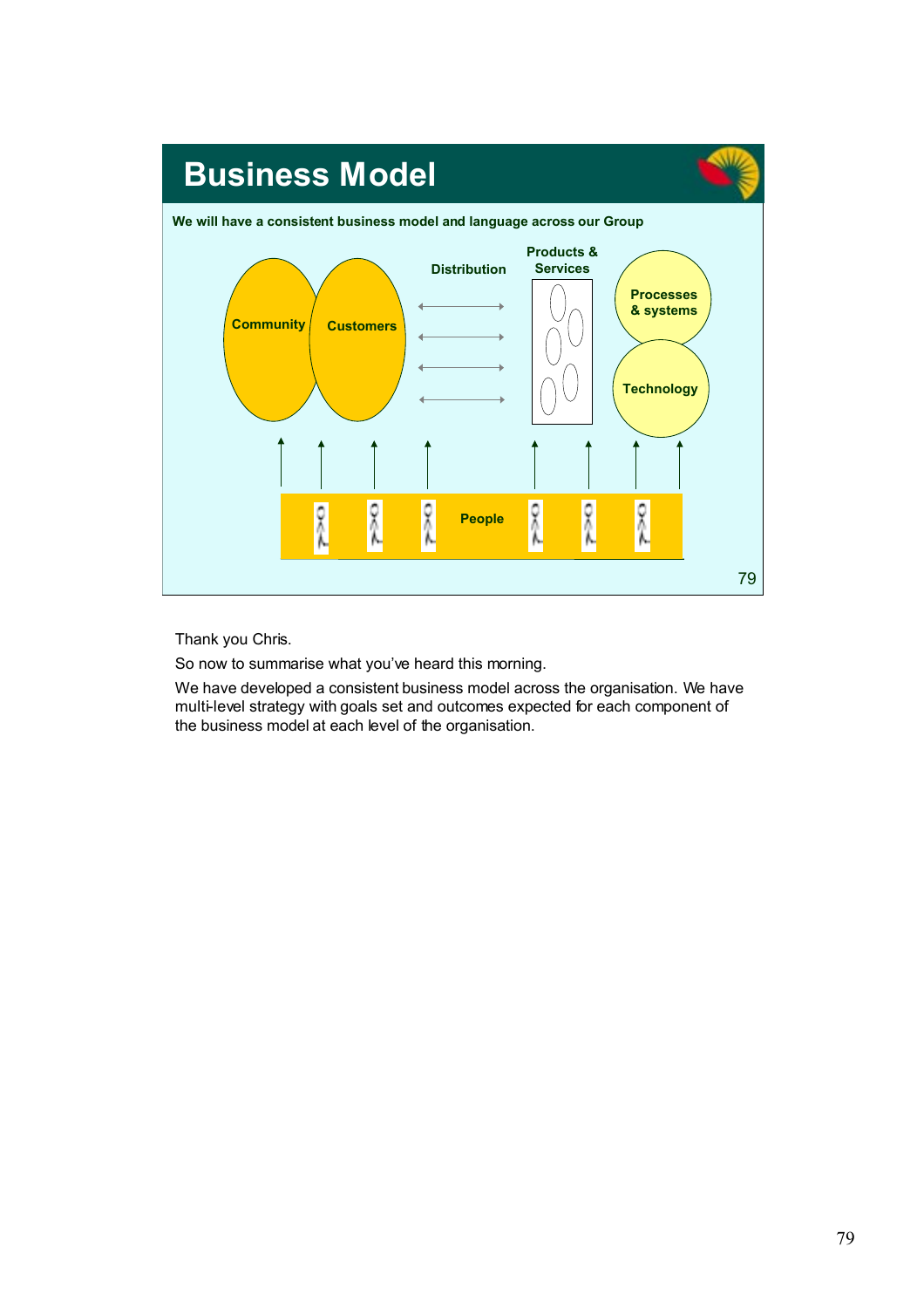## Business Model

**We will have a consistent business model and language across our Group**

Community | Customers | Distribution | Products & Services | Processes & systems | Technology

People

Thank you Chris.

So now to summarise what you've heard this morning.

We have developed a consistent business model across the organisation. We have multi-level strategy with goals set and outcomes expected for each component of the business model at each level of the organisation.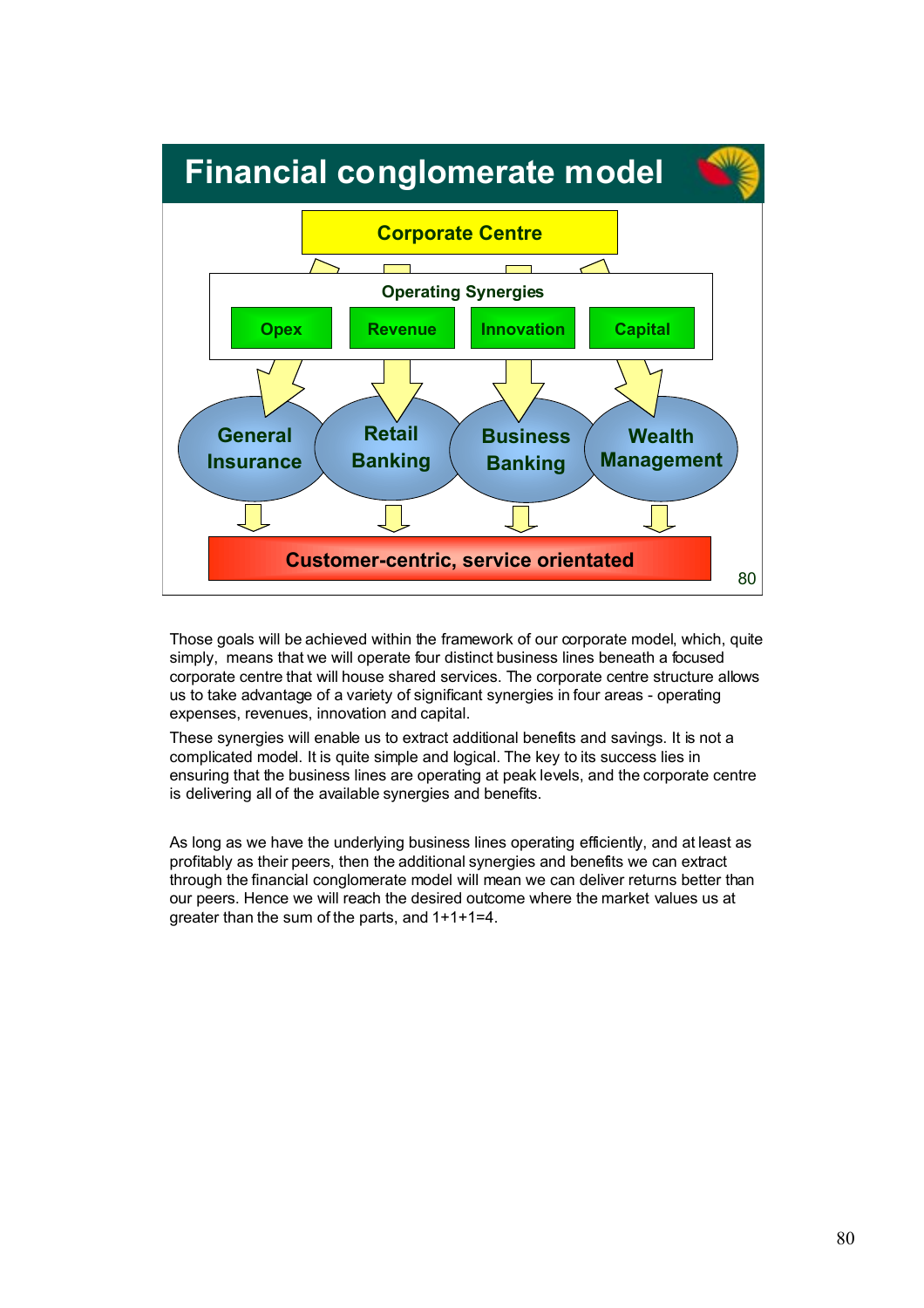# Financial conglomerate model

Corporate Centre

Operating Synergies

Opex | Revenue | Innovation | Capital

General Insurance | Retail Banking | Business Banking | Wealth Management

Customer-centric, service orientated

Those goals will be achieved within the framework of our corporate model, which, quite simply, means that we will operate four distinct business lines beneath a focused corporate centre that will house shared services. The corporate centre structure allows us to take advantage of a variety of significant synergies in four areas - operating expenses, revenues, innovation and capital.

These synergies will enable us to extract additional benefits and savings. It is not a complicated model. It is quite simple and logical. The key to its success lies in ensuring that the business lines are operating at peak levels, and the corporate centre is delivering all of the available synergies and benefits.

As long as we have the underlying business lines operating efficiently, and at least as profitably as their peers, then the additional synergies and benefits we can extract through the financial conglomerate model will mean we can deliver returns better than our peers. Hence we will reach the desired outcome where the market values us at greater than the sum of the parts, and 1+1+1=4.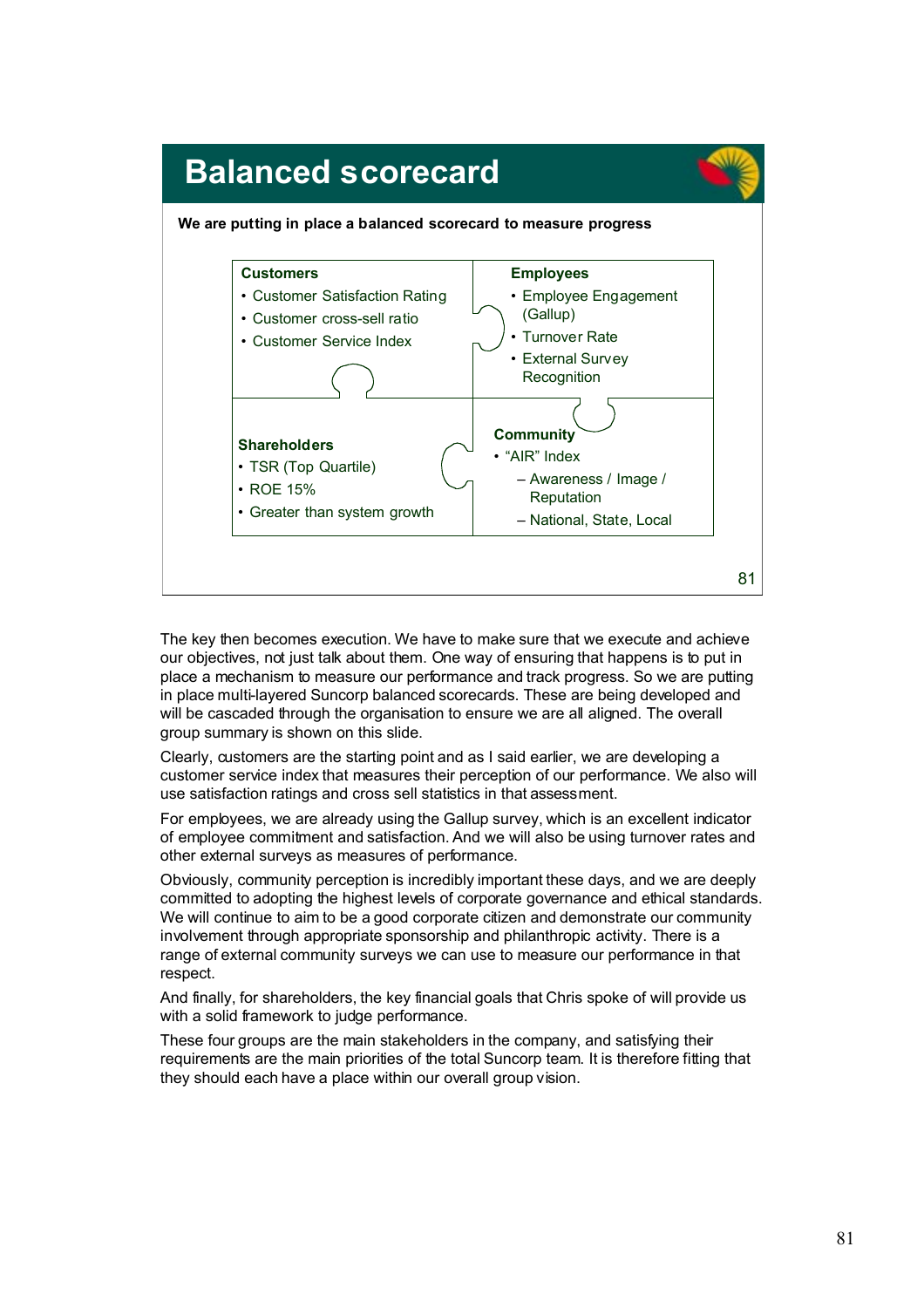## Balanced scorecard

**We are putting in place a balanced scorecard to measure progress**

**Customers**
- Customer Satisfaction Rating
- Customer cross-sell ratio
- Customer Service Index

**Employees**
- Employee Engagement (Gallup)
- Turnover Rate
- External Survey Recognition

**Shareholders**
- TSR (Top Quartile)
- ROE 15%
- Greater than system growth

**Community**
- "AIR" Index
  - Awareness / Image / Reputation
  - National, State, Local

The key then becomes execution. We have to make sure that we execute and achieve our objectives, not just talk about them. One way of ensuring that happens is to put in place a mechanism to measure our performance and track progress. So we are putting in place multi-layered Suncorp balanced scorecards. These are being developed and will be cascaded through the organisation to ensure we are all aligned. The overall group summary is shown on this slide.

Clearly, customers are the starting point and as I said earlier, we are developing a customer service index that measures their perception of our performance. We also will use satisfaction ratings and cross sell statistics in that assessment.

For employees, we are already using the Gallup survey, which is an excellent indicator of employee commitment and satisfaction. And we will also be using turnover rates and other external surveys as measures of performance.

Obviously, community perception is incredibly important these days, and we are deeply committed to adopting the highest levels of corporate governance and ethical standards. We will continue to aim to be a good corporate citizen and demonstrate our community involvement through appropriate sponsorship and philanthropic activity. There is a range of external community surveys we can use to measure our performance in that respect.

And finally, for shareholders, the key financial goals that Chris spoke of will provide us with a solid framework to judge performance.

These four groups are the main stakeholders in the company, and satisfying their requirements are the main priorities of the total Suncorp team. It is therefore fitting that they should each have a place within our overall group vision.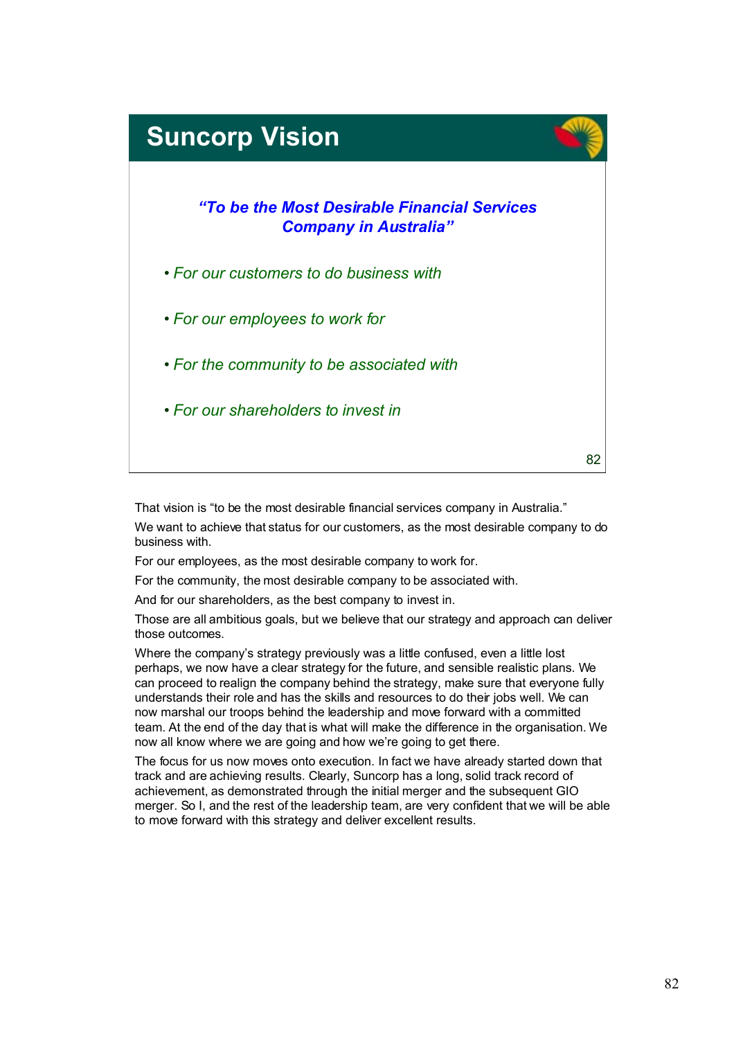## Suncorp Vision

***"To be the Most Desirable Financial Services Company in Australia"***

- *For our customers to do business with*
- *For our employees to work for*
- *For the community to be associated with*
- *For our shareholders to invest in*

That vision is "to be the most desirable financial services company in Australia."

We want to achieve that status for our customers, as the most desirable company to do business with.

For our employees, as the most desirable company to work for.

For the community, the most desirable company to be associated with.

And for our shareholders, as the best company to invest in.

Those are all ambitious goals, but we believe that our strategy and approach can deliver those outcomes.

Where the company's strategy previously was a little confused, even a little lost perhaps, we now have a clear strategy for the future, and sensible realistic plans. We can proceed to realign the company behind the strategy, make sure that everyone fully understands their role and has the skills and resources to do their jobs well. We can now marshal our troops behind the leadership and move forward with a committed team. At the end of the day that is what will make the difference in the organisation. We now all know where we are going and how we're going to get there.

The focus for us now moves onto execution. In fact we have already started down that track and are achieving results. Clearly, Suncorp has a long, solid track record of achievement, as demonstrated through the initial merger and the subsequent GIO merger. So I, and the rest of the leadership team, are very confident that we will be able to move forward with this strategy and deliver excellent results.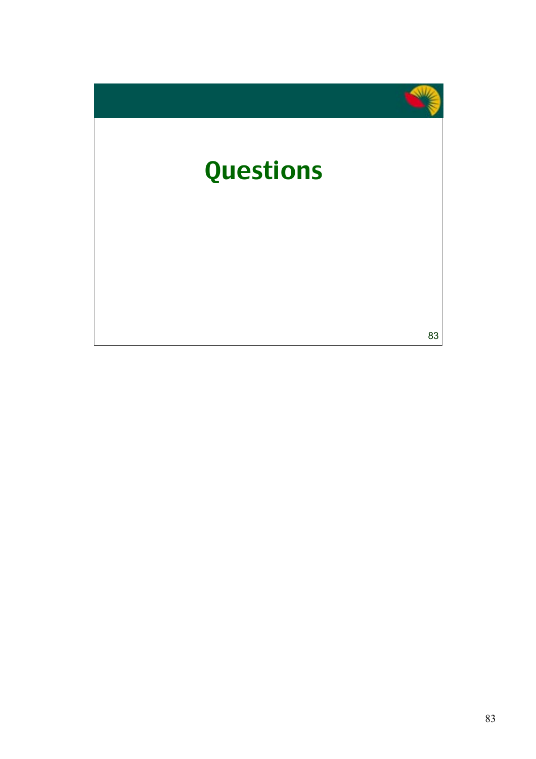# Questions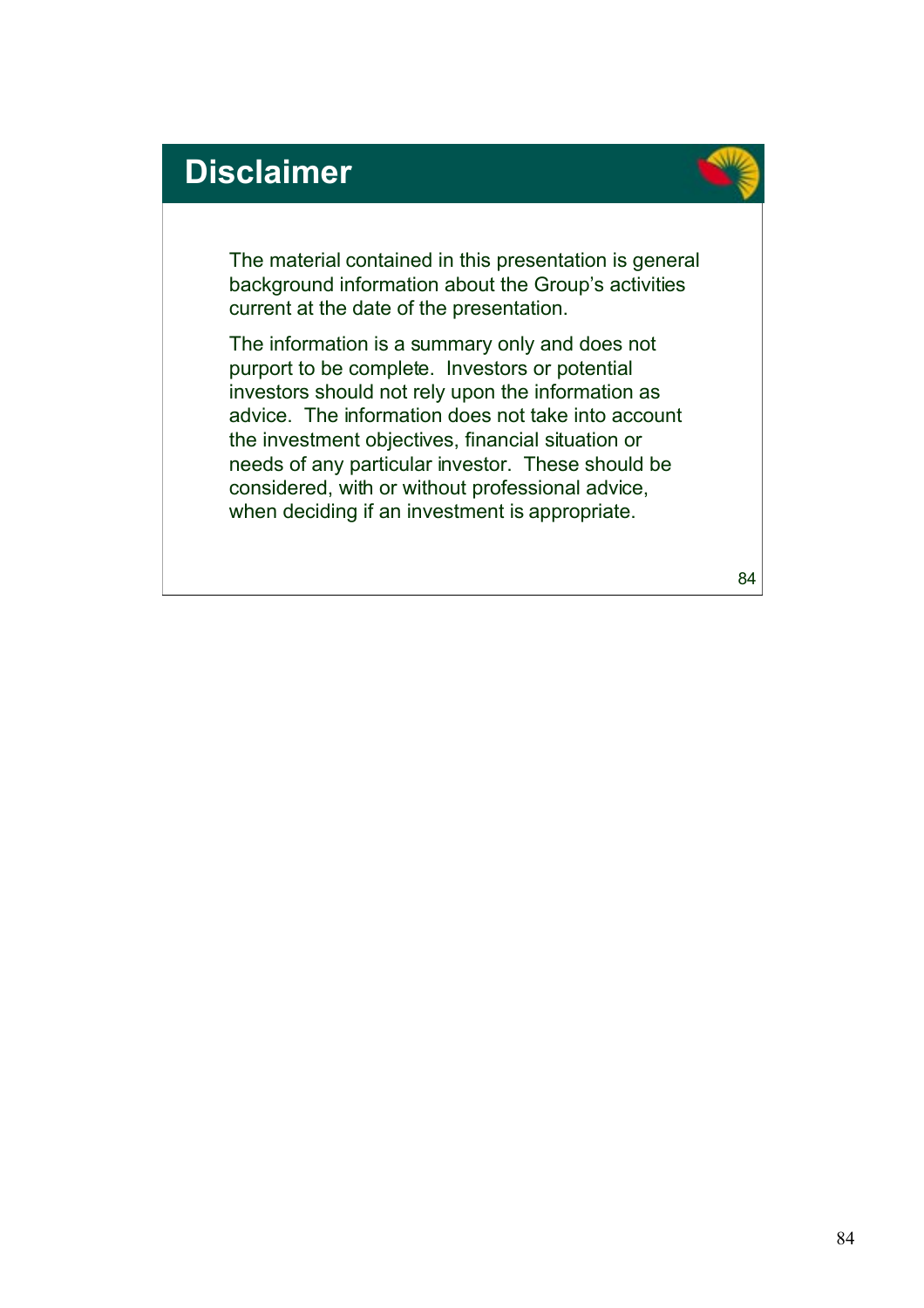# Disclaimer

The material contained in this presentation is general background information about the Group's activities current at the date of the presentation.

The information is a summary only and does not purport to be complete. Investors or potential investors should not rely upon the information as advice. The information does not take into account the investment objectives, financial situation or needs of any particular investor. These should be considered, with or without professional advice, when deciding if an investment is appropriate.